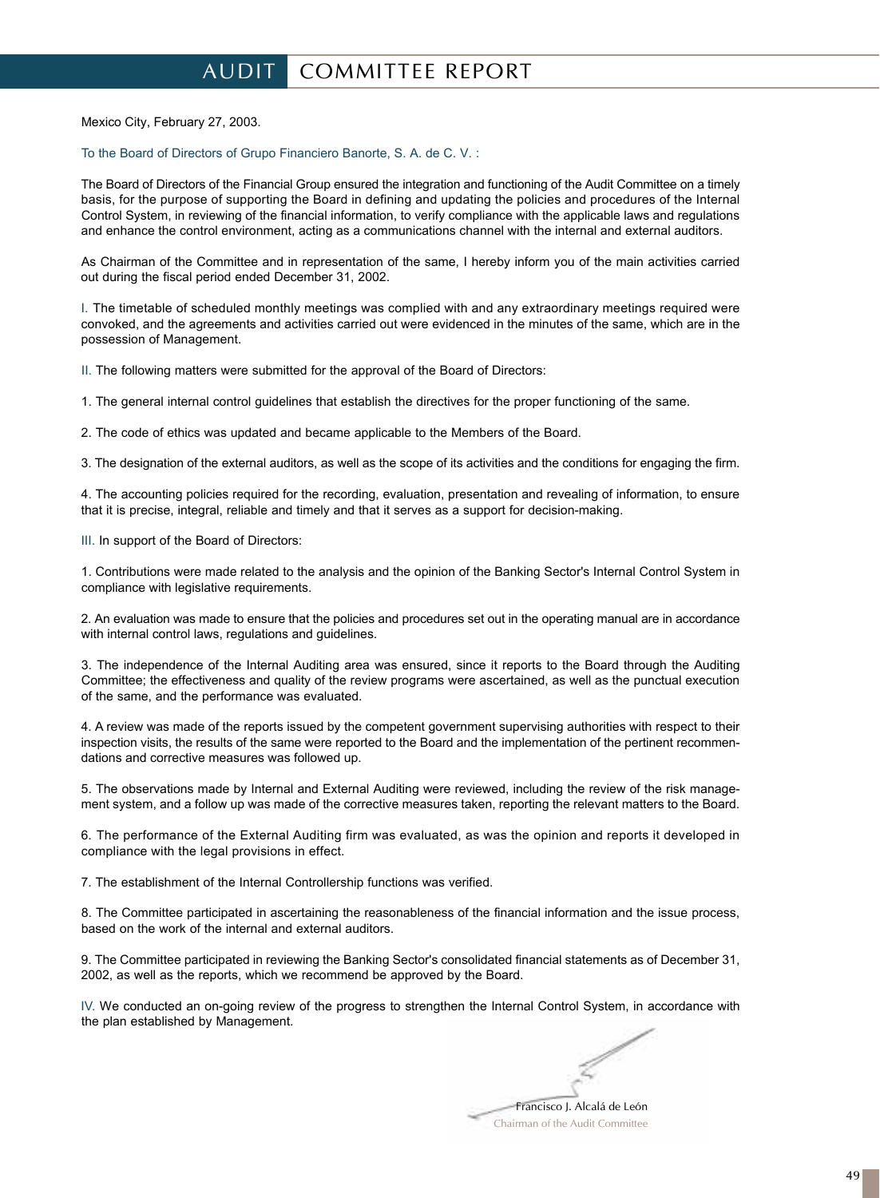# AUDIT COMMITTEE REPORT

Mexico City, February 27, 2003.

To the Board of Directors of Grupo Financiero Banorte, S. A. de C. V. :

The Board of Directors of the Financial Group ensured the integration and functioning of the Audit Committee on a timely basis, for the purpose of supporting the Board in defining and updating the policies and procedures of the Internal Control System, in reviewing of the financial information, to verify compliance with the applicable laws and regulations and enhance the control environment, acting as a communications channel with the internal and external auditors.

As Chairman of the Committee and in representation of the same, I hereby inform you of the main activities carried out during the fiscal period ended December 31, 2002.

I. The timetable of scheduled monthly meetings was complied with and any extraordinary meetings required were convoked, and the agreements and activities carried out were evidenced in the minutes of the same, which are in the possession of Management.

II. The following matters were submitted for the approval of the Board of Directors:

1. The general internal control guidelines that establish the directives for the proper functioning of the same.

2. The code of ethics was updated and became applicable to the Members of the Board.

3. The designation of the external auditors, as well as the scope of its activities and the conditions for engaging the firm.

4. The accounting policies required for the recording, evaluation, presentation and revealing of information, to ensure that it is precise, integral, reliable and timely and that it serves as a support for decision-making.

III. In support of the Board of Directors:

1. Contributions were made related to the analysis and the opinion of the Banking Sector's Internal Control System in compliance with legislative requirements.

2. An evaluation was made to ensure that the policies and procedures set out in the operating manual are in accordance with internal control laws, regulations and guidelines.

3. The independence of the Internal Auditing area was ensured, since it reports to the Board through the Auditing Committee; the effectiveness and quality of the review programs were ascertained, as well as the punctual execution of the same, and the performance was evaluated.

4. A review was made of the reports issued by the competent government supervising authorities with respect to their inspection visits, the results of the same were reported to the Board and the implementation of the pertinent recommendations and corrective measures was followed up.

5. The observations made by Internal and External Auditing were reviewed, including the review of the risk management system, and a follow up was made of the corrective measures taken, reporting the relevant matters to the Board.

6. The performance of the External Auditing firm was evaluated, as was the opinion and reports it developed in compliance with the legal provisions in effect.

7. The establishment of the Internal Controllership functions was verified.

8. The Committee participated in ascertaining the reasonableness of the financial information and the issue process, based on the work of the internal and external auditors.

9. The Committee participated in reviewing the Banking Sector's consolidated financial statements as of December 31, 2002, as well as the reports, which we recommend be approved by the Board.

IV. We conducted an on-going review of the progress to strengthen the Internal Control System, in accordance with the plan established by Management.

Francisco J. Alcalá de León
Chairman of the Audit Committee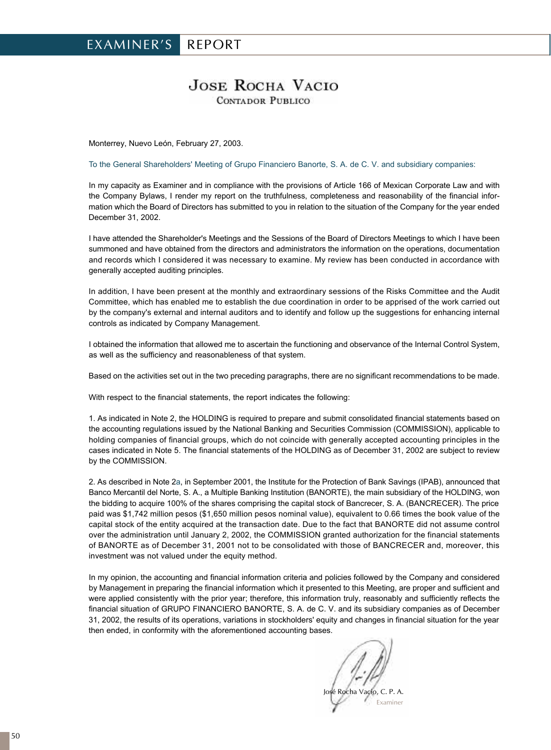# EXAMINER'S REPORT

## JOSE ROCHA VACIO
CONTADOR PUBLICO

Monterrey, Nuevo León, February 27, 2003.

To the General Shareholders' Meeting of Grupo Financiero Banorte, S. A. de C. V. and subsidiary companies:

In my capacity as Examiner and in compliance with the provisions of Article 166 of Mexican Corporate Law and with the Company Bylaws, I render my report on the truthfulness, completeness and reasonability of the financial information which the Board of Directors has submitted to you in relation to the situation of the Company for the year ended December 31, 2002.

I have attended the Shareholder's Meetings and the Sessions of the Board of Directors Meetings to which I have been summoned and have obtained from the directors and administrators the information on the operations, documentation and records which I considered it was necessary to examine. My review has been conducted in accordance with generally accepted auditing principles.

In addition, I have been present at the monthly and extraordinary sessions of the Risks Committee and the Audit Committee, which has enabled me to establish the due coordination in order to be apprised of the work carried out by the company's external and internal auditors and to identify and follow up the suggestions for enhancing internal controls as indicated by Company Management.

I obtained the information that allowed me to ascertain the functioning and observance of the Internal Control System, as well as the sufficiency and reasonableness of that system.

Based on the activities set out in the two preceding paragraphs, there are no significant recommendations to be made.

With respect to the financial statements, the report indicates the following:

1. As indicated in Note 2, the HOLDING is required to prepare and submit consolidated financial statements based on the accounting regulations issued by the National Banking and Securities Commission (COMMISSION), applicable to holding companies of financial groups, which do not coincide with generally accepted accounting principles in the cases indicated in Note 5. The financial statements of the HOLDING as of December 31, 2002 are subject to review by the COMMISSION.

2. As described in Note 2a, in September 2001, the Institute for the Protection of Bank Savings (IPAB), announced that Banco Mercantil del Norte, S. A., a Multiple Banking Institution (BANORTE), the main subsidiary of the HOLDING, won the bidding to acquire 100% of the shares comprising the capital stock of Bancrecer, S. A. (BANCRECER). The price paid was $1,742 million pesos ($1,650 million pesos nominal value), equivalent to 0.66 times the book value of the capital stock of the entity acquired at the transaction date. Due to the fact that BANORTE did not assume control over the administration until January 2, 2002, the COMMISSION granted authorization for the financial statements of BANORTE as of December 31, 2001 not to be consolidated with those of BANCRECER and, moreover, this investment was not valued under the equity method.

In my opinion, the accounting and financial information criteria and policies followed by the Company and considered by Management in preparing the financial information which it presented to this Meeting, are proper and sufficient and were applied consistently with the prior year; therefore, this information truly, reasonably and sufficiently reflects the financial situation of GRUPO FINANCIERO BANORTE, S. A. de C. V. and its subsidiary companies as of December 31, 2002, the results of its operations, variations in stockholders' equity and changes in financial situation for the year then ended, in conformity with the aforementioned accounting bases.

José Rocha Vacío, C. P. A.
Examiner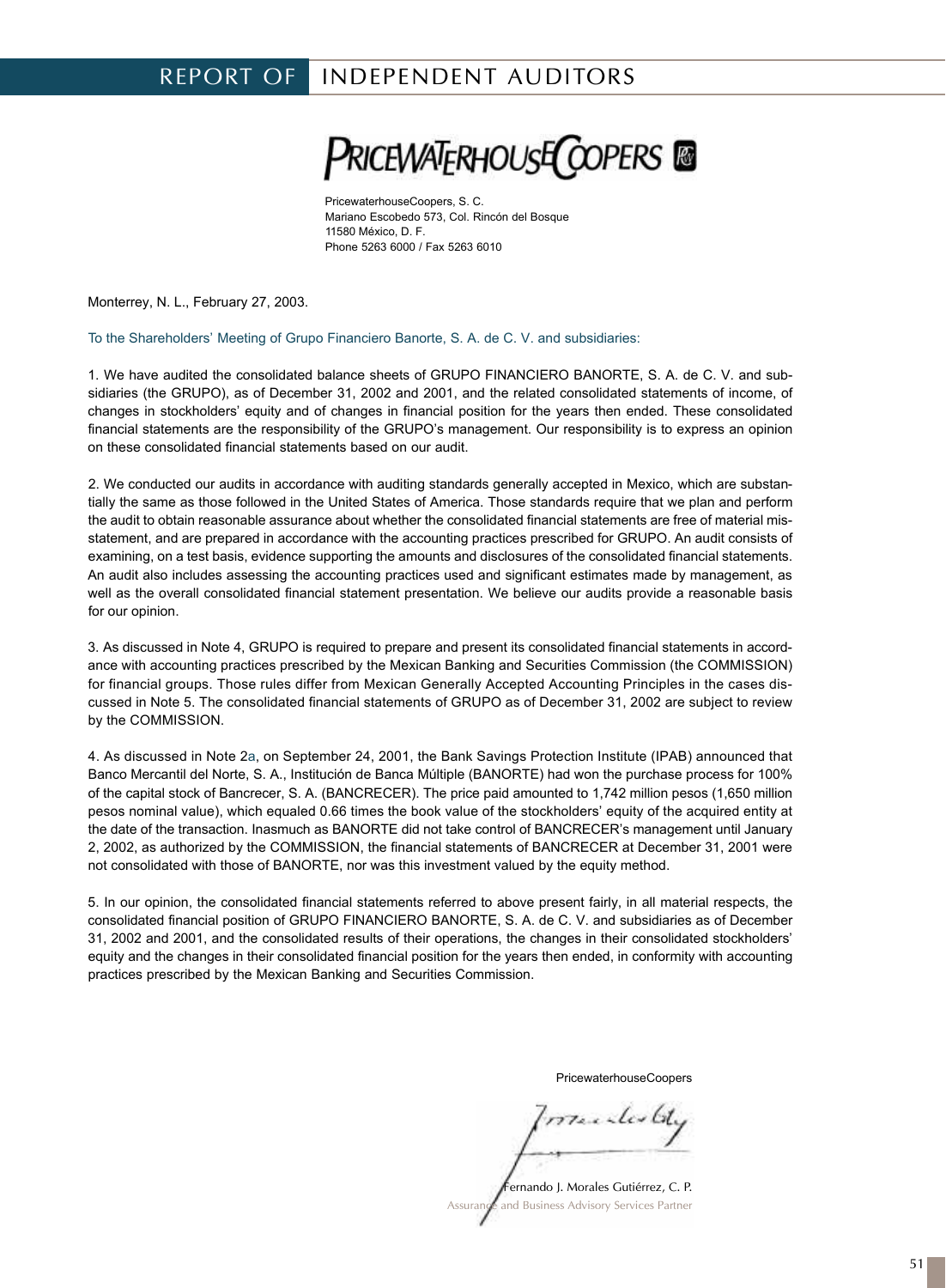# REPORT OF INDEPENDENT AUDITORS

**PRICEWATERHOUSECOOPERS**

PricewaterhouseCoopers, S. C.
Mariano Escobedo 573, Col. Rincón del Bosque
11580 México, D. F.
Phone 5263 6000 / Fax 5263 6010

Monterrey, N. L., February 27, 2003.

To the Shareholders' Meeting of Grupo Financiero Banorte, S. A. de C. V. and subsidiaries:

1. We have audited the consolidated balance sheets of GRUPO FINANCIERO BANORTE, S. A. de C. V. and subsidiaries (the GRUPO), as of December 31, 2002 and 2001, and the related consolidated statements of income, of changes in stockholders' equity and of changes in financial position for the years then ended. These consolidated financial statements are the responsibility of the GRUPO's management. Our responsibility is to express an opinion on these consolidated financial statements based on our audit.

2. We conducted our audits in accordance with auditing standards generally accepted in Mexico, which are substantially the same as those followed in the United States of America. Those standards require that we plan and perform the audit to obtain reasonable assurance about whether the consolidated financial statements are free of material misstatement, and are prepared in accordance with the accounting practices prescribed for GRUPO. An audit consists of examining, on a test basis, evidence supporting the amounts and disclosures of the consolidated financial statements. An audit also includes assessing the accounting practices used and significant estimates made by management, as well as the overall consolidated financial statement presentation. We believe our audits provide a reasonable basis for our opinion.

3. As discussed in Note 4, GRUPO is required to prepare and present its consolidated financial statements in accordance with accounting practices prescribed by the Mexican Banking and Securities Commission (the COMMISSION) for financial groups. Those rules differ from Mexican Generally Accepted Accounting Principles in the cases discussed in Note 5. The consolidated financial statements of GRUPO as of December 31, 2002 are subject to review by the COMMISSION.

4. As discussed in Note 2a, on September 24, 2001, the Bank Savings Protection Institute (IPAB) announced that Banco Mercantil del Norte, S. A., Institución de Banca Múltiple (BANORTE) had won the purchase process for 100% of the capital stock of Bancrecer, S. A. (BANCRECER). The price paid amounted to 1,742 million pesos (1,650 million pesos nominal value), which equaled 0.66 times the book value of the stockholders' equity of the acquired entity at the date of the transaction. Inasmuch as BANORTE did not take control of BANCRECER's management until January 2, 2002, as authorized by the COMMISSION, the financial statements of BANCRECER at December 31, 2001 were not consolidated with those of BANORTE, nor was this investment valued by the equity method.

5. In our opinion, the consolidated financial statements referred to above present fairly, in all material respects, the consolidated financial position of GRUPO FINANCIERO BANORTE, S. A. de C. V. and subsidiaries as of December 31, 2002 and 2001, and the consolidated results of their operations, the changes in their consolidated stockholders' equity and the changes in their consolidated financial position for the years then ended, in conformity with accounting practices prescribed by the Mexican Banking and Securities Commission.

PricewaterhouseCoopers

Fernando J. Morales Gutiérrez, C. P.
Assurance and Business Advisory Services Partner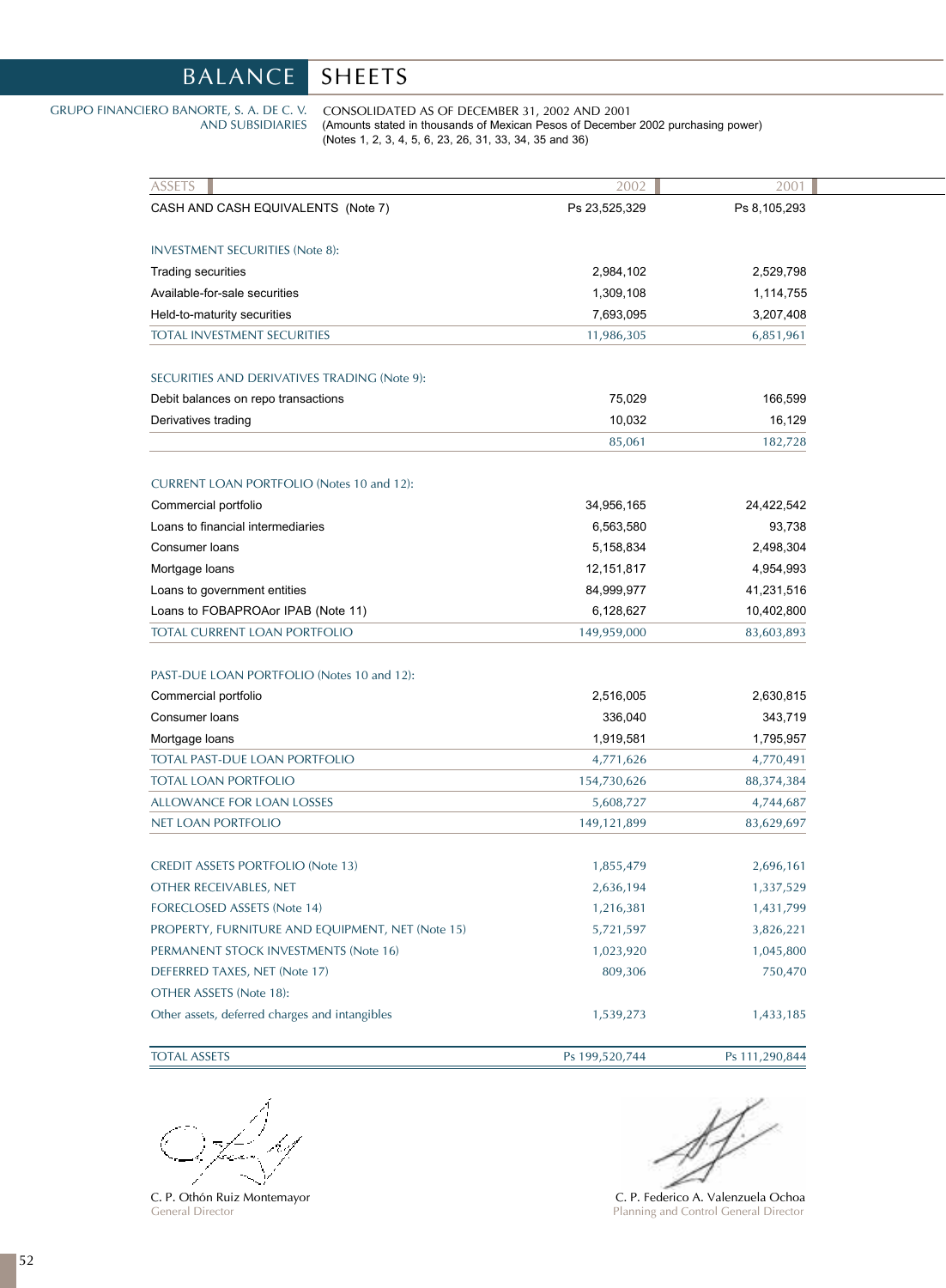# BALANCE SHEETS

GRUPO FINANCIERO BANORTE, S. A. DE C. V. AND SUBSIDIARIES

CONSOLIDATED AS OF DECEMBER 31, 2002 AND 2001
(Amounts stated in thousands of Mexican Pesos of December 2002 purchasing power)
(Notes 1, 2, 3, 4, 5, 6, 23, 26, 31, 33, 34, 35 and 36)

| ASSETS | 2002 | 2001 |
|---|---|---|
| CASH AND CASH EQUIVALENTS (Note 7) | Ps 23,525,329 | Ps 8,105,293 |
| | | |
| INVESTMENT SECURITIES (Note 8): | | |
| Trading securities | 2,984,102 | 2,529,798 |
| Available-for-sale securities | 1,309,108 | 1,114,755 |
| Held-to-maturity securities | 7,693,095 | 3,207,408 |
| TOTAL INVESTMENT SECURITIES | 11,986,305 | 6,851,961 |
| | | |
| SECURITIES AND DERIVATIVES TRADING (Note 9): | | |
| Debit balances on repo transactions | 75,029 | 166,599 |
| Derivatives trading | 10,032 | 16,129 |
| | 85,061 | 182,728 |
| | | |
| CURRENT LOAN PORTFOLIO (Notes 10 and 12): | | |
| Commercial portfolio | 34,956,165 | 24,422,542 |
| Loans to financial intermediaries | 6,563,580 | 93,738 |
| Consumer loans | 5,158,834 | 2,498,304 |
| Mortgage loans | 12,151,817 | 4,954,993 |
| Loans to government entities | 84,999,977 | 41,231,516 |
| Loans to FOBAPROAor IPAB (Note 11) | 6,128,627 | 10,402,800 |
| TOTAL CURRENT LOAN PORTFOLIO | 149,959,000 | 83,603,893 |
| | | |
| PAST-DUE LOAN PORTFOLIO (Notes 10 and 12): | | |
| Commercial portfolio | 2,516,005 | 2,630,815 |
| Consumer loans | 336,040 | 343,719 |
| Mortgage loans | 1,919,581 | 1,795,957 |
| TOTAL PAST-DUE LOAN PORTFOLIO | 4,771,626 | 4,770,491 |
| TOTAL LOAN PORTFOLIO | 154,730,626 | 88,374,384 |
| ALLOWANCE FOR LOAN LOSSES | 5,608,727 | 4,744,687 |
| NET LOAN PORTFOLIO | 149,121,899 | 83,629,697 |
| | | |
| CREDIT ASSETS PORTFOLIO (Note 13) | 1,855,479 | 2,696,161 |
| OTHER RECEIVABLES, NET | 2,636,194 | 1,337,529 |
| FORECLOSED ASSETS (Note 14) | 1,216,381 | 1,431,799 |
| PROPERTY, FURNITURE AND EQUIPMENT, NET (Note 15) | 5,721,597 | 3,826,221 |
| PERMANENT STOCK INVESTMENTS (Note 16) | 1,023,920 | 1,045,800 |
| DEFERRED TAXES, NET (Note 17) | 809,306 | 750,470 |
| OTHER ASSETS (Note 18): | | |
| Other assets, deferred charges and intangibles | 1,539,273 | 1,433,185 |
| | | |
| TOTAL ASSETS | Ps 199,520,744 | Ps 111,290,844 |

C. P. Othón Ruiz Montemayor
General Director

C. P. Federico A. Valenzuela Ochoa
Planning and Control General Director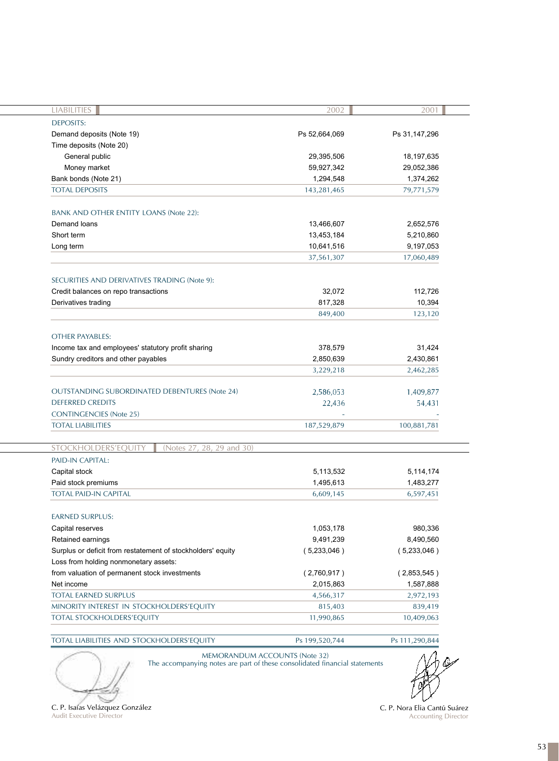| LIABILITIES | 2002 | 2001 |
|---|---|---|
| DEPOSITS: | | |
| Demand deposits (Note 19) | Ps 52,664,069 | Ps 31,147,296 |
| Time deposits (Note 20) | | |
| General public | 29,395,506 | 18,197,635 |
| Money market | 59,927,342 | 29,052,386 |
| Bank bonds (Note 21) | 1,294,548 | 1,374,262 |
| TOTAL DEPOSITS | 143,281,465 | 79,771,579 |
| | | |
| BANK AND OTHER ENTITY LOANS (Note 22): | | |
| Demand loans | 13,466,607 | 2,652,576 |
| Short term | 13,453,184 | 5,210,860 |
| Long term | 10,641,516 | 9,197,053 |
| | 37,561,307 | 17,060,489 |
| | | |
| SECURITIES AND DERIVATIVES TRADING (Note 9): | | |
| Credit balances on repo transactions | 32,072 | 112,726 |
| Derivatives trading | 817,328 | 10,394 |
| | 849,400 | 123,120 |
| | | |
| OTHER PAYABLES: | | |
| Income tax and employees' statutory profit sharing | 378,579 | 31,424 |
| Sundry creditors and other payables | 2,850,639 | 2,430,861 |
| | 3,229,218 | 2,462,285 |
| | | |
| OUTSTANDING SUBORDINATED DEBENTURES (Note 24) | 2,586,053 | 1,409,877 |
| DEFERRED CREDITS | 22,436 | 54,431 |
| CONTINGENCIES (Note 25) | - | - |
| TOTAL LIABILITIES | 187,529,879 | 100,881,781 |

| STOCKHOLDERS'EQUITY (Notes 27, 28, 29 and 30) | | |
|---|---|---|
| PAID-IN CAPITAL: | | |
| Capital stock | 5,113,532 | 5,114,174 |
| Paid stock premiums | 1,495,613 | 1,483,277 |
| TOTAL PAID-IN CAPITAL | 6,609,145 | 6,597,451 |
| | | |
| EARNED SURPLUS: | | |
| Capital reserves | 1,053,178 | 980,336 |
| Retained earnings | 9,491,239 | 8,490,560 |
| Surplus or deficit from restatement of stockholders' equity | ( 5,233,046 ) | ( 5,233,046 ) |
| Loss from holding nonmonetary assets: | | |
| from valuation of permanent stock investments | ( 2,760,917 ) | ( 2,853,545 ) |
| Net income | 2,015,863 | 1,587,888 |
| TOTAL EARNED SURPLUS | 4,566,317 | 2,972,193 |
| MINORITY INTEREST IN STOCKHOLDERS'EQUITY | 815,403 | 839,419 |
| TOTAL STOCKHOLDERS'EQUITY | 11,990,865 | 10,409,063 |
| | | |
| TOTAL LIABILITIES AND STOCKHOLDERS'EQUITY | Ps 199,520,744 | Ps 111,290,844 |

MEMORANDUM ACCOUNTS (Note 32)

The accompanying notes are part of these consolidated financial statements

C. P. Isaías Velázquez González
Audit Executive Director

C. P. Nora Elia Cantú Suárez
Accounting Director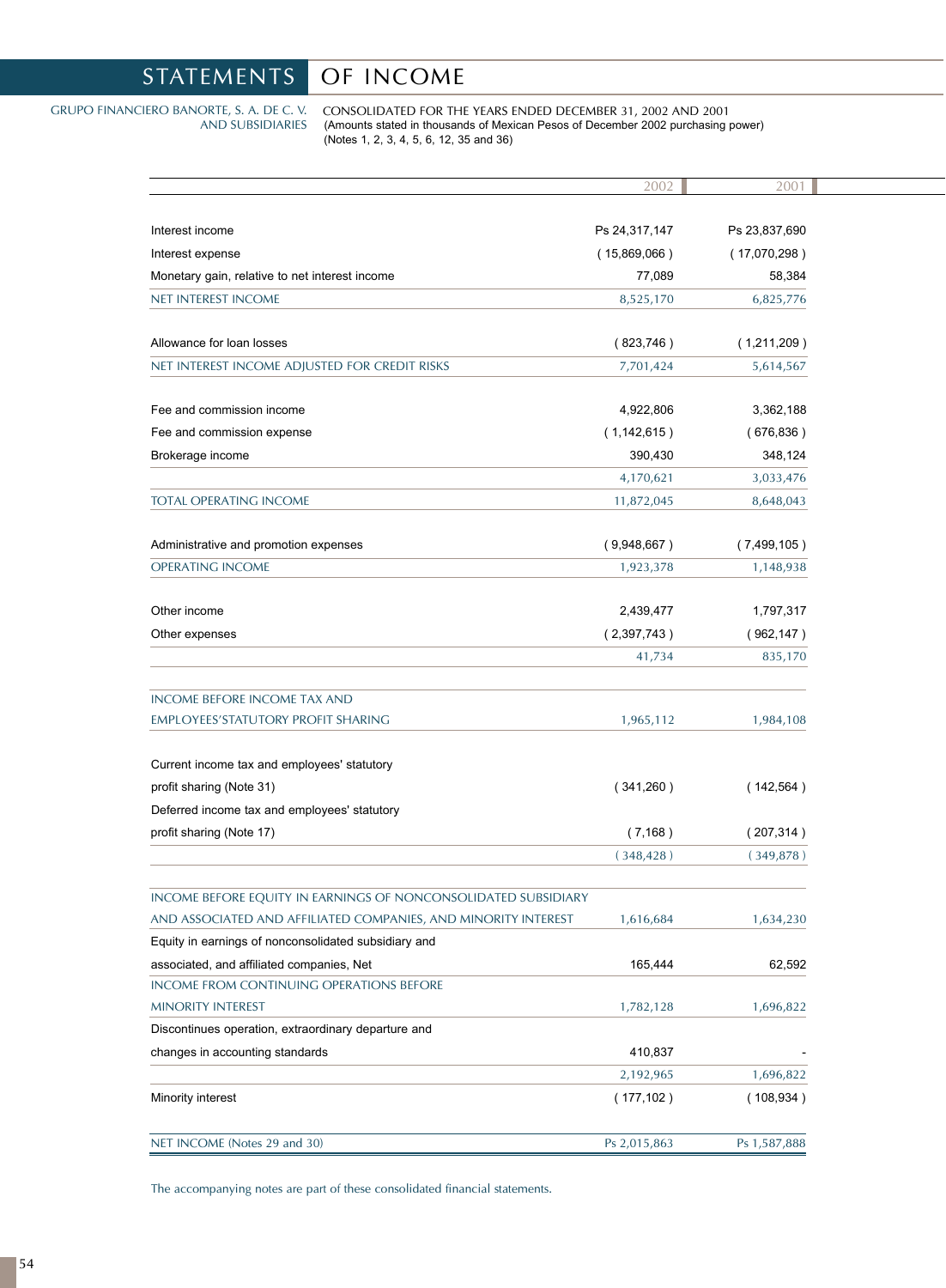# STATEMENTS OF INCOME

GRUPO FINANCIERO BANORTE, S. A. DE C. V. AND SUBSIDIARIES

CONSOLIDATED FOR THE YEARS ENDED DECEMBER 31, 2002 AND 2001
(Amounts stated in thousands of Mexican Pesos of December 2002 purchasing power)
(Notes 1, 2, 3, 4, 5, 6, 12, 35 and 36)

| | 2002 | 2001 |
|---|---|---|
| Interest income | Ps 24,317,147 | Ps 23,837,690 |
| Interest expense | ( 15,869,066 ) | ( 17,070,298 ) |
| Monetary gain, relative to net interest income | 77,089 | 58,384 |
| NET INTEREST INCOME | 8,525,170 | 6,825,776 |
| Allowance for loan losses | ( 823,746 ) | ( 1,211,209 ) |
| NET INTEREST INCOME ADJUSTED FOR CREDIT RISKS | 7,701,424 | 5,614,567 |
| Fee and commission income | 4,922,806 | 3,362,188 |
| Fee and commission expense | ( 1,142,615 ) | ( 676,836 ) |
| Brokerage income | 390,430 | 348,124 |
| | 4,170,621 | 3,033,476 |
| TOTAL OPERATING INCOME | 11,872,045 | 8,648,043 |
| Administrative and promotion expenses | ( 9,948,667 ) | ( 7,499,105 ) |
| OPERATING INCOME | 1,923,378 | 1,148,938 |
| Other income | 2,439,477 | 1,797,317 |
| Other expenses | ( 2,397,743 ) | ( 962,147 ) |
| | 41,734 | 835,170 |
| INCOME BEFORE INCOME TAX AND EMPLOYEES'STATUTORY PROFIT SHARING | 1,965,112 | 1,984,108 |
| Current income tax and employees' statutory profit sharing (Note 31) | ( 341,260 ) | ( 142,564 ) |
| Deferred income tax and employees' statutory profit sharing (Note 17) | ( 7,168 ) | ( 207,314 ) |
| | ( 348,428 ) | ( 349,878 ) |
| INCOME BEFORE EQUITY IN EARNINGS OF NONCONSOLIDATED SUBSIDIARY AND ASSOCIATED AND AFFILIATED COMPANIES, AND MINORITY INTEREST | 1,616,684 | 1,634,230 |
| Equity in earnings of nonconsolidated subsidiary and associated, and affiliated companies, Net | 165,444 | 62,592 |
| INCOME FROM CONTINUING OPERATIONS BEFORE MINORITY INTEREST | 1,782,128 | 1,696,822 |
| Discontinues operation, extraordinary departure and changes in accounting standards | 410,837 | - |
| | 2,192,965 | 1,696,822 |
| Minority interest | ( 177,102 ) | ( 108,934 ) |
| NET INCOME (Notes 29 and 30) | Ps 2,015,863 | Ps 1,587,888 |

The accompanying notes are part of these consolidated financial statements.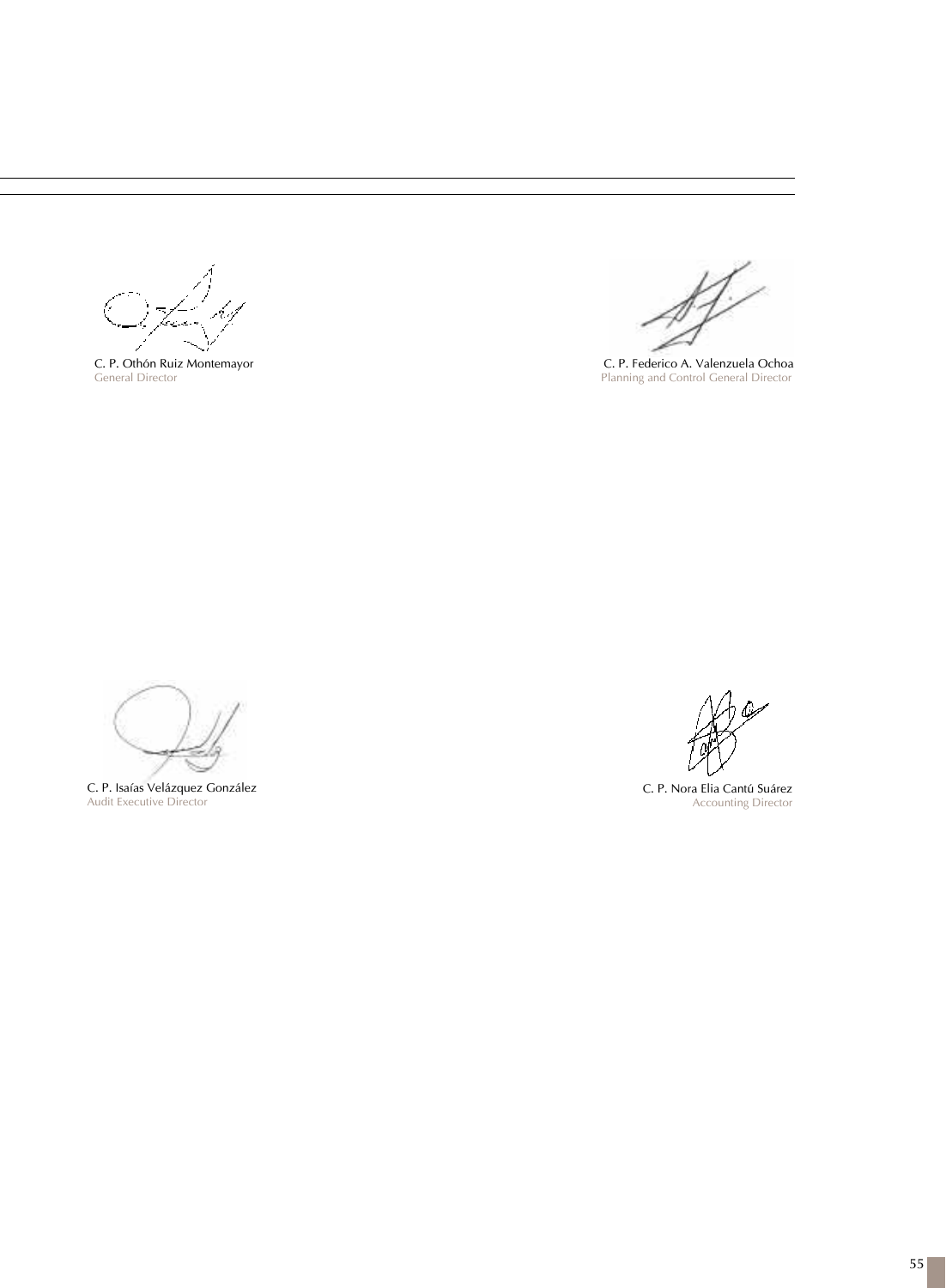C. P. Othón Ruiz Montemayor
General Director

C. P. Federico A. Valenzuela Ochoa
Planning and Control General Director

C. P. Isaías Velázquez González
Audit Executive Director

C. P. Nora Elia Cantú Suárez
Accounting Director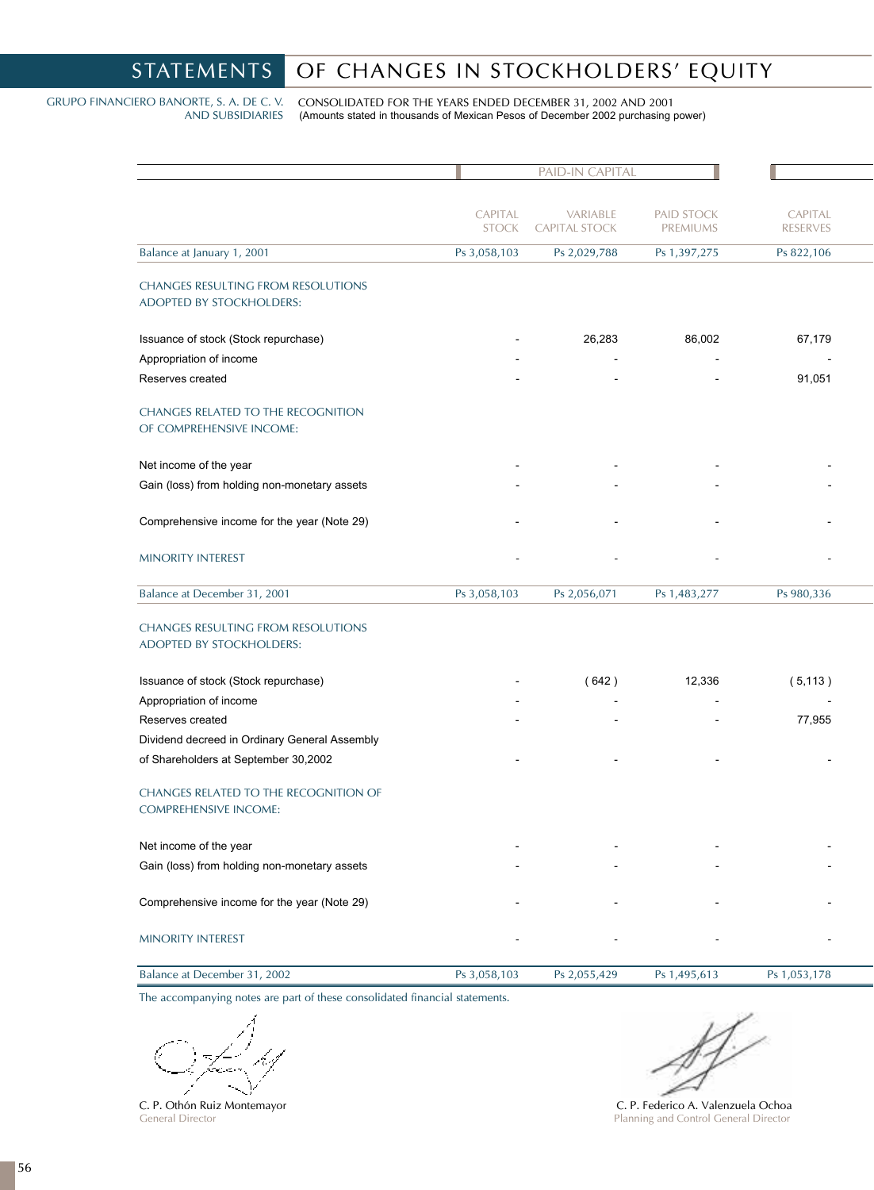# STATEMENTS OF CHANGES IN STOCKHOLDERS' EQUITY

GRUPO FINANCIERO BANORTE, S. A. DE C. V. AND SUBSIDIARIES

CONSOLIDATED FOR THE YEARS ENDED DECEMBER 31, 2002 AND 2001
(Amounts stated in thousands of Mexican Pesos of December 2002 purchasing power)

| | PAID-IN CAPITAL | | | |
|---|---|---|---|---|
| | CAPITAL STOCK | VARIABLE CAPITAL STOCK | PAID STOCK PREMIUMS | CAPITAL RESERVES |
| Balance at January 1, 2001 | Ps 3,058,103 | Ps 2,029,788 | Ps 1,397,275 | Ps 822,106 |
| CHANGES RESULTING FROM RESOLUTIONS ADOPTED BY STOCKHOLDERS: | | | | |
| Issuance of stock (Stock repurchase) | - | 26,283 | 86,002 | 67,179 |
| Appropriation of income | - | - | - | - |
| Reserves created | - | - | - | 91,051 |
| CHANGES RELATED TO THE RECOGNITION OF COMPREHENSIVE INCOME: | | | | |
| Net income of the year | - | - | - | - |
| Gain (loss) from holding non-monetary assets | - | - | - | - |
| Comprehensive income for the year (Note 29) | - | - | - | - |
| MINORITY INTEREST | - | - | - | - |
| Balance at December 31, 2001 | Ps 3,058,103 | Ps 2,056,071 | Ps 1,483,277 | Ps 980,336 |
| CHANGES RESULTING FROM RESOLUTIONS ADOPTED BY STOCKHOLDERS: | | | | |
| Issuance of stock (Stock repurchase) | - | ( 642 ) | 12,336 | ( 5,113 ) |
| Appropriation of income | - | - | - | - |
| Reserves created | - | - | - | 77,955 |
| Dividend decreed in Ordinary General Assembly of Shareholders at September 30,2002 | - | - | - | - |
| CHANGES RELATED TO THE RECOGNITION OF COMPREHENSIVE INCOME: | | | | |
| Net income of the year | - | - | - | - |
| Gain (loss) from holding non-monetary assets | - | - | - | - |
| Comprehensive income for the year (Note 29) | - | - | - | - |
| MINORITY INTEREST | - | - | - | - |
| Balance at December 31, 2002 | Ps 3,058,103 | Ps 2,055,429 | Ps 1,495,613 | Ps 1,053,178 |

The accompanying notes are part of these consolidated financial statements.

C. P. Othón Ruiz Montemayor
General Director

C. P. Federico A. Valenzuela Ochoa
Planning and Control General Director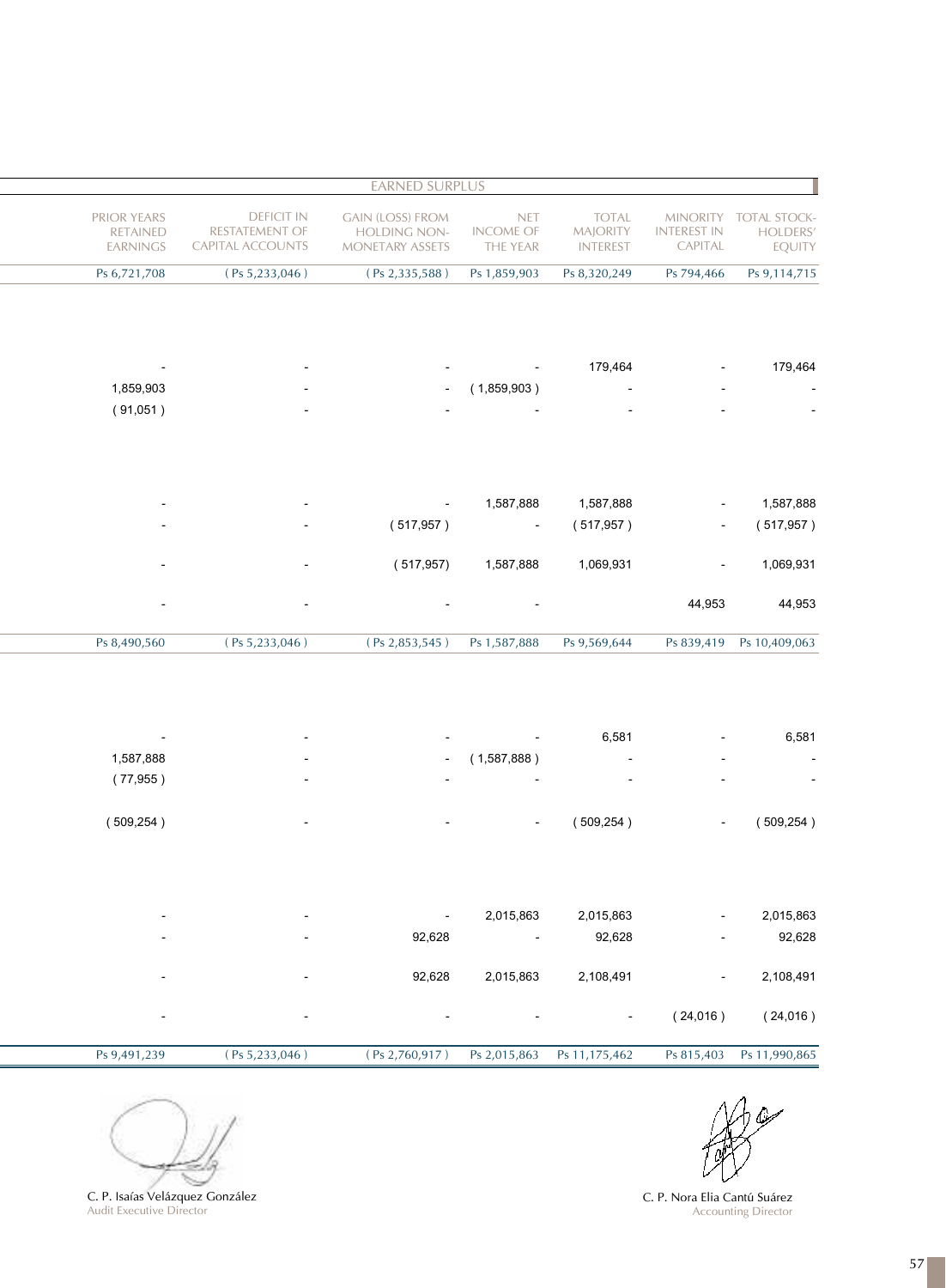| EARNED SURPLUS | | | | | | |
|---|---|---|---|---|---|---|
| PRIOR YEARS RETAINED EARNINGS | DEFICIT IN RESTATEMENT OF CAPITAL ACCOUNTS | GAIN (LOSS) FROM HOLDING NON-MONETARY ASSETS | NET INCOME OF THE YEAR | TOTAL MAJORITY INTEREST | MINORITY INTEREST IN CAPITAL | TOTAL STOCK-HOLDERS' EQUITY |
| Ps 6,721,708 | ( Ps 5,233,046 ) | ( Ps 2,335,588 ) | Ps 1,859,903 | Ps 8,320,249 | Ps 794,466 | Ps 9,114,715 |
| - | - | - | - | 179,464 | - | 179,464 |
| 1,859,903 | - | - | ( 1,859,903 ) | - | - | - |
| ( 91,051 ) | - | - | - | - | - | - |
| - | - | - | 1,587,888 | 1,587,888 | - | 1,587,888 |
| - | - | ( 517,957 ) | - | ( 517,957 ) | - | ( 517,957 ) |
| - | - | ( 517,957) | 1,587,888 | 1,069,931 | - | 1,069,931 |
| - | - | - | - | | 44,953 | 44,953 |
| Ps 8,490,560 | ( Ps 5,233,046 ) | ( Ps 2,853,545 ) | Ps 1,587,888 | Ps 9,569,644 | Ps 839,419 | Ps 10,409,063 |
| - | - | - | - | 6,581 | - | 6,581 |
| 1,587,888 | - | - | ( 1,587,888 ) | - | - | - |
| ( 77,955 ) | - | - | - | - | - | - |
| ( 509,254 ) | - | - | - | ( 509,254 ) | - | ( 509,254 ) |
| - | - | - | 2,015,863 | 2,015,863 | - | 2,015,863 |
| - | - | 92,628 | - | 92,628 | - | 92,628 |
| - | - | 92,628 | 2,015,863 | 2,108,491 | - | 2,108,491 |
| - | - | - | - | - | ( 24,016 ) | ( 24,016 ) |
| Ps 9,491,239 | ( Ps 5,233,046 ) | ( Ps 2,760,917 ) | Ps 2,015,863 | Ps 11,175,462 | Ps 815,403 | Ps 11,990,865 |

C. P. Isaías Velázquez González
Audit Executive Director

C. P. Nora Elia Cantú Suárez
Accounting Director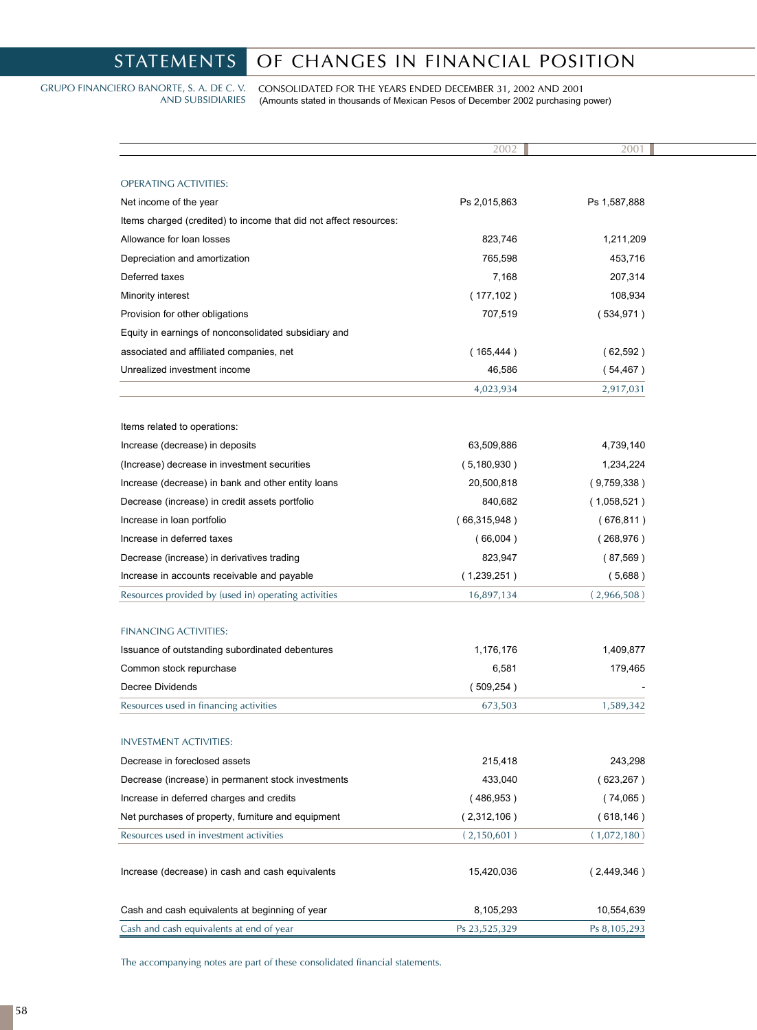# STATEMENTS OF CHANGES IN FINANCIAL POSITION

GRUPO FINANCIERO BANORTE, S. A. DE C. V. AND SUBSIDIARIES

CONSOLIDATED FOR THE YEARS ENDED DECEMBER 31, 2002 AND 2001
(Amounts stated in thousands of Mexican Pesos of December 2002 purchasing power)

| | 2002 | 2001 |
|---|---|---|
| OPERATING ACTIVITIES: | | |
| Net income of the year | Ps 2,015,863 | Ps 1,587,888 |
| Items charged (credited) to income that did not affect resources: | | |
| Allowance for loan losses | 823,746 | 1,211,209 |
| Depreciation and amortization | 765,598 | 453,716 |
| Deferred taxes | 7,168 | 207,314 |
| Minority interest | ( 177,102 ) | 108,934 |
| Provision for other obligations | 707,519 | ( 534,971 ) |
| Equity in earnings of nonconsolidated subsidiary and associated and affiliated companies, net | ( 165,444 ) | ( 62,592 ) |
| Unrealized investment income | 46,586 | ( 54,467 ) |
| | 4,023,934 | 2,917,031 |
| Items related to operations: | | |
| Increase (decrease) in deposits | 63,509,886 | 4,739,140 |
| (Increase) decrease in investment securities | ( 5,180,930 ) | 1,234,224 |
| Increase (decrease) in bank and other entity loans | 20,500,818 | ( 9,759,338 ) |
| Decrease (increase) in credit assets portfolio | 840,682 | ( 1,058,521 ) |
| Increase in loan portfolio | ( 66,315,948 ) | ( 676,811 ) |
| Increase in deferred taxes | ( 66,004 ) | ( 268,976 ) |
| Decrease (increase) in derivatives trading | 823,947 | ( 87,569 ) |
| Increase in accounts receivable and payable | ( 1,239,251 ) | ( 5,688 ) |
| Resources provided by (used in) operating activities | 16,897,134 | ( 2,966,508 ) |
| FINANCING ACTIVITIES: | | |
| Issuance of outstanding subordinated debentures | 1,176,176 | 1,409,877 |
| Common stock repurchase | 6,581 | 179,465 |
| Decree Dividends | ( 509,254 ) | - |
| Resources used in financing activities | 673,503 | 1,589,342 |
| INVESTMENT ACTIVITIES: | | |
| Decrease in foreclosed assets | 215,418 | 243,298 |
| Decrease (increase) in permanent stock investments | 433,040 | ( 623,267 ) |
| Increase in deferred charges and credits | ( 486,953 ) | ( 74,065 ) |
| Net purchases of property, furniture and equipment | ( 2,312,106 ) | ( 618,146 ) |
| Resources used in investment activities | ( 2,150,601 ) | ( 1,072,180 ) |
| Increase (decrease) in cash and cash equivalents | 15,420,036 | ( 2,449,346 ) |
| Cash and cash equivalents at beginning of year | 8,105,293 | 10,554,639 |
| Cash and cash equivalents at end of year | Ps 23,525,329 | Ps 8,105,293 |

The accompanying notes are part of these consolidated financial statements.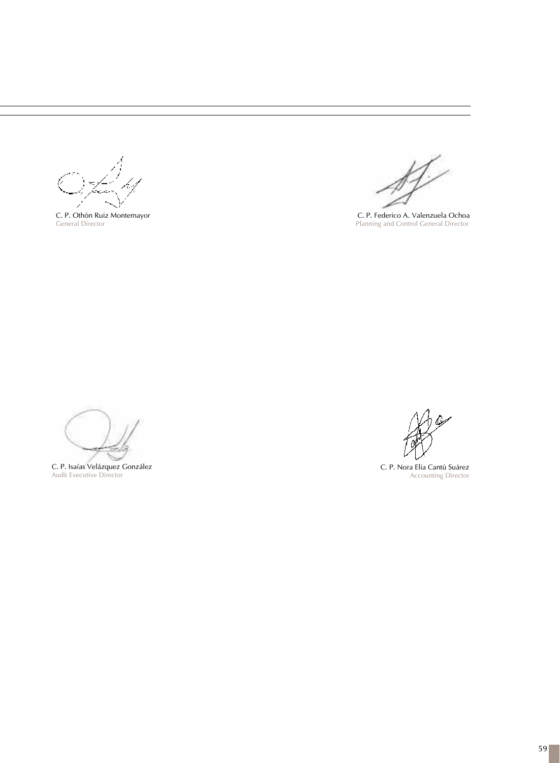C. P. Othón Ruiz Montemayor
General Director

C. P. Federico A. Valenzuela Ochoa
Planning and Control General Director

C. P. Isaías Velázquez González
Audit Executive Director

C. P. Nora Elia Cantú Suárez
Accounting Director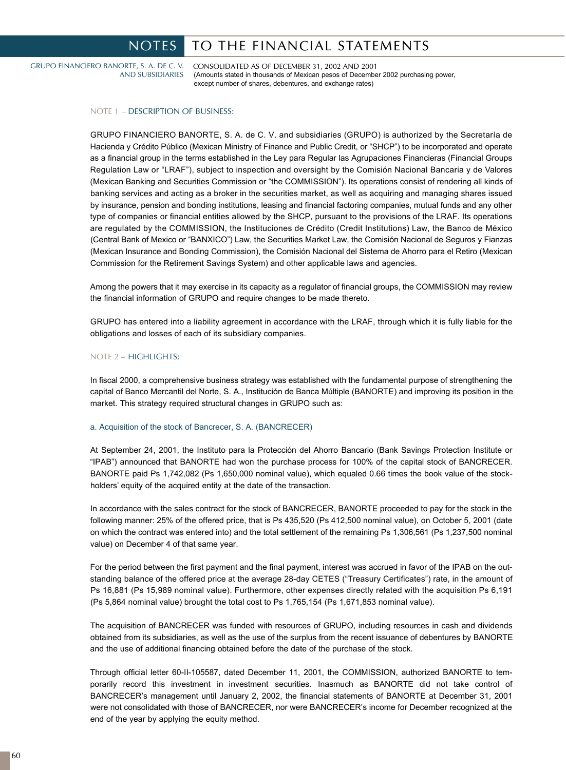# NOTES TO THE FINANCIAL STATEMENTS

GRUPO FINANCIERO BANORTE, S. A. DE C. V. AND SUBSIDIARIES

CONSOLIDATED AS OF DECEMBER 31, 2002 AND 2001
(Amounts stated in thousands of Mexican pesos of December 2002 purchasing power, except number of shares, debentures, and exchange rates)

## NOTE 1 – DESCRIPTION OF BUSINESS:

GRUPO FINANCIERO BANORTE, S. A. de C. V. and subsidiaries (GRUPO) is authorized by the Secretaría de Hacienda y Crédito Público (Mexican Ministry of Finance and Public Credit, or "SHCP") to be incorporated and operate as a financial group in the terms established in the Ley para Regular las Agrupaciones Financieras (Financial Groups Regulation Law or "LRAF"), subject to inspection and oversight by the Comisión Nacional Bancaria y de Valores (Mexican Banking and Securities Commission or "the COMMISSION"). Its operations consist of rendering all kinds of banking services and acting as a broker in the securities market, as well as acquiring and managing shares issued by insurance, pension and bonding institutions, leasing and financial factoring companies, mutual funds and any other type of companies or financial entities allowed by the SHCP, pursuant to the provisions of the LRAF. Its operations are regulated by the COMMISSION, the Instituciones de Crédito (Credit Institutions) Law, the Banco de México (Central Bank of Mexico or "BANXICO") Law, the Securities Market Law, the Comisión Nacional de Seguros y Fianzas (Mexican Insurance and Bonding Commission), the Comisión Nacional del Sistema de Ahorro para el Retiro (Mexican Commission for the Retirement Savings System) and other applicable laws and agencies.

Among the powers that it may exercise in its capacity as a regulator of financial groups, the COMMISSION may review the financial information of GRUPO and require changes to be made thereto.

GRUPO has entered into a liability agreement in accordance with the LRAF, through which it is fully liable for the obligations and losses of each of its subsidiary companies.

## NOTE 2 – HIGHLIGHTS:

In fiscal 2000, a comprehensive business strategy was established with the fundamental purpose of strengthening the capital of Banco Mercantil del Norte, S. A., Institución de Banca Múltiple (BANORTE) and improving its position in the market. This strategy required structural changes in GRUPO such as:

### a. Acquisition of the stock of Bancrecer, S. A. (BANCRECER)

At September 24, 2001, the Instituto para la Protección del Ahorro Bancario (Bank Savings Protection Institute or "IPAB") announced that BANORTE had won the purchase process for 100% of the capital stock of BANCRECER. BANORTE paid Ps 1,742,082 (Ps 1,650,000 nominal value), which equaled 0.66 times the book value of the stockholders' equity of the acquired entity at the date of the transaction.

In accordance with the sales contract for the stock of BANCRECER, BANORTE proceeded to pay for the stock in the following manner: 25% of the offered price, that is Ps 435,520 (Ps 412,500 nominal value), on October 5, 2001 (date on which the contract was entered into) and the total settlement of the remaining Ps 1,306,561 (Ps 1,237,500 nominal value) on December 4 of that same year.

For the period between the first payment and the final payment, interest was accrued in favor of the IPAB on the outstanding balance of the offered price at the average 28-day CETES ("Treasury Certificates") rate, in the amount of Ps 16,881 (Ps 15,989 nominal value). Furthermore, other expenses directly related with the acquisition Ps 6,191 (Ps 5,864 nominal value) brought the total cost to Ps 1,765,154 (Ps 1,671,853 nominal value).

The acquisition of BANCRECER was funded with resources of GRUPO, including resources in cash and dividends obtained from its subsidiaries, as well as the use of the surplus from the recent issuance of debentures by BANORTE and the use of additional financing obtained before the date of the purchase of the stock.

Through official letter 60-II-105587, dated December 11, 2001, the COMMISSION, authorized BANORTE to temporarily record this investment in investment securities. Inasmuch as BANORTE did not take control of BANCRECER's management until January 2, 2002, the financial statements of BANORTE at December 31, 2001 were not consolidated with those of BANCRECER, nor were BANCRECER's income for December recognized at the end of the year by applying the equity method.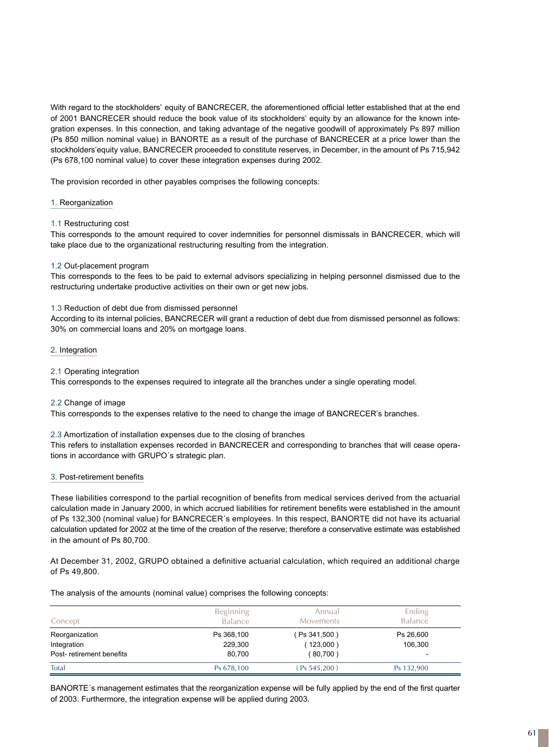With regard to the stockholders' equity of BANCRECER, the aforementioned official letter established that at the end of 2001 BANCRECER should reduce the book value of its stockholders' equity by an allowance for the known integration expenses. In this connection, and taking advantage of the negative goodwill of approximately Ps 897 million (Ps 850 million nominal value) in BANORTE as a result of the purchase of BANCRECER at a price lower than the stockholders'equity value, BANCRECER proceeded to constitute reserves, in December, in the amount of Ps 715,942 (Ps 678,100 nominal value) to cover these integration expenses during 2002.

The provision recorded in other payables comprises the following concepts:

1. Reorganization

1.1 Restructuring cost
This corresponds to the amount required to cover indemnities for personnel dismissals in BANCRECER, which will take place due to the organizational restructuring resulting from the integration.

1.2 Out-placement program
This corresponds to the fees to be paid to external advisors specializing in helping personnel dismissed due to the restructuring undertake productive activities on their own or get new jobs.

1.3 Reduction of debt due from dismissed personnel
According to its internal policies, BANCRECER will grant a reduction of debt due from dismissed personnel as follows: 30% on commercial loans and 20% on mortgage loans.

2. Integration

2.1 Operating integration
This corresponds to the expenses required to integrate all the branches under a single operating model.

2.2 Change of image
This corresponds to the expenses relative to the need to change the image of BANCRECER's branches.

2.3 Amortization of installation expenses due to the closing of branches
This refers to installation expenses recorded in BANCRECER and corresponding to branches that will cease operations in accordance with GRUPO´s strategic plan.

3. Post-retirement benefits

These liabilities correspond to the partial recognition of benefits from medical services derived from the actuarial calculation made in January 2000, in which accrued liabilities for retirement benefits were established in the amount of Ps 132,300 (nominal value) for BANCRECER´s employees. In this respect, BANORTE did not have its actuarial calculation updated for 2002 at the time of the creation of the reserve; therefore a conservative estimate was established in the amount of Ps 80,700.

At December 31, 2002, GRUPO obtained a definitive actuarial calculation, which required an additional charge of Ps 49,800.

The analysis of the amounts (nominal value) comprises the following concepts:

| Concept | Beginning Balance | Annual Movements | Ending Balance |
|---|---|---|---|
| Reorganization | Ps 368,100 | ( Ps 341,500 ) | Ps 26,600 |
| Integration | 229,300 | ( 123,000 ) | 106,300 |
| Post- retirement benefits | 80,700 | ( 80,700 ) | - |
| Total | Ps 678,100 | ( Ps 545,200 ) | Ps 132,900 |

BANORTE´s management estimates that the reorganization expense will be fully applied by the end of the first quarter of 2003. Furthermore, the integration expense will be applied during 2003.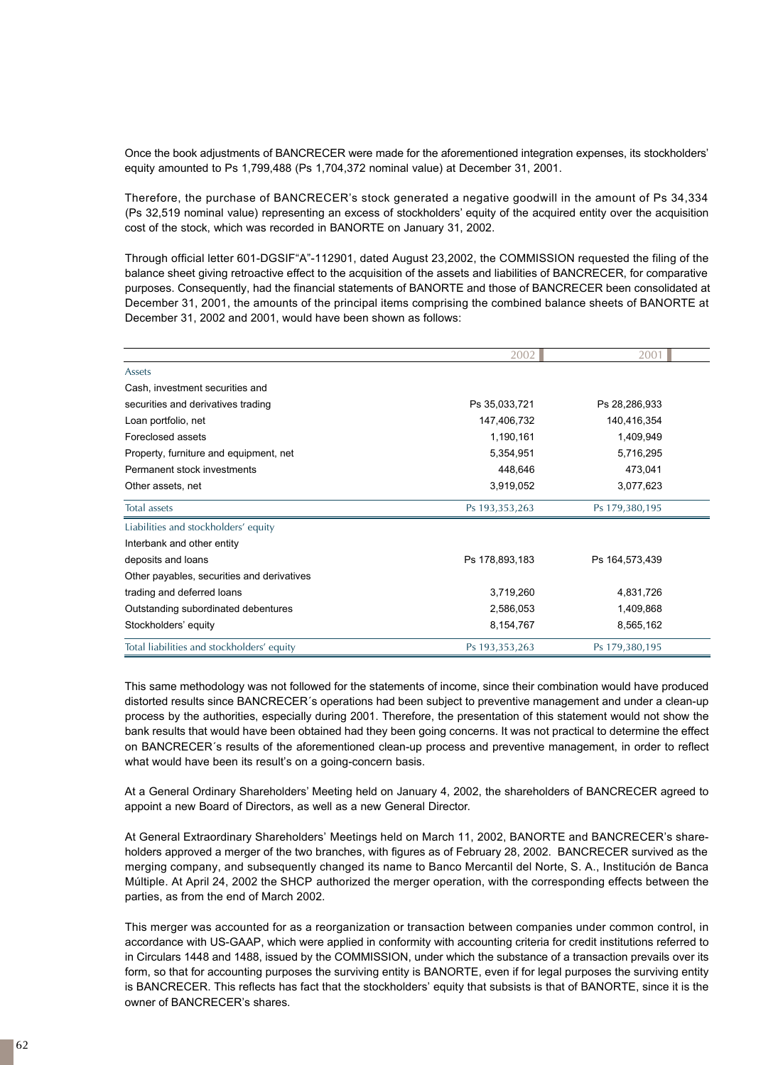Once the book adjustments of BANCRECER were made for the aforementioned integration expenses, its stockholders' equity amounted to Ps 1,799,488 (Ps 1,704,372 nominal value) at December 31, 2001.

Therefore, the purchase of BANCRECER's stock generated a negative goodwill in the amount of Ps 34,334 (Ps 32,519 nominal value) representing an excess of stockholders' equity of the acquired entity over the acquisition cost of the stock, which was recorded in BANORTE on January 31, 2002.

Through official letter 601-DGSIF"A"-112901, dated August 23,2002, the COMMISSION requested the filing of the balance sheet giving retroactive effect to the acquisition of the assets and liabilities of BANCRECER, for comparative purposes. Consequently, had the financial statements of BANORTE and those of BANCRECER been consolidated at December 31, 2001, the amounts of the principal items comprising the combined balance sheets of BANORTE at December 31, 2002 and 2001, would have been shown as follows:

| | 2002 | 2001 |
|---|---|---|
| Assets | | |
| Cash, investment securities and securities and derivatives trading | Ps 35,033,721 | Ps 28,286,933 |
| Loan portfolio, net | 147,406,732 | 140,416,354 |
| Foreclosed assets | 1,190,161 | 1,409,949 |
| Property, furniture and equipment, net | 5,354,951 | 5,716,295 |
| Permanent stock investments | 448,646 | 473,041 |
| Other assets, net | 3,919,052 | 3,077,623 |
| Total assets | Ps 193,353,263 | Ps 179,380,195 |
| Liabilities and stockholders' equity | | |
| Interbank and other entity deposits and loans | Ps 178,893,183 | Ps 164,573,439 |
| Other payables, securities and derivatives trading and deferred loans | 3,719,260 | 4,831,726 |
| Outstanding subordinated debentures | 2,586,053 | 1,409,868 |
| Stockholders' equity | 8,154,767 | 8,565,162 |
| Total liabilities and stockholders' equity | Ps 193,353,263 | Ps 179,380,195 |

This same methodology was not followed for the statements of income, since their combination would have produced distorted results since BANCRECER´s operations had been subject to preventive management and under a clean-up process by the authorities, especially during 2001. Therefore, the presentation of this statement would not show the bank results that would have been obtained had they been going concerns. It was not practical to determine the effect on BANCRECER´s results of the aforementioned clean-up process and preventive management, in order to reflect what would have been its result's on a going-concern basis.

At a General Ordinary Shareholders' Meeting held on January 4, 2002, the shareholders of BANCRECER agreed to appoint a new Board of Directors, as well as a new General Director.

At General Extraordinary Shareholders' Meetings held on March 11, 2002, BANORTE and BANCRECER's shareholders approved a merger of the two branches, with figures as of February 28, 2002. BANCRECER survived as the merging company, and subsequently changed its name to Banco Mercantil del Norte, S. A., Institución de Banca Múltiple. At April 24, 2002 the SHCP authorized the merger operation, with the corresponding effects between the parties, as from the end of March 2002.

This merger was accounted for as a reorganization or transaction between companies under common control, in accordance with US-GAAP, which were applied in conformity with accounting criteria for credit institutions referred to in Circulars 1448 and 1488, issued by the COMMISSION, under which the substance of a transaction prevails over its form, so that for accounting purposes the surviving entity is BANORTE, even if for legal purposes the surviving entity is BANCRECER. This reflects has fact that the stockholders' equity that subsists is that of BANORTE, since it is the owner of BANCRECER's shares.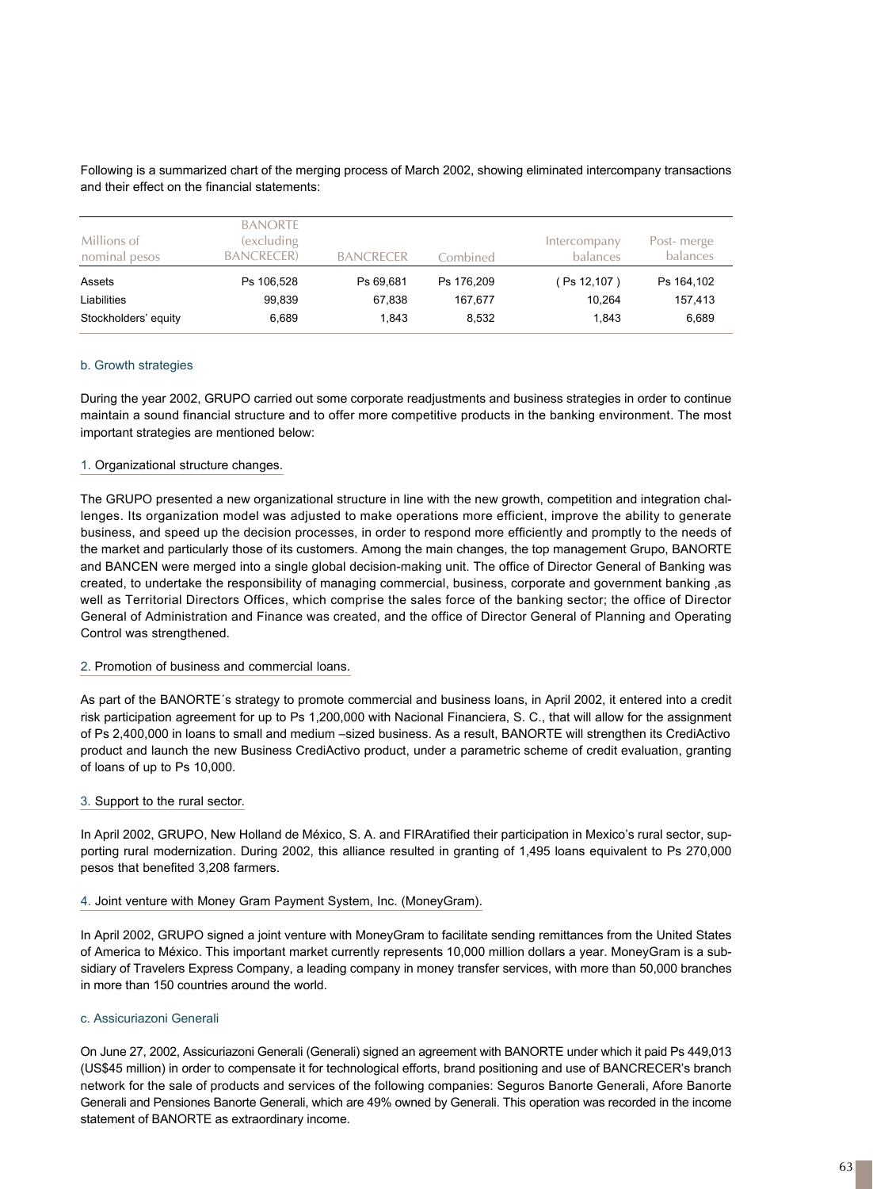Following is a summarized chart of the merging process of March 2002, showing eliminated intercompany transactions and their effect on the financial statements:

| Millions of nominal pesos | BANORTE (excluding BANCRECER) | BANCRECER | Combined | Intercompany balances | Post- merge balances |
|---|---|---|---|---|---|
| Assets | Ps 106,528 | Ps 69,681 | Ps 176,209 | ( Ps 12,107 ) | Ps 164,102 |
| Liabilities | 99,839 | 67,838 | 167,677 | 10,264 | 157,413 |
| Stockholders' equity | 6,689 | 1,843 | 8,532 | 1,843 | 6,689 |

### b. Growth strategies

During the year 2002, GRUPO carried out some corporate readjustments and business strategies in order to continue maintain a sound financial structure and to offer more competitive products in the banking environment. The most important strategies are mentioned below:

#### 1. Organizational structure changes.

The GRUPO presented a new organizational structure in line with the new growth, competition and integration challenges. Its organization model was adjusted to make operations more efficient, improve the ability to generate business, and speed up the decision processes, in order to respond more efficiently and promptly to the needs of the market and particularly those of its customers. Among the main changes, the top management Grupo, BANORTE and BANCEN were merged into a single global decision-making unit. The office of Director General of Banking was created, to undertake the responsibility of managing commercial, business, corporate and government banking ,as well as Territorial Directors Offices, which comprise the sales force of the banking sector; the office of Director General of Administration and Finance was created, and the office of Director General of Planning and Operating Control was strengthened.

#### 2. Promotion of business and commercial loans.

As part of the BANORTE´s strategy to promote commercial and business loans, in April 2002, it entered into a credit risk participation agreement for up to Ps 1,200,000 with Nacional Financiera, S. C., that will allow for the assignment of Ps 2,400,000 in loans to small and medium –sized business. As a result, BANORTE will strengthen its CrediActivo product and launch the new Business CrediActivo product, under a parametric scheme of credit evaluation, granting of loans of up to Ps 10,000.

#### 3. Support to the rural sector.

In April 2002, GRUPO, New Holland de México, S. A. and FIRAratified their participation in Mexico's rural sector, supporting rural modernization. During 2002, this alliance resulted in granting of 1,495 loans equivalent to Ps 270,000 pesos that benefited 3,208 farmers.

#### 4. Joint venture with Money Gram Payment System, Inc. (MoneyGram).

In April 2002, GRUPO signed a joint venture with MoneyGram to facilitate sending remittances from the United States of America to México. This important market currently represents 10,000 million dollars a year. MoneyGram is a subsidiary of Travelers Express Company, a leading company in money transfer services, with more than 50,000 branches in more than 150 countries around the world.

### c. Assicuriazoni Generali

On June 27, 2002, Assicuriazoni Generali (Generali) signed an agreement with BANORTE under which it paid Ps 449,013 (US$45 million) in order to compensate it for technological efforts, brand positioning and use of BANCRECER's branch network for the sale of products and services of the following companies: Seguros Banorte Generali, Afore Banorte Generali and Pensiones Banorte Generali, which are 49% owned by Generali. This operation was recorded in the income statement of BANORTE as extraordinary income.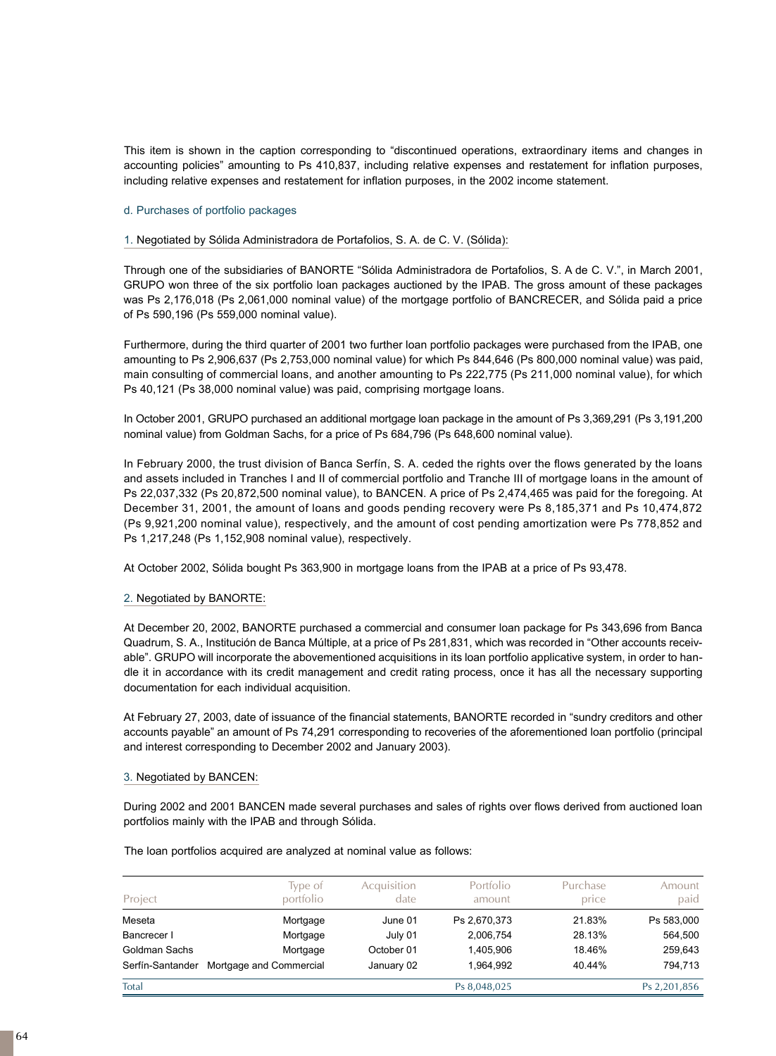This item is shown in the caption corresponding to “discontinued operations, extraordinary items and changes in accounting policies” amounting to Ps 410,837, including relative expenses and restatement for inflation purposes, including relative expenses and restatement for inflation purposes, in the 2002 income statement.

d. Purchases of portfolio packages

1. Negotiated by Sólida Administradora de Portafolios, S. A. de C. V. (Sólida):

Through one of the subsidiaries of BANORTE “Sólida Administradora de Portafolios, S. A de C. V.”, in March 2001, GRUPO won three of the six portfolio loan packages auctioned by the IPAB. The gross amount of these packages was Ps 2,176,018 (Ps 2,061,000 nominal value) of the mortgage portfolio of BANCRECER, and Sólida paid a price of Ps 590,196 (Ps 559,000 nominal value).

Furthermore, during the third quarter of 2001 two further loan portfolio packages were purchased from the IPAB, one amounting to Ps 2,906,637 (Ps 2,753,000 nominal value) for which Ps 844,646 (Ps 800,000 nominal value) was paid, main consulting of commercial loans, and another amounting to Ps 222,775 (Ps 211,000 nominal value), for which Ps 40,121 (Ps 38,000 nominal value) was paid, comprising mortgage loans.

In October 2001, GRUPO purchased an additional mortgage loan package in the amount of Ps 3,369,291 (Ps 3,191,200 nominal value) from Goldman Sachs, for a price of Ps 684,796 (Ps 648,600 nominal value).

In February 2000, the trust division of Banca Serfín, S. A. ceded the rights over the flows generated by the loans and assets included in Tranches I and II of commercial portfolio and Tranche III of mortgage loans in the amount of Ps 22,037,332 (Ps 20,872,500 nominal value), to BANCEN. A price of Ps 2,474,465 was paid for the foregoing. At December 31, 2001, the amount of loans and goods pending recovery were Ps 8,185,371 and Ps 10,474,872 (Ps 9,921,200 nominal value), respectively, and the amount of cost pending amortization were Ps 778,852 and Ps 1,217,248 (Ps 1,152,908 nominal value), respectively.

At October 2002, Sólida bought Ps 363,900 in mortgage loans from the IPAB at a price of Ps 93,478.

2. Negotiated by BANORTE:

At December 20, 2002, BANORTE purchased a commercial and consumer loan package for Ps 343,696 from Banca Quadrum, S. A., Institución de Banca Múltiple, at a price of Ps 281,831, which was recorded in “Other accounts receivable”. GRUPO will incorporate the abovementioned acquisitions in its loan portfolio applicative system, in order to handle it in accordance with its credit management and credit rating process, once it has all the necessary supporting documentation for each individual acquisition.

At February 27, 2003, date of issuance of the financial statements, BANORTE recorded in “sundry creditors and other accounts payable” an amount of Ps 74,291 corresponding to recoveries of the aforementioned loan portfolio (principal and interest corresponding to December 2002 and January 2003).

3. Negotiated by BANCEN:

During 2002 and 2001 BANCEN made several purchases and sales of rights over flows derived from auctioned loan portfolios mainly with the IPAB and through Sólida.

The loan portfolios acquired are analyzed at nominal value as follows:

| Project | Type of portfolio | Acquisition date | Portfolio amount | Purchase price | Amount paid |
|---|---|---|---|---|---|
| Meseta | Mortgage | June 01 | Ps 2,670,373 | 21.83% | Ps 583,000 |
| Bancrecer I | Mortgage | July 01 | 2,006,754 | 28.13% | 564,500 |
| Goldman Sachs | Mortgage | October 01 | 1,405,906 | 18.46% | 259,643 |
| Serfín-Santander | Mortgage and Commercial | January 02 | 1,964,992 | 40.44% | 794,713 |
| Total | | | Ps 8,048,025 | | Ps 2,201,856 |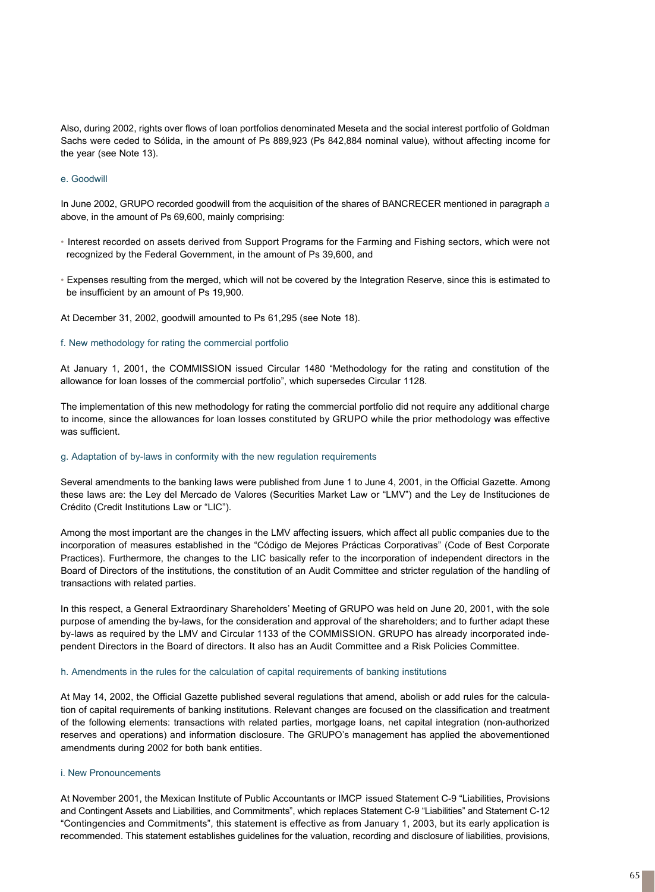Also, during 2002, rights over flows of loan portfolios denominated Meseta and the social interest portfolio of Goldman Sachs were ceded to Sólida, in the amount of Ps 889,923 (Ps 842,884 nominal value), without affecting income for the year (see Note 13).

### e. Goodwill

In June 2002, GRUPO recorded goodwill from the acquisition of the shares of BANCRECER mentioned in paragraph a above, in the amount of Ps 69,600, mainly comprising:

- Interest recorded on assets derived from Support Programs for the Farming and Fishing sectors, which were not recognized by the Federal Government, in the amount of Ps 39,600, and
- Expenses resulting from the merged, which will not be covered by the Integration Reserve, since this is estimated to be insufficient by an amount of Ps 19,900.

At December 31, 2002, goodwill amounted to Ps 61,295 (see Note 18).

### f. New methodology for rating the commercial portfolio

At January 1, 2001, the COMMISSION issued Circular 1480 "Methodology for the rating and constitution of the allowance for loan losses of the commercial portfolio", which supersedes Circular 1128.

The implementation of this new methodology for rating the commercial portfolio did not require any additional charge to income, since the allowances for loan losses constituted by GRUPO while the prior methodology was effective was sufficient.

### g. Adaptation of by-laws in conformity with the new regulation requirements

Several amendments to the banking laws were published from June 1 to June 4, 2001, in the Official Gazette. Among these laws are: the Ley del Mercado de Valores (Securities Market Law or "LMV") and the Ley de Instituciones de Crédito (Credit Institutions Law or "LIC").

Among the most important are the changes in the LMV affecting issuers, which affect all public companies due to the incorporation of measures established in the "Código de Mejores Prácticas Corporativas" (Code of Best Corporate Practices). Furthermore, the changes to the LIC basically refer to the incorporation of independent directors in the Board of Directors of the institutions, the constitution of an Audit Committee and stricter regulation of the handling of transactions with related parties.

In this respect, a General Extraordinary Shareholders' Meeting of GRUPO was held on June 20, 2001, with the sole purpose of amending the by-laws, for the consideration and approval of the shareholders; and to further adapt these by-laws as required by the LMV and Circular 1133 of the COMMISSION. GRUPO has already incorporated independent Directors in the Board of directors. It also has an Audit Committee and a Risk Policies Committee.

### h. Amendments in the rules for the calculation of capital requirements of banking institutions

At May 14, 2002, the Official Gazette published several regulations that amend, abolish or add rules for the calculation of capital requirements of banking institutions. Relevant changes are focused on the classification and treatment of the following elements: transactions with related parties, mortgage loans, net capital integration (non-authorized reserves and operations) and information disclosure. The GRUPO's management has applied the abovementioned amendments during 2002 for both bank entities.

### i. New Pronouncements

At November 2001, the Mexican Institute of Public Accountants or IMCP issued Statement C-9 "Liabilities, Provisions and Contingent Assets and Liabilities, and Commitments", which replaces Statement C-9 "Liabilities" and Statement C-12 "Contingencies and Commitments", this statement is effective as from January 1, 2003, but its early application is recommended. This statement establishes guidelines for the valuation, recording and disclosure of liabilities, provisions,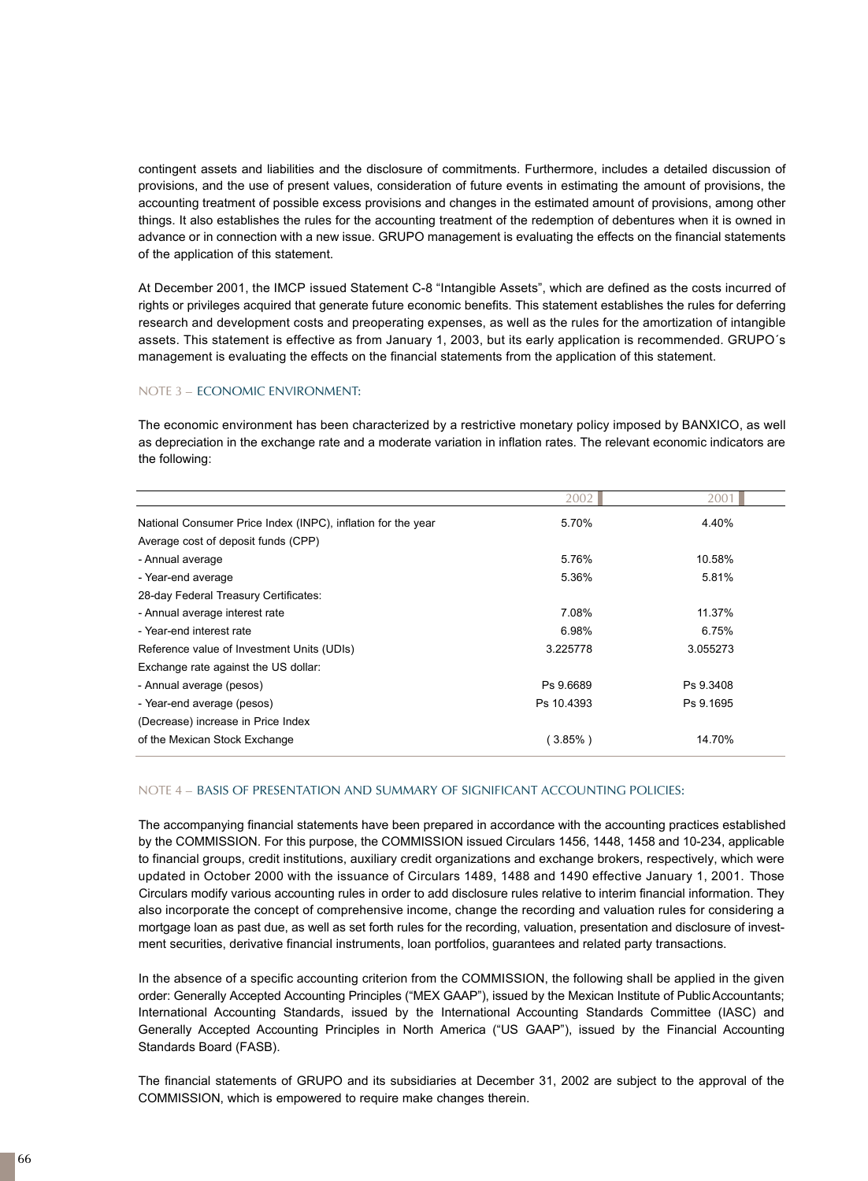contingent assets and liabilities and the disclosure of commitments. Furthermore, includes a detailed discussion of provisions, and the use of present values, consideration of future events in estimating the amount of provisions, the accounting treatment of possible excess provisions and changes in the estimated amount of provisions, among other things. It also establishes the rules for the accounting treatment of the redemption of debentures when it is owned in advance or in connection with a new issue. GRUPO management is evaluating the effects on the financial statements of the application of this statement.

At December 2001, the IMCP issued Statement C-8 "Intangible Assets", which are defined as the costs incurred of rights or privileges acquired that generate future economic benefits. This statement establishes the rules for deferring research and development costs and preoperating expenses, as well as the rules for the amortization of intangible assets. This statement is effective as from January 1, 2003, but its early application is recommended. GRUPO´s management is evaluating the effects on the financial statements from the application of this statement.

## NOTE 3 – ECONOMIC ENVIRONMENT:

The economic environment has been characterized by a restrictive monetary policy imposed by BANXICO, as well as depreciation in the exchange rate and a moderate variation in inflation rates. The relevant economic indicators are the following:

| | 2002 | 2001 |
|---|---|---|
| National Consumer Price Index (INPC), inflation for the year | 5.70% | 4.40% |
| Average cost of deposit funds (CPP) | | |
| - Annual average | 5.76% | 10.58% |
| - Year-end average | 5.36% | 5.81% |
| 28-day Federal Treasury Certificates: | | |
| - Annual average interest rate | 7.08% | 11.37% |
| - Year-end interest rate | 6.98% | 6.75% |
| Reference value of Investment Units (UDIs) | 3.225778 | 3.055273 |
| Exchange rate against the US dollar: | | |
| - Annual average (pesos) | Ps 9.6689 | Ps 9.3408 |
| - Year-end average (pesos) | Ps 10.4393 | Ps 9.1695 |
| (Decrease) increase in Price Index of the Mexican Stock Exchange | ( 3.85% ) | 14.70% |

## NOTE 4 – BASIS OF PRESENTATION AND SUMMARY OF SIGNIFICANT ACCOUNTING POLICIES:

The accompanying financial statements have been prepared in accordance with the accounting practices established by the COMMISSION. For this purpose, the COMMISSION issued Circulars 1456, 1448, 1458 and 10-234, applicable to financial groups, credit institutions, auxiliary credit organizations and exchange brokers, respectively, which were updated in October 2000 with the issuance of Circulars 1489, 1488 and 1490 effective January 1, 2001. Those Circulars modify various accounting rules in order to add disclosure rules relative to interim financial information. They also incorporate the concept of comprehensive income, change the recording and valuation rules for considering a mortgage loan as past due, as well as set forth rules for the recording, valuation, presentation and disclosure of investment securities, derivative financial instruments, loan portfolios, guarantees and related party transactions.

In the absence of a specific accounting criterion from the COMMISSION, the following shall be applied in the given order: Generally Accepted Accounting Principles ("MEX GAAP"), issued by the Mexican Institute of Public Accountants; International Accounting Standards, issued by the International Accounting Standards Committee (IASC) and Generally Accepted Accounting Principles in North America ("US GAAP"), issued by the Financial Accounting Standards Board (FASB).

The financial statements of GRUPO and its subsidiaries at December 31, 2002 are subject to the approval of the COMMISSION, which is empowered to require make changes therein.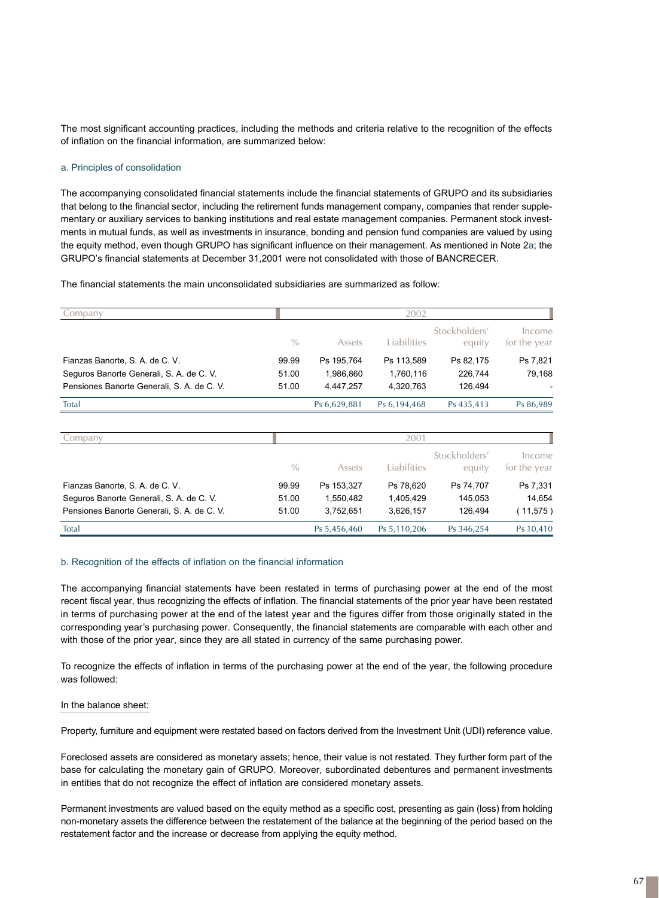The most significant accounting practices, including the methods and criteria relative to the recognition of the effects of inflation on the financial information, are summarized below:

### a. Principles of consolidation

The accompanying consolidated financial statements include the financial statements of GRUPO and its subsidiaries that belong to the financial sector, including the retirement funds management company, companies that render supplementary or auxiliary services to banking institutions and real estate management companies. Permanent stock investments in mutual funds, as well as investments in insurance, bonding and pension fund companies are valued by using the equity method, even though GRUPO has significant influence on their management. As mentioned in Note 2a; the GRUPO's financial statements at December 31,2001 were not consolidated with those of BANCRECER.

The financial statements the main unconsolidated subsidiaries are summarized as follow:

| Company | 2002 | | | | |
|---|---|---|---|---|---|
| | % | Assets | Liabilities | Stockholders' equity | Income for the year |
| Fianzas Banorte, S. A. de C. V. | 99.99 | Ps 195,764 | Ps 113,589 | Ps 82,175 | Ps 7,821 |
| Seguros Banorte Generali, S. A. de C. V. | 51.00 | 1,986,860 | 1,760,116 | 226,744 | 79,168 |
| Pensiones Banorte Generali, S. A. de C. V. | 51.00 | 4,447,257 | 4,320,763 | 126,494 | - |
| Total | | Ps 6,629,881 | Ps 6,194,468 | Ps 435,413 | Ps 86,989 |

| Company | 2001 | | | | |
|---|---|---|---|---|---|
| | % | Assets | Liabilities | Stockholders' equity | Income for the year |
| Fianzas Banorte, S. A. de C. V. | 99.99 | Ps 153,327 | Ps 78,620 | Ps 74,707 | Ps 7,331 |
| Seguros Banorte Generali, S. A. de C. V. | 51.00 | 1,550,482 | 1,405,429 | 145,053 | 14,654 |
| Pensiones Banorte Generali, S. A. de C. V. | 51.00 | 3,752,651 | 3,626,157 | 126,494 | ( 11,575 ) |
| Total | | Ps 5,456,460 | Ps 5,110,206 | Ps 346,254 | Ps 10,410 |

### b. Recognition of the effects of inflation on the financial information

The accompanying financial statements have been restated in terms of purchasing power at the end of the most recent fiscal year, thus recognizing the effects of inflation. The financial statements of the prior year have been restated in terms of purchasing power at the end of the latest year and the figures differ from those originally stated in the corresponding year's purchasing power. Consequently, the financial statements are comparable with each other and with those of the prior year, since they are all stated in currency of the same purchasing power.

To recognize the effects of inflation in terms of the purchasing power at the end of the year, the following procedure was followed:

In the balance sheet:

Property, furniture and equipment were restated based on factors derived from the Investment Unit (UDI) reference value.

Foreclosed assets are considered as monetary assets; hence, their value is not restated. They further form part of the base for calculating the monetary gain of GRUPO. Moreover, subordinated debentures and permanent investments in entities that do not recognize the effect of inflation are considered monetary assets.

Permanent investments are valued based on the equity method as a specific cost, presenting as gain (loss) from holding non-monetary assets the difference between the restatement of the balance at the beginning of the period based on the restatement factor and the increase or decrease from applying the equity method.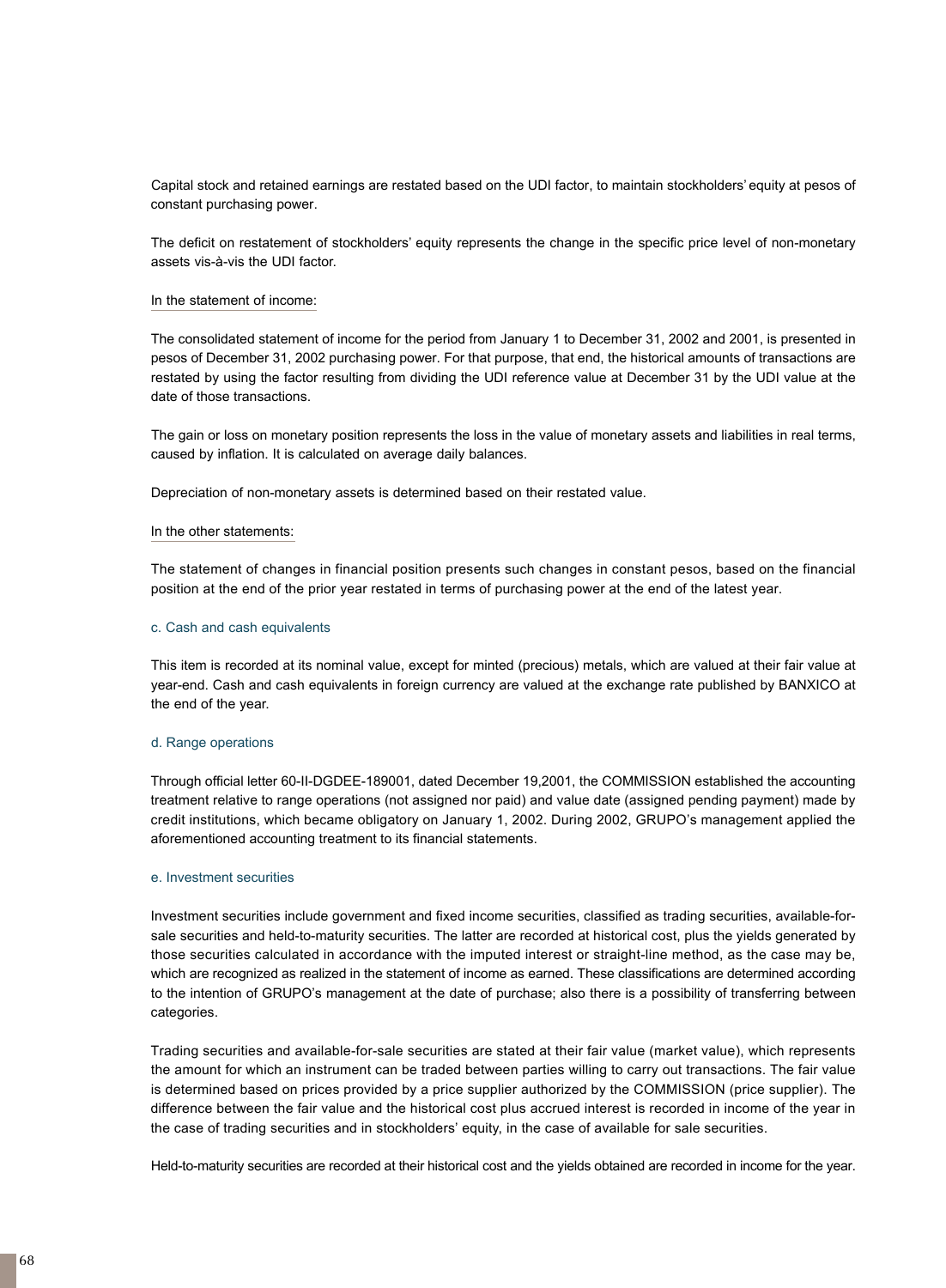Capital stock and retained earnings are restated based on the UDI factor, to maintain stockholders' equity at pesos of constant purchasing power.

The deficit on restatement of stockholders' equity represents the change in the specific price level of non-monetary assets vis-à-vis the UDI factor.

In the statement of income:

The consolidated statement of income for the period from January 1 to December 31, 2002 and 2001, is presented in pesos of December 31, 2002 purchasing power. For that purpose, that end, the historical amounts of transactions are restated by using the factor resulting from dividing the UDI reference value at December 31 by the UDI value at the date of those transactions.

The gain or loss on monetary position represents the loss in the value of monetary assets and liabilities in real terms, caused by inflation. It is calculated on average daily balances.

Depreciation of non-monetary assets is determined based on their restated value.

In the other statements:

The statement of changes in financial position presents such changes in constant pesos, based on the financial position at the end of the prior year restated in terms of purchasing power at the end of the latest year.

### c. Cash and cash equivalents

This item is recorded at its nominal value, except for minted (precious) metals, which are valued at their fair value at year-end. Cash and cash equivalents in foreign currency are valued at the exchange rate published by BANXICO at the end of the year.

### d. Range operations

Through official letter 60-II-DGDEE-189001, dated December 19,2001, the COMMISSION established the accounting treatment relative to range operations (not assigned nor paid) and value date (assigned pending payment) made by credit institutions, which became obligatory on January 1, 2002. During 2002, GRUPO's management applied the aforementioned accounting treatment to its financial statements.

### e. Investment securities

Investment securities include government and fixed income securities, classified as trading securities, available-for-sale securities and held-to-maturity securities. The latter are recorded at historical cost, plus the yields generated by those securities calculated in accordance with the imputed interest or straight-line method, as the case may be, which are recognized as realized in the statement of income as earned. These classifications are determined according to the intention of GRUPO's management at the date of purchase; also there is a possibility of transferring between categories.

Trading securities and available-for-sale securities are stated at their fair value (market value), which represents the amount for which an instrument can be traded between parties willing to carry out transactions. The fair value is determined based on prices provided by a price supplier authorized by the COMMISSION (price supplier). The difference between the fair value and the historical cost plus accrued interest is recorded in income of the year in the case of trading securities and in stockholders' equity, in the case of available for sale securities.

Held-to-maturity securities are recorded at their historical cost and the yields obtained are recorded in income for the year.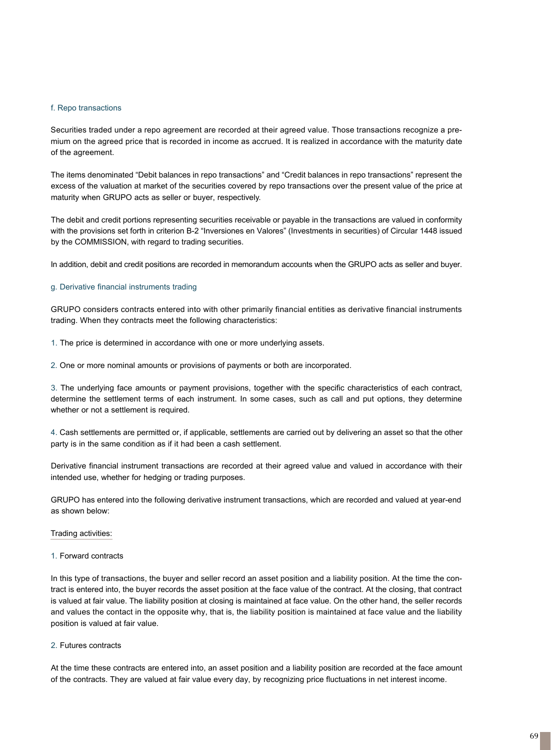### f. Repo transactions

Securities traded under a repo agreement are recorded at their agreed value. Those transactions recognize a premium on the agreed price that is recorded in income as accrued. It is realized in accordance with the maturity date of the agreement.

The items denominated “Debit balances in repo transactions” and “Credit balances in repo transactions” represent the excess of the valuation at market of the securities covered by repo transactions over the present value of the price at maturity when GRUPO acts as seller or buyer, respectively.

The debit and credit portions representing securities receivable or payable in the transactions are valued in conformity with the provisions set forth in criterion B-2 “Inversiones en Valores” (Investments in securities) of Circular 1448 issued by the COMMISSION, with regard to trading securities.

In addition, debit and credit positions are recorded in memorandum accounts when the GRUPO acts as seller and buyer.

### g. Derivative financial instruments trading

GRUPO considers contracts entered into with other primarily financial entities as derivative financial instruments trading. When they contracts meet the following characteristics:

1. The price is determined in accordance with one or more underlying assets.

2. One or more nominal amounts or provisions of payments or both are incorporated.

3. The underlying face amounts or payment provisions, together with the specific characteristics of each contract, determine the settlement terms of each instrument. In some cases, such as call and put options, they determine whether or not a settlement is required.

4. Cash settlements are permitted or, if applicable, settlements are carried out by delivering an asset so that the other party is in the same condition as if it had been a cash settlement.

Derivative financial instrument transactions are recorded at their agreed value and valued in accordance with their intended use, whether for hedging or trading purposes.

GRUPO has entered into the following derivative instrument transactions, which are recorded and valued at year-end as shown below:

Trading activities:

1. Forward contracts

In this type of transactions, the buyer and seller record an asset position and a liability position. At the time the contract is entered into, the buyer records the asset position at the face value of the contract. At the closing, that contract is valued at fair value. The liability position at closing is maintained at face value. On the other hand, the seller records and values the contact in the opposite why, that is, the liability position is maintained at face value and the liability position is valued at fair value.

2. Futures contracts

At the time these contracts are entered into, an asset position and a liability position are recorded at the face amount of the contracts. They are valued at fair value every day, by recognizing price fluctuations in net interest income.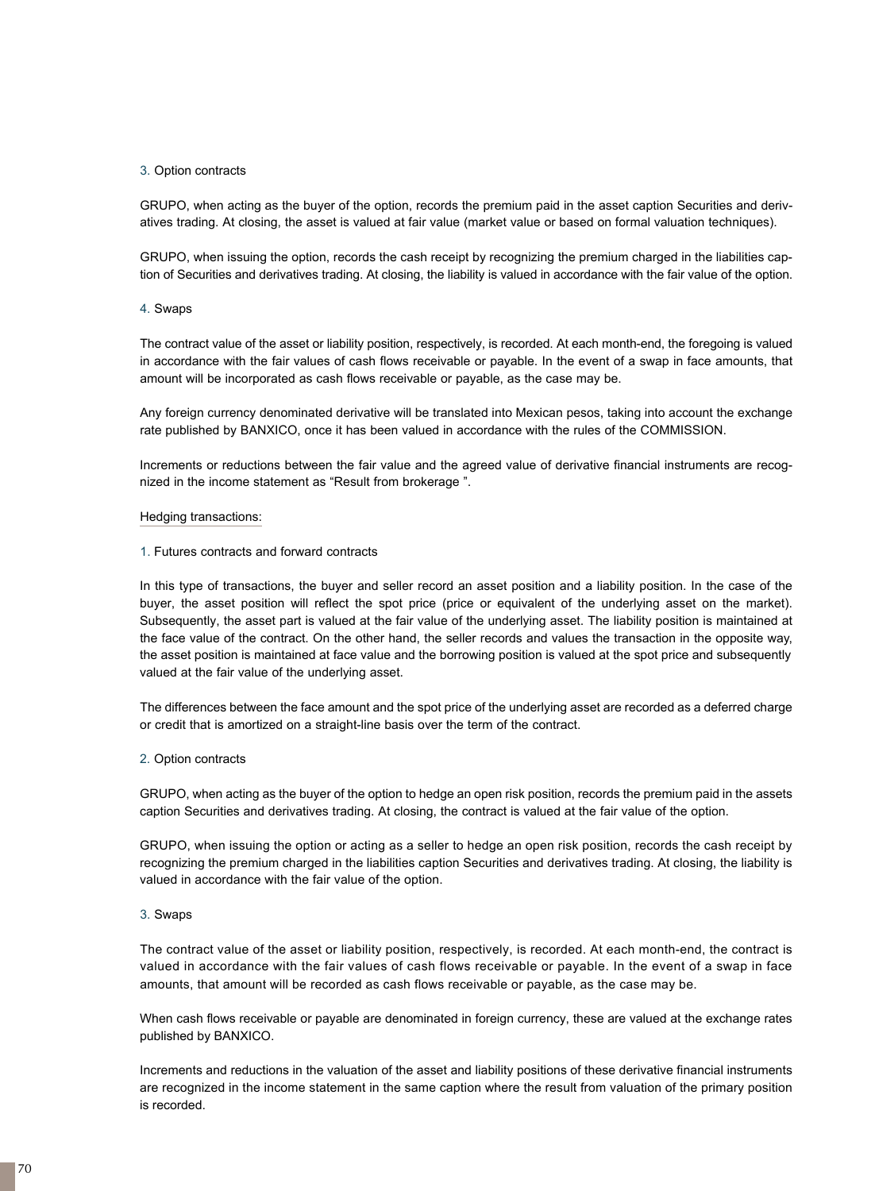3. Option contracts

GRUPO, when acting as the buyer of the option, records the premium paid in the asset caption Securities and derivatives trading. At closing, the asset is valued at fair value (market value or based on formal valuation techniques).

GRUPO, when issuing the option, records the cash receipt by recognizing the premium charged in the liabilities caption of Securities and derivatives trading. At closing, the liability is valued in accordance with the fair value of the option.

4. Swaps

The contract value of the asset or liability position, respectively, is recorded. At each month-end, the foregoing is valued in accordance with the fair values of cash flows receivable or payable. In the event of a swap in face amounts, that amount will be incorporated as cash flows receivable or payable, as the case may be.

Any foreign currency denominated derivative will be translated into Mexican pesos, taking into account the exchange rate published by BANXICO, once it has been valued in accordance with the rules of the COMMISSION.

Increments or reductions between the fair value and the agreed value of derivative financial instruments are recognized in the income statement as "Result from brokerage ".

Hedging transactions:

1. Futures contracts and forward contracts

In this type of transactions, the buyer and seller record an asset position and a liability position. In the case of the buyer, the asset position will reflect the spot price (price or equivalent of the underlying asset on the market). Subsequently, the asset part is valued at the fair value of the underlying asset. The liability position is maintained at the face value of the contract. On the other hand, the seller records and values the transaction in the opposite way, the asset position is maintained at face value and the borrowing position is valued at the spot price and subsequently valued at the fair value of the underlying asset.

The differences between the face amount and the spot price of the underlying asset are recorded as a deferred charge or credit that is amortized on a straight-line basis over the term of the contract.

2. Option contracts

GRUPO, when acting as the buyer of the option to hedge an open risk position, records the premium paid in the assets caption Securities and derivatives trading. At closing, the contract is valued at the fair value of the option.

GRUPO, when issuing the option or acting as a seller to hedge an open risk position, records the cash receipt by recognizing the premium charged in the liabilities caption Securities and derivatives trading. At closing, the liability is valued in accordance with the fair value of the option.

3. Swaps

The contract value of the asset or liability position, respectively, is recorded. At each month-end, the contract is valued in accordance with the fair values of cash flows receivable or payable. In the event of a swap in face amounts, that amount will be recorded as cash flows receivable or payable, as the case may be.

When cash flows receivable or payable are denominated in foreign currency, these are valued at the exchange rates published by BANXICO.

Increments and reductions in the valuation of the asset and liability positions of these derivative financial instruments are recognized in the income statement in the same caption where the result from valuation of the primary position is recorded.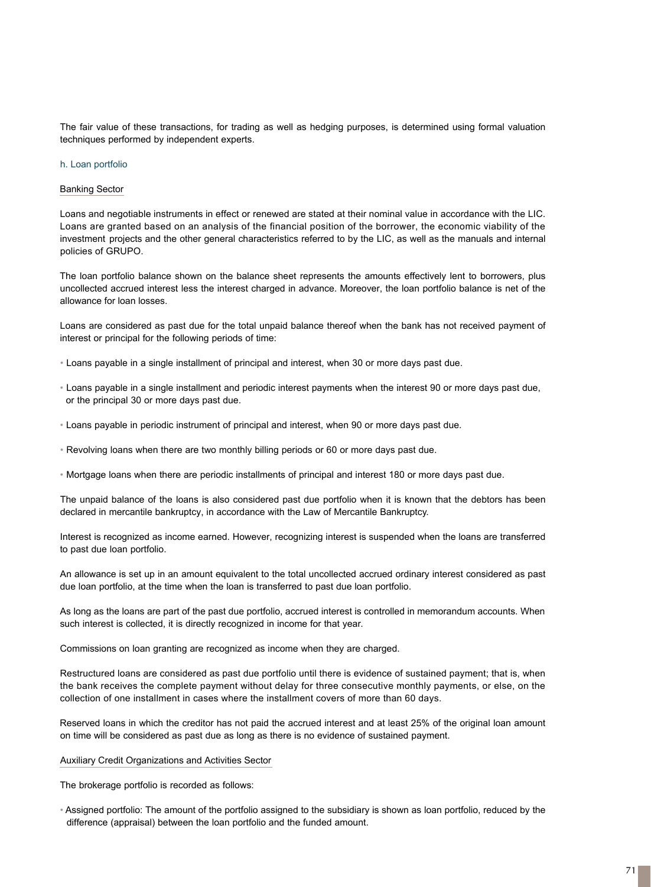The fair value of these transactions, for trading as well as hedging purposes, is determined using formal valuation techniques performed by independent experts.

### h. Loan portfolio

#### Banking Sector

Loans and negotiable instruments in effect or renewed are stated at their nominal value in accordance with the LIC. Loans are granted based on an analysis of the financial position of the borrower, the economic viability of the investment projects and the other general characteristics referred to by the LIC, as well as the manuals and internal policies of GRUPO.

The loan portfolio balance shown on the balance sheet represents the amounts effectively lent to borrowers, plus uncollected accrued interest less the interest charged in advance. Moreover, the loan portfolio balance is net of the allowance for loan losses.

Loans are considered as past due for the total unpaid balance thereof when the bank has not received payment of interest or principal for the following periods of time:

- Loans payable in a single installment of principal and interest, when 30 or more days past due.
- Loans payable in a single installment and periodic interest payments when the interest 90 or more days past due, or the principal 30 or more days past due.
- Loans payable in periodic instrument of principal and interest, when 90 or more days past due.
- Revolving loans when there are two monthly billing periods or 60 or more days past due.
- Mortgage loans when there are periodic installments of principal and interest 180 or more days past due.

The unpaid balance of the loans is also considered past due portfolio when it is known that the debtors has been declared in mercantile bankruptcy, in accordance with the Law of Mercantile Bankruptcy.

Interest is recognized as income earned. However, recognizing interest is suspended when the loans are transferred to past due loan portfolio.

An allowance is set up in an amount equivalent to the total uncollected accrued ordinary interest considered as past due loan portfolio, at the time when the loan is transferred to past due loan portfolio.

As long as the loans are part of the past due portfolio, accrued interest is controlled in memorandum accounts. When such interest is collected, it is directly recognized in income for that year.

Commissions on loan granting are recognized as income when they are charged.

Restructured loans are considered as past due portfolio until there is evidence of sustained payment; that is, when the bank receives the complete payment without delay for three consecutive monthly payments, or else, on the collection of one installment in cases where the installment covers of more than 60 days.

Reserved loans in which the creditor has not paid the accrued interest and at least 25% of the original loan amount on time will be considered as past due as long as there is no evidence of sustained payment.

#### Auxiliary Credit Organizations and Activities Sector

The brokerage portfolio is recorded as follows:

- Assigned portfolio: The amount of the portfolio assigned to the subsidiary is shown as loan portfolio, reduced by the difference (appraisal) between the loan portfolio and the funded amount.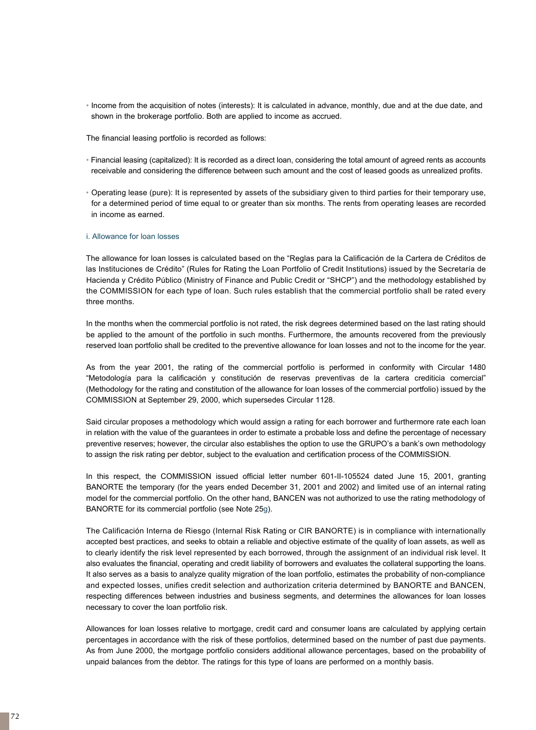- Income from the acquisition of notes (interests): It is calculated in advance, monthly, due and at the due date, and shown in the brokerage portfolio. Both are applied to income as accrued.

The financial leasing portfolio is recorded as follows:

- Financial leasing (capitalized): It is recorded as a direct loan, considering the total amount of agreed rents as accounts receivable and considering the difference between such amount and the cost of leased goods as unrealized profits.

- Operating lease (pure): It is represented by assets of the subsidiary given to third parties for their temporary use, for a determined period of time equal to or greater than six months. The rents from operating leases are recorded in income as earned.

### i. Allowance for loan losses

The allowance for loan losses is calculated based on the "Reglas para la Calificación de la Cartera de Créditos de las Instituciones de Crédito" (Rules for Rating the Loan Portfolio of Credit Institutions) issued by the Secretaría de Hacienda y Crédito Público (Ministry of Finance and Public Credit or "SHCP") and the methodology established by the COMMISSION for each type of loan. Such rules establish that the commercial portfolio shall be rated every three months.

In the months when the commercial portfolio is not rated, the risk degrees determined based on the last rating should be applied to the amount of the portfolio in such months. Furthermore, the amounts recovered from the previously reserved loan portfolio shall be credited to the preventive allowance for loan losses and not to the income for the year.

As from the year 2001, the rating of the commercial portfolio is performed in conformity with Circular 1480 "Metodología para la calificación y constitución de reservas preventivas de la cartera crediticia comercial" (Methodology for the rating and constitution of the allowance for loan losses of the commercial portfolio) issued by the COMMISSION at September 29, 2000, which supersedes Circular 1128.

Said circular proposes a methodology which would assign a rating for each borrower and furthermore rate each loan in relation with the value of the guarantees in order to estimate a probable loss and define the percentage of necessary preventive reserves; however, the circular also establishes the option to use the GRUPO's a bank's own methodology to assign the risk rating per debtor, subject to the evaluation and certification process of the COMMISSION.

In this respect, the COMMISSION issued official letter number 601-II-105524 dated June 15, 2001, granting BANORTE the temporary (for the years ended December 31, 2001 and 2002) and limited use of an internal rating model for the commercial portfolio. On the other hand, BANCEN was not authorized to use the rating methodology of BANORTE for its commercial portfolio (see Note 25g).

The Calificación Interna de Riesgo (Internal Risk Rating or CIR BANORTE) is in compliance with internationally accepted best practices, and seeks to obtain a reliable and objective estimate of the quality of loan assets, as well as to clearly identify the risk level represented by each borrowed, through the assignment of an individual risk level. It also evaluates the financial, operating and credit liability of borrowers and evaluates the collateral supporting the loans. It also serves as a basis to analyze quality migration of the loan portfolio, estimates the probability of non-compliance and expected losses, unifies credit selection and authorization criteria determined by BANORTE and BANCEN, respecting differences between industries and business segments, and determines the allowances for loan losses necessary to cover the loan portfolio risk.

Allowances for loan losses relative to mortgage, credit card and consumer loans are calculated by applying certain percentages in accordance with the risk of these portfolios, determined based on the number of past due payments. As from June 2000, the mortgage portfolio considers additional allowance percentages, based on the probability of unpaid balances from the debtor. The ratings for this type of loans are performed on a monthly basis.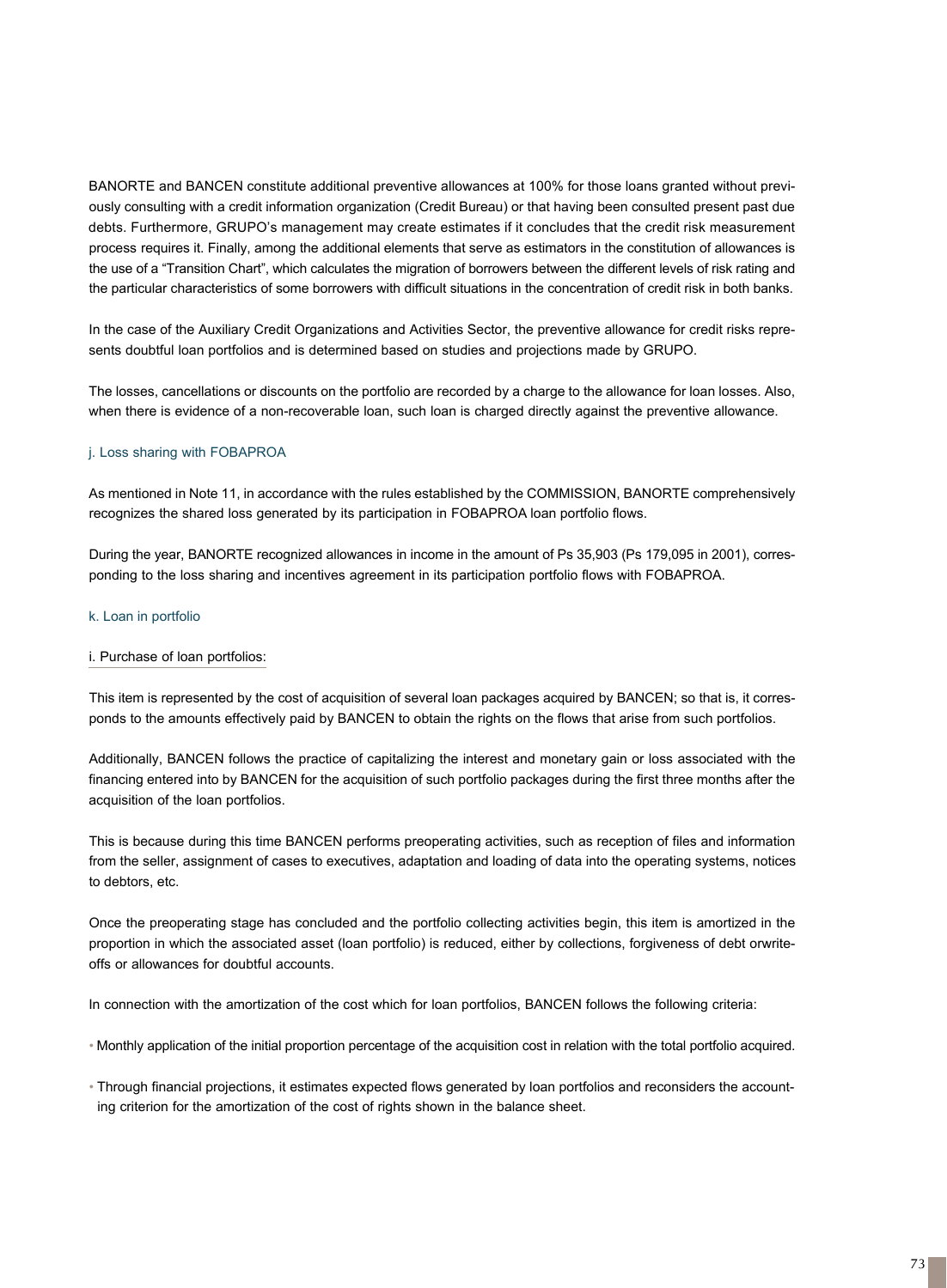BANORTE and BANCEN constitute additional preventive allowances at 100% for those loans granted without previously consulting with a credit information organization (Credit Bureau) or that having been consulted present past due debts. Furthermore, GRUPO's management may create estimates if it concludes that the credit risk measurement process requires it. Finally, among the additional elements that serve as estimators in the constitution of allowances is the use of a "Transition Chart", which calculates the migration of borrowers between the different levels of risk rating and the particular characteristics of some borrowers with difficult situations in the concentration of credit risk in both banks.

In the case of the Auxiliary Credit Organizations and Activities Sector, the preventive allowance for credit risks represents doubtful loan portfolios and is determined based on studies and projections made by GRUPO.

The losses, cancellations or discounts on the portfolio are recorded by a charge to the allowance for loan losses. Also, when there is evidence of a non-recoverable loan, such loan is charged directly against the preventive allowance.

### j. Loss sharing with FOBAPROA

As mentioned in Note 11, in accordance with the rules established by the COMMISSION, BANORTE comprehensively recognizes the shared loss generated by its participation in FOBAPROA loan portfolio flows.

During the year, BANORTE recognized allowances in income in the amount of Ps 35,903 (Ps 179,095 in 2001), corresponding to the loss sharing and incentives agreement in its participation portfolio flows with FOBAPROA.

### k. Loan in portfolio

#### i. Purchase of loan portfolios:

This item is represented by the cost of acquisition of several loan packages acquired by BANCEN; so that is, it corresponds to the amounts effectively paid by BANCEN to obtain the rights on the flows that arise from such portfolios.

Additionally, BANCEN follows the practice of capitalizing the interest and monetary gain or loss associated with the financing entered into by BANCEN for the acquisition of such portfolio packages during the first three months after the acquisition of the loan portfolios.

This is because during this time BANCEN performs preoperating activities, such as reception of files and information from the seller, assignment of cases to executives, adaptation and loading of data into the operating systems, notices to debtors, etc.

Once the preoperating stage has concluded and the portfolio collecting activities begin, this item is amortized in the proportion in which the associated asset (loan portfolio) is reduced, either by collections, forgiveness of debt orwrite-offs or allowances for doubtful accounts.

In connection with the amortization of the cost which for loan portfolios, BANCEN follows the following criteria:

- Monthly application of the initial proportion percentage of the acquisition cost in relation with the total portfolio acquired.
- Through financial projections, it estimates expected flows generated by loan portfolios and reconsiders the accounting criterion for the amortization of the cost of rights shown in the balance sheet.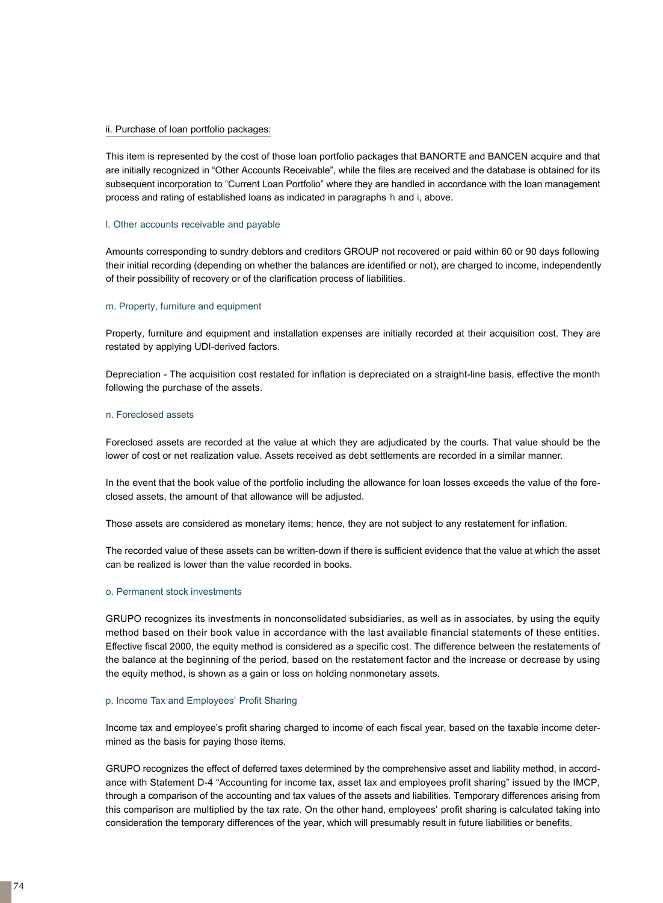ii. Purchase of loan portfolio packages:

This item is represented by the cost of those loan portfolio packages that BANORTE and BANCEN acquire and that are initially recognized in "Other Accounts Receivable", while the files are received and the database is obtained for its subsequent incorporation to "Current Loan Portfolio" where they are handled in accordance with the loan management process and rating of established loans as indicated in paragraphs h and i, above.

### l. Other accounts receivable and payable

Amounts corresponding to sundry debtors and creditors GROUP not recovered or paid within 60 or 90 days following their initial recording (depending on whether the balances are identified or not), are charged to income, independently of their possibility of recovery or of the clarification process of liabilities.

### m. Property, furniture and equipment

Property, furniture and equipment and installation expenses are initially recorded at their acquisition cost. They are restated by applying UDI-derived factors.

Depreciation - The acquisition cost restated for inflation is depreciated on a straight-line basis, effective the month following the purchase of the assets.

### n. Foreclosed assets

Foreclosed assets are recorded at the value at which they are adjudicated by the courts. That value should be the lower of cost or net realization value. Assets received as debt settlements are recorded in a similar manner.

In the event that the book value of the portfolio including the allowance for loan losses exceeds the value of the foreclosed assets, the amount of that allowance will be adjusted.

Those assets are considered as monetary items; hence, they are not subject to any restatement for inflation.

The recorded value of these assets can be written-down if there is sufficient evidence that the value at which the asset can be realized is lower than the value recorded in books.

### o. Permanent stock investments

GRUPO recognizes its investments in nonconsolidated subsidiaries, as well as in associates, by using the equity method based on their book value in accordance with the last available financial statements of these entities. Effective fiscal 2000, the equity method is considered as a specific cost. The difference between the restatements of the balance at the beginning of the period, based on the restatement factor and the increase or decrease by using the equity method, is shown as a gain or loss on holding nonmonetary assets.

### p. Income Tax and Employees' Profit Sharing

Income tax and employee's profit sharing charged to income of each fiscal year, based on the taxable income determined as the basis for paying those items.

GRUPO recognizes the effect of deferred taxes determined by the comprehensive asset and liability method, in accordance with Statement D-4 "Accounting for income tax, asset tax and employees profit sharing" issued by the IMCP, through a comparison of the accounting and tax values of the assets and liabilities. Temporary differences arising from this comparison are multiplied by the tax rate. On the other hand, employees' profit sharing is calculated taking into consideration the temporary differences of the year, which will presumably result in future liabilities or benefits.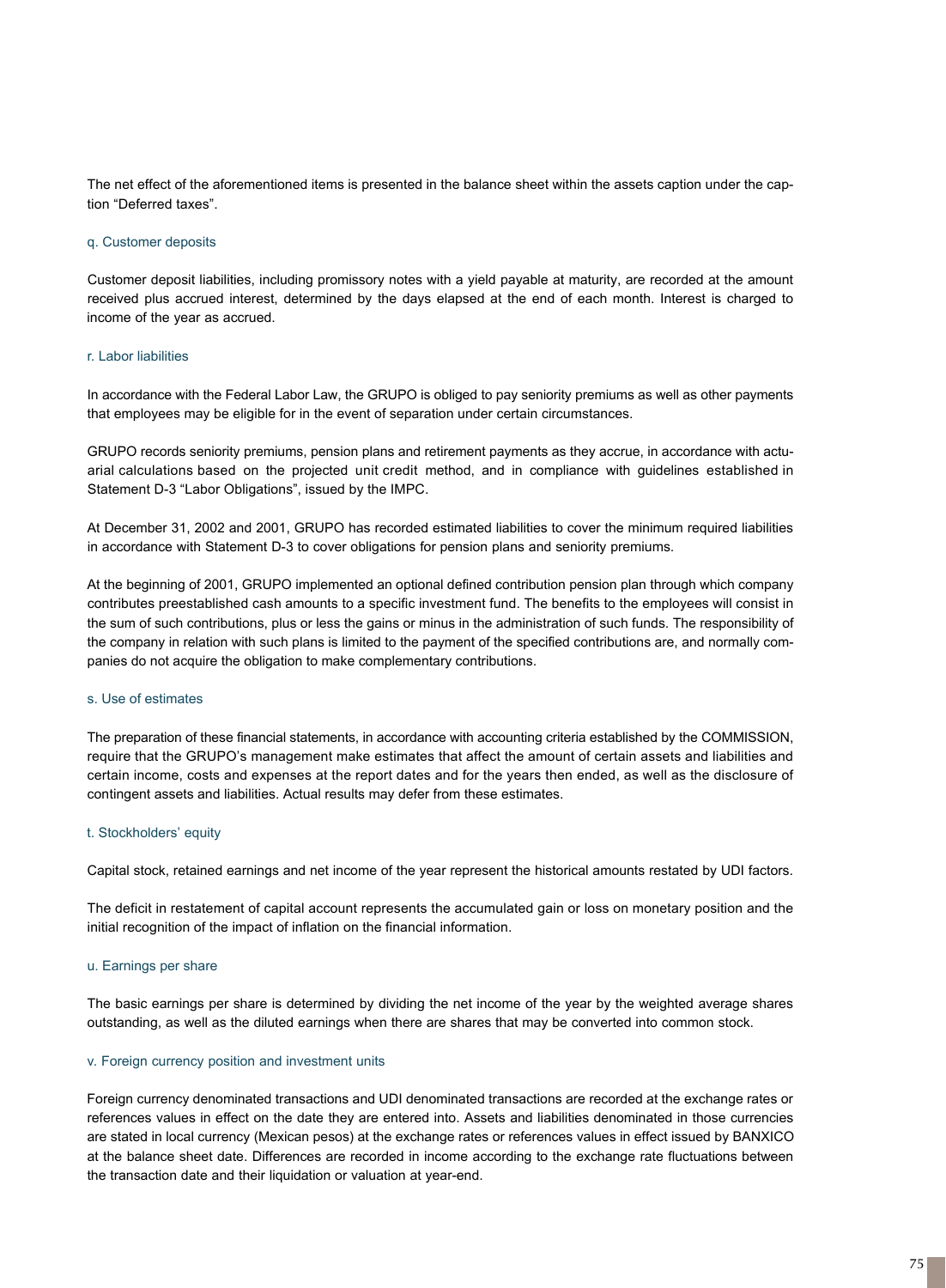The net effect of the aforementioned items is presented in the balance sheet within the assets caption under the caption "Deferred taxes".

### q. Customer deposits

Customer deposit liabilities, including promissory notes with a yield payable at maturity, are recorded at the amount received plus accrued interest, determined by the days elapsed at the end of each month. Interest is charged to income of the year as accrued.

### r. Labor liabilities

In accordance with the Federal Labor Law, the GRUPO is obliged to pay seniority premiums as well as other payments that employees may be eligible for in the event of separation under certain circumstances.

GRUPO records seniority premiums, pension plans and retirement payments as they accrue, in accordance with actuarial calculations based on the projected unit credit method, and in compliance with guidelines established in Statement D-3 "Labor Obligations", issued by the IMPC.

At December 31, 2002 and 2001, GRUPO has recorded estimated liabilities to cover the minimum required liabilities in accordance with Statement D-3 to cover obligations for pension plans and seniority premiums.

At the beginning of 2001, GRUPO implemented an optional defined contribution pension plan through which company contributes preestablished cash amounts to a specific investment fund. The benefits to the employees will consist in the sum of such contributions, plus or less the gains or minus in the administration of such funds. The responsibility of the company in relation with such plans is limited to the payment of the specified contributions are, and normally companies do not acquire the obligation to make complementary contributions.

### s. Use of estimates

The preparation of these financial statements, in accordance with accounting criteria established by the COMMISSION, require that the GRUPO's management make estimates that affect the amount of certain assets and liabilities and certain income, costs and expenses at the report dates and for the years then ended, as well as the disclosure of contingent assets and liabilities. Actual results may defer from these estimates.

### t. Stockholders' equity

Capital stock, retained earnings and net income of the year represent the historical amounts restated by UDI factors.

The deficit in restatement of capital account represents the accumulated gain or loss on monetary position and the initial recognition of the impact of inflation on the financial information.

### u. Earnings per share

The basic earnings per share is determined by dividing the net income of the year by the weighted average shares outstanding, as well as the diluted earnings when there are shares that may be converted into common stock.

### v. Foreign currency position and investment units

Foreign currency denominated transactions and UDI denominated transactions are recorded at the exchange rates or references values in effect on the date they are entered into. Assets and liabilities denominated in those currencies are stated in local currency (Mexican pesos) at the exchange rates or references values in effect issued by BANXICO at the balance sheet date. Differences are recorded in income according to the exchange rate fluctuations between the transaction date and their liquidation or valuation at year-end.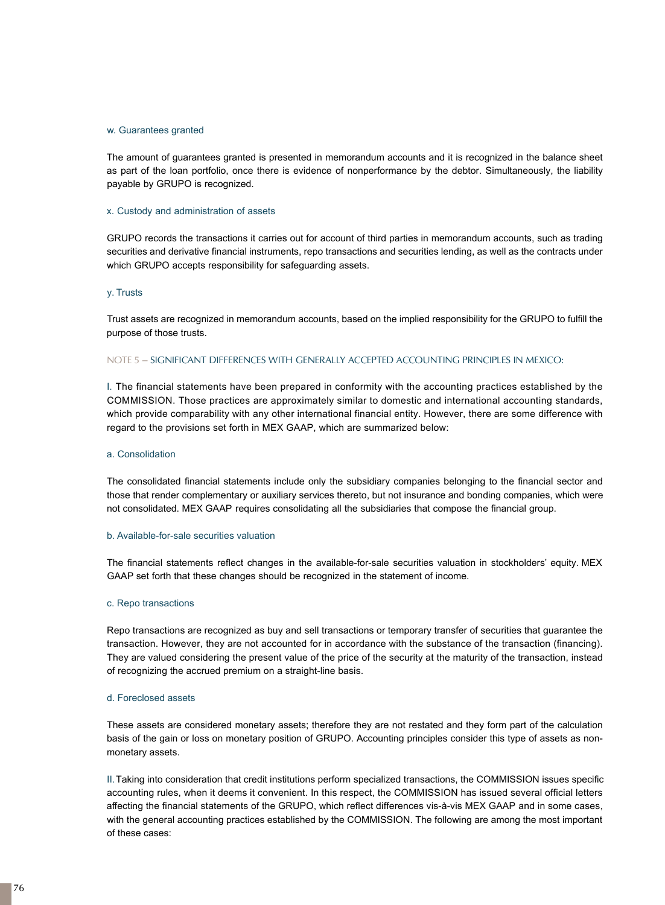### w. Guarantees granted

The amount of guarantees granted is presented in memorandum accounts and it is recognized in the balance sheet as part of the loan portfolio, once there is evidence of nonperformance by the debtor. Simultaneously, the liability payable by GRUPO is recognized.

### x. Custody and administration of assets

GRUPO records the transactions it carries out for account of third parties in memorandum accounts, such as trading securities and derivative financial instruments, repo transactions and securities lending, as well as the contracts under which GRUPO accepts responsibility for safeguarding assets.

### y. Trusts

Trust assets are recognized in memorandum accounts, based on the implied responsibility for the GRUPO to fulfill the purpose of those trusts.

## NOTE 5 – SIGNIFICANT DIFFERENCES WITH GENERALLY ACCEPTED ACCOUNTING PRINCIPLES IN MEXICO:

I. The financial statements have been prepared in conformity with the accounting practices established by the COMMISSION. Those practices are approximately similar to domestic and international accounting standards, which provide comparability with any other international financial entity. However, there are some difference with regard to the provisions set forth in MEX GAAP, which are summarized below:

### a. Consolidation

The consolidated financial statements include only the subsidiary companies belonging to the financial sector and those that render complementary or auxiliary services thereto, but not insurance and bonding companies, which were not consolidated. MEX GAAP requires consolidating all the subsidiaries that compose the financial group.

### b. Available-for-sale securities valuation

The financial statements reflect changes in the available-for-sale securities valuation in stockholders' equity. MEX GAAP set forth that these changes should be recognized in the statement of income.

### c. Repo transactions

Repo transactions are recognized as buy and sell transactions or temporary transfer of securities that guarantee the transaction. However, they are not accounted for in accordance with the substance of the transaction (financing). They are valued considering the present value of the price of the security at the maturity of the transaction, instead of recognizing the accrued premium on a straight-line basis.

### d. Foreclosed assets

These assets are considered monetary assets; therefore they are not restated and they form part of the calculation basis of the gain or loss on monetary position of GRUPO. Accounting principles consider this type of assets as non-monetary assets.

II. Taking into consideration that credit institutions perform specialized transactions, the COMMISSION issues specific accounting rules, when it deems it convenient. In this respect, the COMMISSION has issued several official letters affecting the financial statements of the GRUPO, which reflect differences vis-à-vis MEX GAAP and in some cases, with the general accounting practices established by the COMMISSION. The following are among the most important of these cases: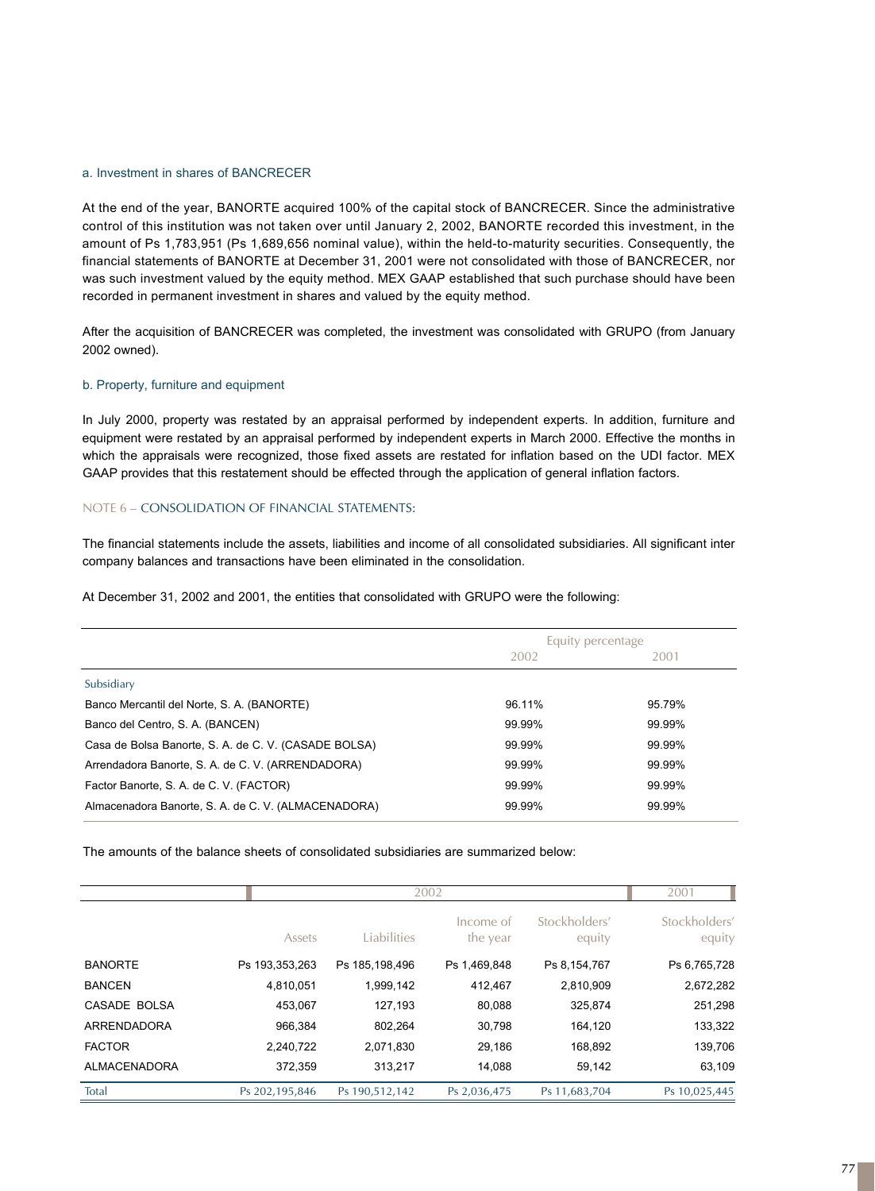### a. Investment in shares of BANCRECER

At the end of the year, BANORTE acquired 100% of the capital stock of BANCRECER. Since the administrative control of this institution was not taken over until January 2, 2002, BANORTE recorded this investment, in the amount of Ps 1,783,951 (Ps 1,689,656 nominal value), within the held-to-maturity securities. Consequently, the financial statements of BANORTE at December 31, 2001 were not consolidated with those of BANCRECER, nor was such investment valued by the equity method. MEX GAAP established that such purchase should have been recorded in permanent investment in shares and valued by the equity method.

After the acquisition of BANCRECER was completed, the investment was consolidated with GRUPO (from January 2002 owned).

### b. Property, furniture and equipment

In July 2000, property was restated by an appraisal performed by independent experts. In addition, furniture and equipment were restated by an appraisal performed by independent experts in March 2000. Effective the months in which the appraisals were recognized, those fixed assets are restated for inflation based on the UDI factor. MEX GAAP provides that this restatement should be effected through the application of general inflation factors.

## NOTE 6 – CONSOLIDATION OF FINANCIAL STATEMENTS:

The financial statements include the assets, liabilities and income of all consolidated subsidiaries. All significant inter company balances and transactions have been eliminated in the consolidation.

At December 31, 2002 and 2001, the entities that consolidated with GRUPO were the following:

| | Equity percentage | |
|---|---|---|
| | 2002 | 2001 |
| Subsidiary | | |
| Banco Mercantil del Norte, S. A. (BANORTE) | 96.11% | 95.79% |
| Banco del Centro, S. A. (BANCEN) | 99.99% | 99.99% |
| Casa de Bolsa Banorte, S. A. de C. V. (CASADE BOLSA) | 99.99% | 99.99% |
| Arrendadora Banorte, S. A. de C. V. (ARRENDADORA) | 99.99% | 99.99% |
| Factor Banorte, S. A. de C. V. (FACTOR) | 99.99% | 99.99% |
| Almacenadora Banorte, S. A. de C. V. (ALMACENADORA) | 99.99% | 99.99% |

The amounts of the balance sheets of consolidated subsidiaries are summarized below:

| | 2002 | | | | 2001 |
|---|---|---|---|---|---|
| | Assets | Liabilities | Income of the year | Stockholders' equity | Stockholders' equity |
| BANORTE | Ps 193,353,263 | Ps 185,198,496 | Ps 1,469,848 | Ps 8,154,767 | Ps 6,765,728 |
| BANCEN | 4,810,051 | 1,999,142 | 412,467 | 2,810,909 | 2,672,282 |
| CASADE BOLSA | 453,067 | 127,193 | 80,088 | 325,874 | 251,298 |
| ARRENDADORA | 966,384 | 802,264 | 30,798 | 164,120 | 133,322 |
| FACTOR | 2,240,722 | 2,071,830 | 29,186 | 168,892 | 139,706 |
| ALMACENADORA | 372,359 | 313,217 | 14,088 | 59,142 | 63,109 |
| Total | Ps 202,195,846 | Ps 190,512,142 | Ps 2,036,475 | Ps 11,683,704 | Ps 10,025,445 |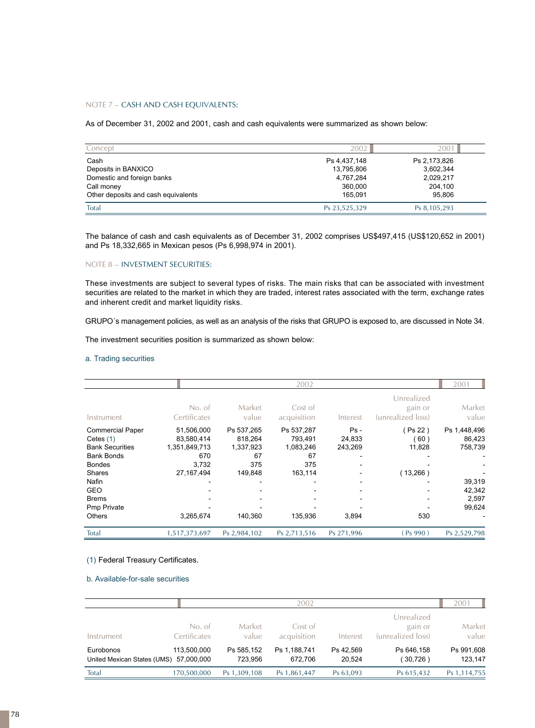### NOTE 7 – CASH AND CASH EQUIVALENTS:

As of December 31, 2002 and 2001, cash and cash equivalents were summarized as shown below:

| Concept | 2002 | 2001 |
|---|---|---|
| Cash | Ps 4,437,148 | Ps 2,173,826 |
| Deposits in BANXICO | 13,795,806 | 3,602,344 |
| Domestic and foreign banks | 4,767,284 | 2,029,217 |
| Call money | 360,000 | 204,100 |
| Other deposits and cash equivalents | 165,091 | 95,806 |
| Total | Ps 23,525,329 | Ps 8,105,293 |

The balance of cash and cash equivalents as of December 31, 2002 comprises US$497,415 (US$120,652 in 2001) and Ps 18,332,665 in Mexican pesos (Ps 6,998,974 in 2001).

### NOTE 8 – INVESTMENT SECURITIES:

These investments are subject to several types of risks. The main risks that can be associated with investment securities are related to the market in which they are traded, interest rates associated with the term, exchange rates and inherent credit and market liquidity risks.

GRUPO´s management policies, as well as an analysis of the risks that GRUPO is exposed to, are discussed in Note 34.

The investment securities position is summarized as shown below:

#### a. Trading securities

| | 2002 | | | | | 2001 |
|---|---|---|---|---|---|---|
| Instrument | No. of Certificates | Market value | Cost of acquisition | Interest | Unrealized gain or (unrealized loss) | Market value |
| Commercial Paper | 51,506,000 | Ps 537,265 | Ps 537,287 | Ps - | ( Ps 22 ) | Ps 1,448,496 |
| Cetes (1) | 83,580,414 | 818,264 | 793,491 | 24,833 | ( 60 ) | 86,423 |
| Bank Securities | 1,351,849,713 | 1,337,923 | 1,083,246 | 243,269 | 11,828 | 758,739 |
| Bank Bonds | 670 | 67 | 67 | - | - | - |
| Bondes | 3,732 | 375 | 375 | - | - | - |
| Shares | 27,167,494 | 149,848 | 163,114 | - | ( 13,266 ) | - |
| Nafin | - | - | - | - | - | 39,319 |
| GEO | - | - | - | - | - | 42,342 |
| Brems | - | - | - | - | - | 2,597 |
| Pmp Private | - | - | - | - | - | 99,624 |
| Others | 3,265,674 | 140,360 | 135,936 | 3,894 | 530 | - |
| Total | 1,517,373,697 | Ps 2,984,102 | Ps 2,713,516 | Ps 271,996 | ( Ps 990 ) | Ps 2,529,798 |

(1) Federal Treasury Certificates.

#### b. Available-for-sale securities

| | 2002 | | | | | 2001 |
|---|---|---|---|---|---|---|
| Instrument | No. of Certificates | Market value | Cost of acquisition | Interest | Unrealized gain or (unrealized loss) | Market value |
| Eurobonos | 113,500,000 | Ps 585,152 | Ps 1,188,741 | Ps 42,569 | Ps 646,158 | Ps 991,608 |
| United Mexican States (UMS) | 57,000,000 | 723,956 | 672,706 | 20,524 | ( 30,726 ) | 123,147 |
| Total | 170,500,000 | Ps 1,309,108 | Ps 1,861,447 | Ps 63,093 | Ps 615,432 | Ps 1,114,755 |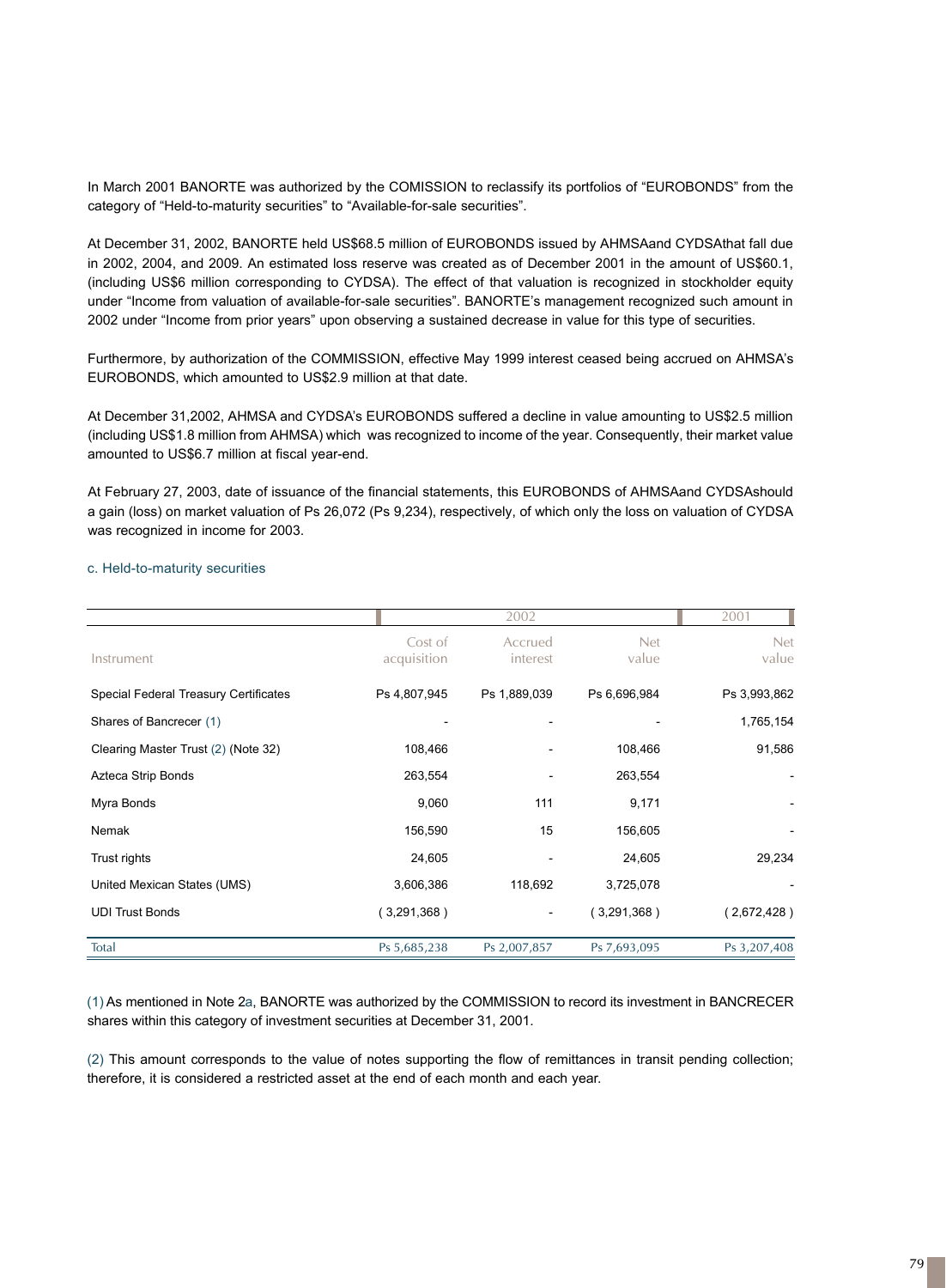In March 2001 BANORTE was authorized by the COMISSION to reclassify its portfolios of “EUROBONDS” from the category of “Held-to-maturity securities” to “Available-for-sale securities”.

At December 31, 2002, BANORTE held US$68.5 million of EUROBONDS issued by AHMSAand CYDSAthat fall due in 2002, 2004, and 2009. An estimated loss reserve was created as of December 2001 in the amount of US$60.1, (including US$6 million corresponding to CYDSA). The effect of that valuation is recognized in stockholder equity under “Income from valuation of available-for-sale securities”. BANORTE’s management recognized such amount in 2002 under “Income from prior years” upon observing a sustained decrease in value for this type of securities.

Furthermore, by authorization of the COMMISSION, effective May 1999 interest ceased being accrued on AHMSA’s EUROBONDS, which amounted to US$2.9 million at that date.

At December 31,2002, AHMSA and CYDSA’s EUROBONDS suffered a decline in value amounting to US$2.5 million (including US$1.8 million from AHMSA) which was recognized to income of the year. Consequently, their market value amounted to US$6.7 million at fiscal year-end.

At February 27, 2003, date of issuance of the financial statements, this EUROBONDS of AHMSAand CYDSAshould a gain (loss) on market valuation of Ps 26,072 (Ps 9,234), respectively, of which only the loss on valuation of CYDSA was recognized in income for 2003.

c. Held-to-maturity securities

| | 2002 | | | 2001 |
|---|---|---|---|---|
| Instrument | Cost of acquisition | Accrued interest | Net value | Net value |
| Special Federal Treasury Certificates | Ps 4,807,945 | Ps 1,889,039 | Ps 6,696,984 | Ps 3,993,862 |
| Shares of Bancrecer (1) | - | - | - | 1,765,154 |
| Clearing Master Trust (2) (Note 32) | 108,466 | - | 108,466 | 91,586 |
| Azteca Strip Bonds | 263,554 | - | 263,554 | - |
| Myra Bonds | 9,060 | 111 | 9,171 | - |
| Nemak | 156,590 | 15 | 156,605 | - |
| Trust rights | 24,605 | - | 24,605 | 29,234 |
| United Mexican States (UMS) | 3,606,386 | 118,692 | 3,725,078 | - |
| UDI Trust Bonds | ( 3,291,368 ) | - | ( 3,291,368 ) | ( 2,672,428 ) |
| Total | Ps 5,685,238 | Ps 2,007,857 | Ps 7,693,095 | Ps 3,207,408 |

(1) As mentioned in Note 2a, BANORTE was authorized by the COMMISSION to record its investment in BANCRECER shares within this category of investment securities at December 31, 2001.

(2) This amount corresponds to the value of notes supporting the flow of remittances in transit pending collection; therefore, it is considered a restricted asset at the end of each month and each year.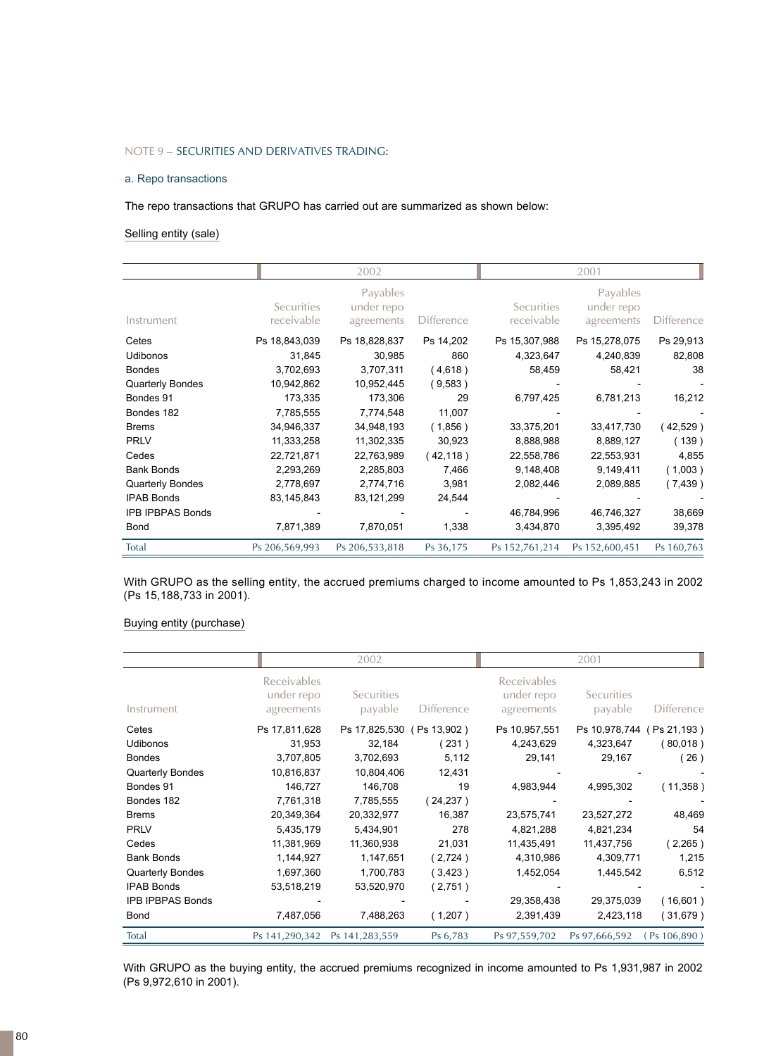NOTE 9 – SECURITIES AND DERIVATIVES TRADING:

a. Repo transactions

The repo transactions that GRUPO has carried out are summarized as shown below:

Selling entity (sale)

| | 2002 | | | 2001 | | |
|---|---|---|---|---|---|---|
| Instrument | Securities receivable | Payables under repo agreements | Difference | Securities receivable | Payables under repo agreements | Difference |
| Cetes | Ps 18,843,039 | Ps 18,828,837 | Ps 14,202 | Ps 15,307,988 | Ps 15,278,075 | Ps 29,913 |
| Udibonos | 31,845 | 30,985 | 860 | 4,323,647 | 4,240,839 | 82,808 |
| Bondes | 3,702,693 | 3,707,311 | ( 4,618 ) | 58,459 | 58,421 | 38 |
| Quarterly Bondes | 10,942,862 | 10,952,445 | ( 9,583 ) | - | - | - |
| Bondes 91 | 173,335 | 173,306 | 29 | 6,797,425 | 6,781,213 | 16,212 |
| Bondes 182 | 7,785,555 | 7,774,548 | 11,007 | - | - | - |
| Brems | 34,946,337 | 34,948,193 | ( 1,856 ) | 33,375,201 | 33,417,730 | ( 42,529 ) |
| PRLV | 11,333,258 | 11,302,335 | 30,923 | 8,888,988 | 8,889,127 | ( 139 ) |
| Cedes | 22,721,871 | 22,763,989 | ( 42,118 ) | 22,558,786 | 22,553,931 | 4,855 |
| Bank Bonds | 2,293,269 | 2,285,803 | 7,466 | 9,148,408 | 9,149,411 | ( 1,003 ) |
| Quarterly Bondes | 2,778,697 | 2,774,716 | 3,981 | 2,082,446 | 2,089,885 | ( 7,439 ) |
| IPAB Bonds | 83,145,843 | 83,121,299 | 24,544 | - | - | - |
| IPB IPBPAS Bonds | - | - | - | 46,784,996 | 46,746,327 | 38,669 |
| Bond | 7,871,389 | 7,870,051 | 1,338 | 3,434,870 | 3,395,492 | 39,378 |
| Total | Ps 206,569,993 | Ps 206,533,818 | Ps 36,175 | Ps 152,761,214 | Ps 152,600,451 | Ps 160,763 |

With GRUPO as the selling entity, the accrued premiums charged to income amounted to Ps 1,853,243 in 2002 (Ps 15,188,733 in 2001).

Buying entity (purchase)

| | 2002 | | | 2001 | | |
|---|---|---|---|---|---|---|
| Instrument | Receivables under repo agreements | Securities payable | Difference | Receivables under repo agreements | Securities payable | Difference |
| Cetes | Ps 17,811,628 | Ps 17,825,530 | ( Ps 13,902 ) | Ps 10,957,551 | Ps 10,978,744 | ( Ps 21,193 ) |
| Udibonos | 31,953 | 32,184 | ( 231 ) | 4,243,629 | 4,323,647 | ( 80,018 ) |
| Bondes | 3,707,805 | 3,702,693 | 5,112 | 29,141 | 29,167 | ( 26 ) |
| Quarterly Bondes | 10,816,837 | 10,804,406 | 12,431 | - | - | - |
| Bondes 91 | 146,727 | 146,708 | 19 | 4,983,944 | 4,995,302 | ( 11,358 ) |
| Bondes 182 | 7,761,318 | 7,785,555 | ( 24,237 ) | - | - | - |
| Brems | 20,349,364 | 20,332,977 | 16,387 | 23,575,741 | 23,527,272 | 48,469 |
| PRLV | 5,435,179 | 5,434,901 | 278 | 4,821,288 | 4,821,234 | 54 |
| Cedes | 11,381,969 | 11,360,938 | 21,031 | 11,435,491 | 11,437,756 | ( 2,265 ) |
| Bank Bonds | 1,144,927 | 1,147,651 | ( 2,724 ) | 4,310,986 | 4,309,771 | 1,215 |
| Quarterly Bondes | 1,697,360 | 1,700,783 | ( 3,423 ) | 1,452,054 | 1,445,542 | 6,512 |
| IPAB Bonds | 53,518,219 | 53,520,970 | ( 2,751 ) | - | - | - |
| IPB IPBPAS Bonds | - | - | - | 29,358,438 | 29,375,039 | ( 16,601 ) |
| Bond | 7,487,056 | 7,488,263 | ( 1,207 ) | 2,391,439 | 2,423,118 | ( 31,679 ) |
| Total | Ps 141,290,342 | Ps 141,283,559 | Ps 6,783 | Ps 97,559,702 | Ps 97,666,592 | ( Ps 106,890 ) |

With GRUPO as the buying entity, the accrued premiums recognized in income amounted to Ps 1,931,987 in 2002 (Ps 9,972,610 in 2001).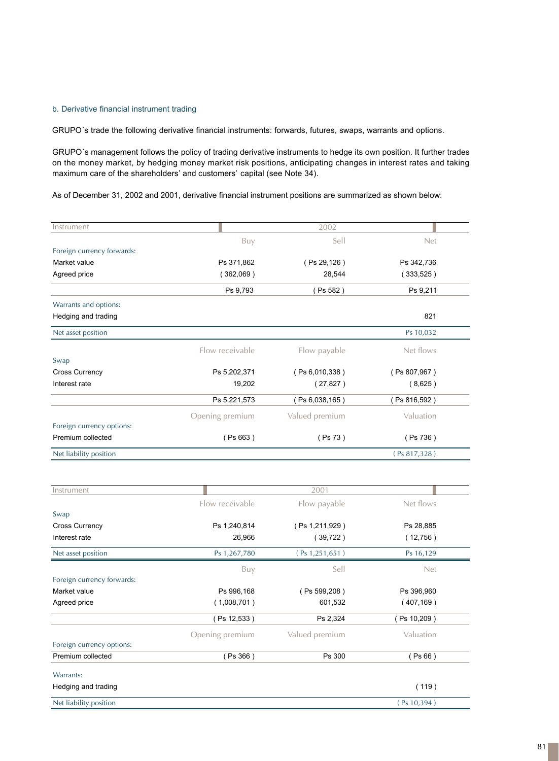### b. Derivative financial instrument trading

GRUPO´s trade the following derivative financial instruments: forwards, futures, swaps, warrants and options.

GRUPO´s management follows the policy of trading derivative instruments to hedge its own position. It further trades on the money market, by hedging money market risk positions, anticipating changes in interest rates and taking maximum care of the shareholders' and customers' capital (see Note 34).

As of December 31, 2002 and 2001, derivative financial instrument positions are summarized as shown below:

| Instrument | 2002 | | |
|---|---|---|---|
| | Buy | Sell | Net |
| Foreign currency forwards: | | | |
| Market value | Ps 371,862 | ( Ps 29,126 ) | Ps 342,736 |
| Agreed price | ( 362,069 ) | 28,544 | ( 333,525 ) |
| | Ps 9,793 | ( Ps 582 ) | Ps 9,211 |
| Warrants and options: | | | |
| Hedging and trading | | | 821 |
| Net asset position | | | Ps 10,032 |
| | Flow receivable | Flow payable | Net flows |
| Swap | | | |
| Cross Currency | Ps 5,202,371 | ( Ps 6,010,338 ) | ( Ps 807,967 ) |
| Interest rate | 19,202 | ( 27,827 ) | ( 8,625 ) |
| | Ps 5,221,573 | ( Ps 6,038,165 ) | ( Ps 816,592 ) |
| | Opening premium | Valued premium | Valuation |
| Foreign currency options: | | | |
| Premium collected | ( Ps 663 ) | ( Ps 73 ) | ( Ps 736 ) |
| Net liability position | | | ( Ps 817,328 ) |

| Instrument | 2001 | | |
|---|---|---|---|
| | Flow receivable | Flow payable | Net flows |
| Swap | | | |
| Cross Currency | Ps 1,240,814 | ( Ps 1,211,929 ) | Ps 28,885 |
| Interest rate | 26,966 | ( 39,722 ) | ( 12,756 ) |
| Net asset position | Ps 1,267,780 | ( Ps 1,251,651 ) | Ps 16,129 |
| | Buy | Sell | Net |
| Foreign currency forwards: | | | |
| Market value | Ps 996,168 | ( Ps 599,208 ) | Ps 396,960 |
| Agreed price | ( 1,008,701 ) | 601,532 | ( 407,169 ) |
| | ( Ps 12,533 ) | Ps 2,324 | ( Ps 10,209 ) |
| | Opening premium | Valued premium | Valuation |
| Foreign currency options: | | | |
| Premium collected | ( Ps 366 ) | Ps 300 | ( Ps 66 ) |
| Warrants: | | | |
| Hedging and trading | | | ( 119 ) |
| Net liability position | | | ( Ps 10,394 ) |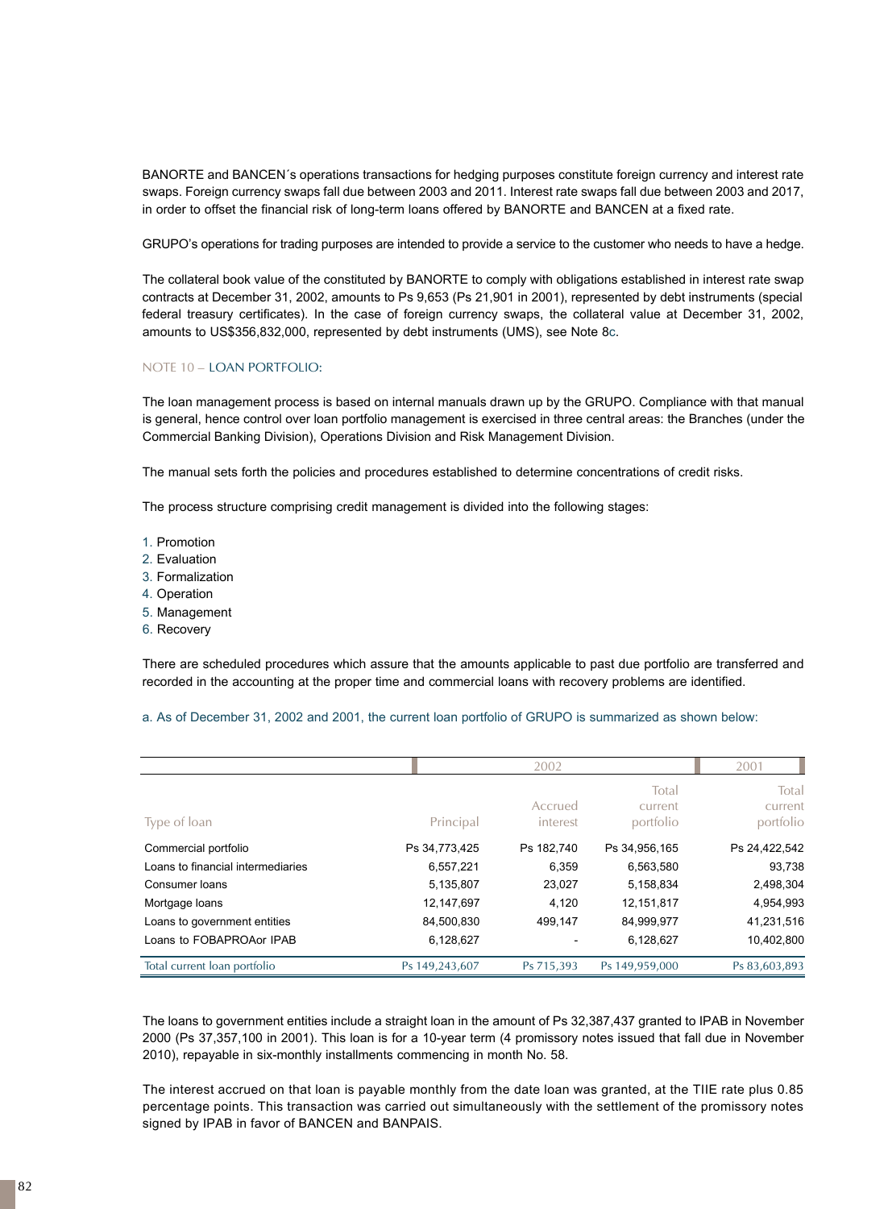BANORTE and BANCEN´s operations transactions for hedging purposes constitute foreign currency and interest rate swaps. Foreign currency swaps fall due between 2003 and 2011. Interest rate swaps fall due between 2003 and 2017, in order to offset the financial risk of long-term loans offered by BANORTE and BANCEN at a fixed rate.

GRUPO's operations for trading purposes are intended to provide a service to the customer who needs to have a hedge.

The collateral book value of the constituted by BANORTE to comply with obligations established in interest rate swap contracts at December 31, 2002, amounts to Ps 9,653 (Ps 21,901 in 2001), represented by debt instruments (special federal treasury certificates). In the case of foreign currency swaps, the collateral value at December 31, 2002, amounts to US$356,832,000, represented by debt instruments (UMS), see Note 8c.

## NOTE 10 – LOAN PORTFOLIO:

The loan management process is based on internal manuals drawn up by the GRUPO. Compliance with that manual is general, hence control over loan portfolio management is exercised in three central areas: the Branches (under the Commercial Banking Division), Operations Division and Risk Management Division.

The manual sets forth the policies and procedures established to determine concentrations of credit risks.

The process structure comprising credit management is divided into the following stages:

1. Promotion
2. Evaluation
3. Formalization
4. Operation
5. Management
6. Recovery

There are scheduled procedures which assure that the amounts applicable to past due portfolio are transferred and recorded in the accounting at the proper time and commercial loans with recovery problems are identified.

a. As of December 31, 2002 and 2001, the current loan portfolio of GRUPO is summarized as shown below:

| | 2002 | | | 2001 |
|---|---|---|---|---|
| Type of loan | Principal | Accrued interest | Total current portfolio | Total current portfolio |
| Commercial portfolio | Ps 34,773,425 | Ps 182,740 | Ps 34,956,165 | Ps 24,422,542 |
| Loans to financial intermediaries | 6,557,221 | 6,359 | 6,563,580 | 93,738 |
| Consumer loans | 5,135,807 | 23,027 | 5,158,834 | 2,498,304 |
| Mortgage loans | 12,147,697 | 4,120 | 12,151,817 | 4,954,993 |
| Loans to government entities | 84,500,830 | 499,147 | 84,999,977 | 41,231,516 |
| Loans to FOBAPROAor IPAB | 6,128,627 | - | 6,128,627 | 10,402,800 |
| Total current loan portfolio | Ps 149,243,607 | Ps 715,393 | Ps 149,959,000 | Ps 83,603,893 |

The loans to government entities include a straight loan in the amount of Ps 32,387,437 granted to IPAB in November 2000 (Ps 37,357,100 in 2001). This loan is for a 10-year term (4 promissory notes issued that fall due in November 2010), repayable in six-monthly installments commencing in month No. 58.

The interest accrued on that loan is payable monthly from the date loan was granted, at the TIIE rate plus 0.85 percentage points. This transaction was carried out simultaneously with the settlement of the promissory notes signed by IPAB in favor of BANCEN and BANPAIS.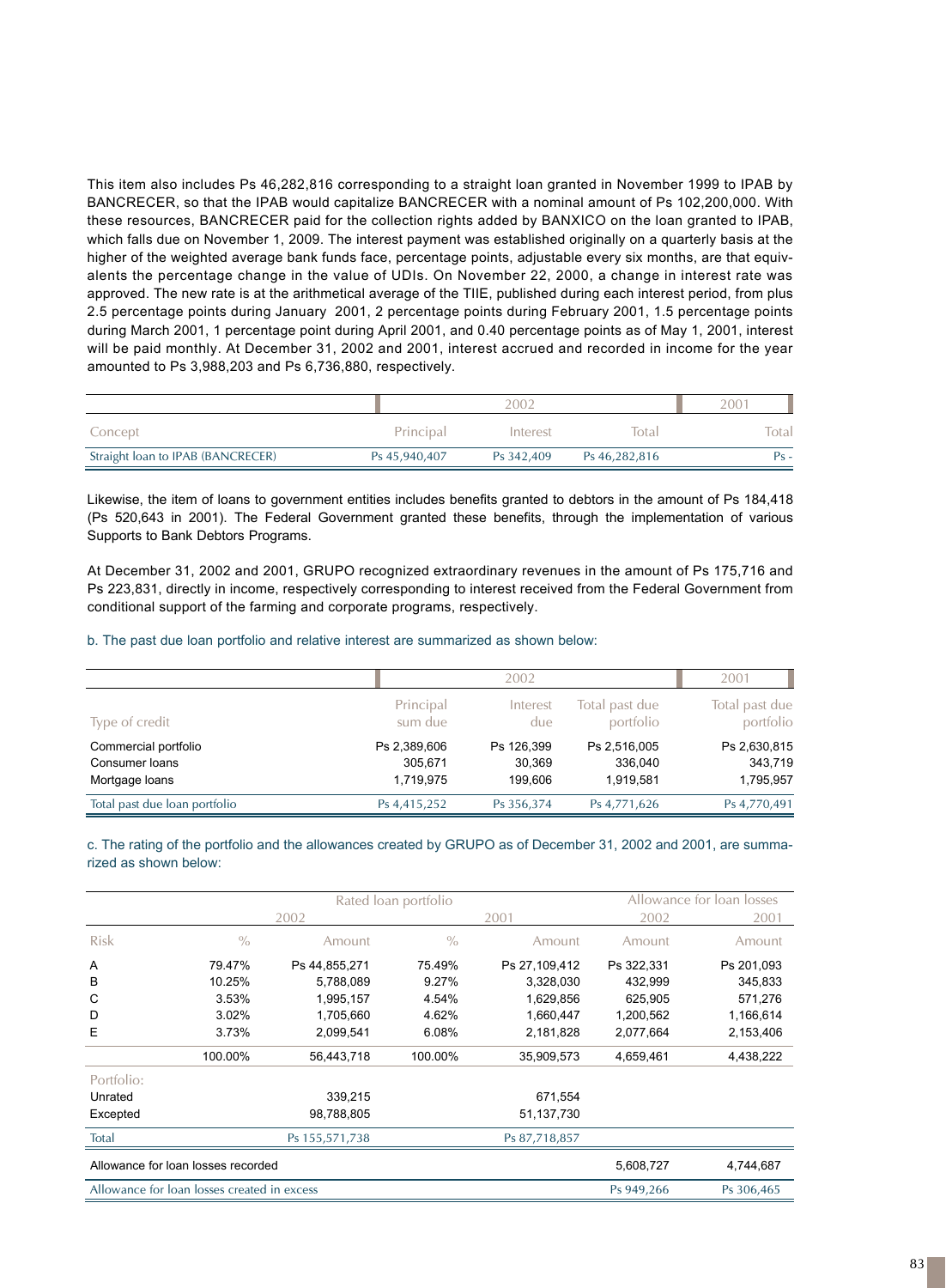This item also includes Ps 46,282,816 corresponding to a straight loan granted in November 1999 to IPAB by BANCRECER, so that the IPAB would capitalize BANCRECER with a nominal amount of Ps 102,200,000. With these resources, BANCRECER paid for the collection rights added by BANXICO on the loan granted to IPAB, which falls due on November 1, 2009. The interest payment was established originally on a quarterly basis at the higher of the weighted average bank funds face, percentage points, adjustable every six months, are that equivalents the percentage change in the value of UDIs. On November 22, 2000, a change in interest rate was approved. The new rate is at the arithmetical average of the TIIE, published during each interest period, from plus 2.5 percentage points during January 2001, 2 percentage points during February 2001, 1.5 percentage points during March 2001, 1 percentage point during April 2001, and 0.40 percentage points as of May 1, 2001, interest will be paid monthly. At December 31, 2002 and 2001, interest accrued and recorded in income for the year amounted to Ps 3,988,203 and Ps 6,736,880, respectively.

| | 2002 | | | 2001 |
|---|---|---|---|---|
| Concept | Principal | Interest | Total | Total |
| Straight loan to IPAB (BANCRECER) | Ps 45,940,407 | Ps 342,409 | Ps 46,282,816 | Ps - |

Likewise, the item of loans to government entities includes benefits granted to debtors in the amount of Ps 184,418 (Ps 520,643 in 2001). The Federal Government granted these benefits, through the implementation of various Supports to Bank Debtors Programs.

At December 31, 2002 and 2001, GRUPO recognized extraordinary revenues in the amount of Ps 175,716 and Ps 223,831, directly in income, respectively corresponding to interest received from the Federal Government from conditional support of the farming and corporate programs, respectively.

b. The past due loan portfolio and relative interest are summarized as shown below:

| | 2002 | | | 2001 |
|---|---|---|---|---|
| Type of credit | Principal sum due | Interest due | Total past due portfolio | Total past due portfolio |
| Commercial portfolio | Ps 2,389,606 | Ps 126,399 | Ps 2,516,005 | Ps 2,630,815 |
| Consumer loans | 305,671 | 30,369 | 336,040 | 343,719 |
| Mortgage loans | 1,719,975 | 199,606 | 1,919,581 | 1,795,957 |
| Total past due loan portfolio | Ps 4,415,252 | Ps 356,374 | Ps 4,771,626 | Ps 4,770,491 |

c. The rating of the portfolio and the allowances created by GRUPO as of December 31, 2002 and 2001, are summarized as shown below:

| | Rated loan portfolio | | | | Allowance for loan losses | |
|---|---|---|---|---|---|---|
| | 2002 | | 2001 | | 2002 | 2001 |
| Risk | % | Amount | % | Amount | Amount | Amount |
| A | 79.47% | Ps 44,855,271 | 75.49% | Ps 27,109,412 | Ps 322,331 | Ps 201,093 |
| B | 10.25% | 5,788,089 | 9.27% | 3,328,030 | 432,999 | 345,833 |
| C | 3.53% | 1,995,157 | 4.54% | 1,629,856 | 625,905 | 571,276 |
| D | 3.02% | 1,705,660 | 4.62% | 1,660,447 | 1,200,562 | 1,166,614 |
| E | 3.73% | 2,099,541 | 6.08% | 2,181,828 | 2,077,664 | 2,153,406 |
| | 100.00% | 56,443,718 | 100.00% | 35,909,573 | 4,659,461 | 4,438,222 |
| Portfolio: | | | | | | |
| Unrated | | 339,215 | | 671,554 | | |
| Excepted | | 98,788,805 | | 51,137,730 | | |
| Total | | Ps 155,571,738 | | Ps 87,718,857 | | |
| Allowance for loan losses recorded | | | | | 5,608,727 | 4,744,687 |
| Allowance for loan losses created in excess | | | | | Ps 949,266 | Ps 306,465 |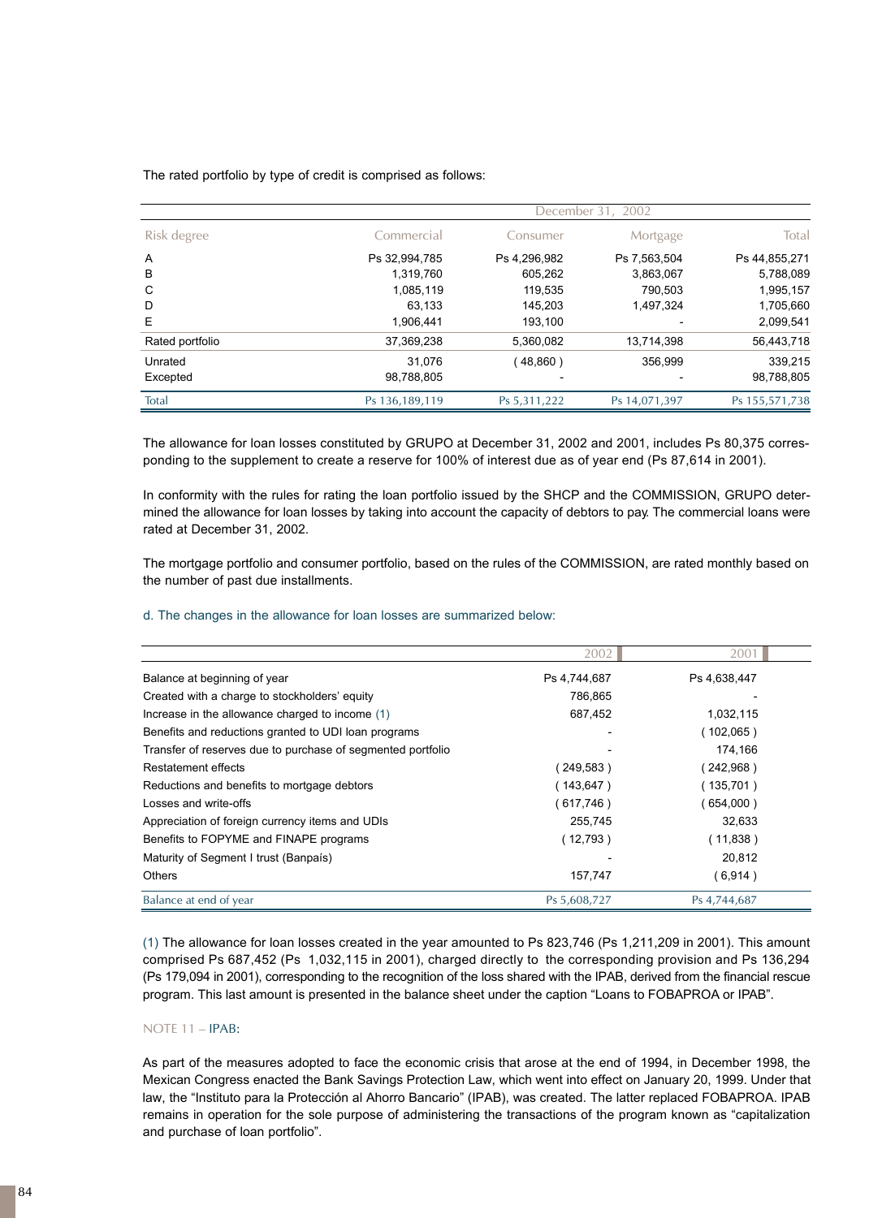The rated portfolio by type of credit is comprised as follows:

| | December 31, 2002 | | | |
|---|---|---|---|---|
| Risk degree | Commercial | Consumer | Mortgage | Total |
| A | Ps 32,994,785 | Ps 4,296,982 | Ps 7,563,504 | Ps 44,855,271 |
| B | 1,319,760 | 605,262 | 3,863,067 | 5,788,089 |
| C | 1,085,119 | 119,535 | 790,503 | 1,995,157 |
| D | 63,133 | 145,203 | 1,497,324 | 1,705,660 |
| E | 1,906,441 | 193,100 | - | 2,099,541 |
| Rated portfolio | 37,369,238 | 5,360,082 | 13,714,398 | 56,443,718 |
| Unrated | 31,076 | ( 48,860 ) | 356,999 | 339,215 |
| Excepted | 98,788,805 | - | - | 98,788,805 |
| Total | Ps 136,189,119 | Ps 5,311,222 | Ps 14,071,397 | Ps 155,571,738 |

The allowance for loan losses constituted by GRUPO at December 31, 2002 and 2001, includes Ps 80,375 corresponding to the supplement to create a reserve for 100% of interest due as of year end (Ps 87,614 in 2001).

In conformity with the rules for rating the loan portfolio issued by the SHCP and the COMMISSION, GRUPO determined the allowance for loan losses by taking into account the capacity of debtors to pay. The commercial loans were rated at December 31, 2002.

The mortgage portfolio and consumer portfolio, based on the rules of the COMMISSION, are rated monthly based on the number of past due installments.

d. The changes in the allowance for loan losses are summarized below:

| | 2002 | 2001 |
|---|---|---|
| Balance at beginning of year | Ps 4,744,687 | Ps 4,638,447 |
| Created with a charge to stockholders' equity | 786,865 | - |
| Increase in the allowance charged to income (1) | 687,452 | 1,032,115 |
| Benefits and reductions granted to UDI loan programs | - | ( 102,065 ) |
| Transfer of reserves due to purchase of segmented portfolio | - | 174,166 |
| Restatement effects | ( 249,583 ) | ( 242,968 ) |
| Reductions and benefits to mortgage debtors | ( 143,647 ) | ( 135,701 ) |
| Losses and write-offs | ( 617,746 ) | ( 654,000 ) |
| Appreciation of foreign currency items and UDIs | 255,745 | 32,633 |
| Benefits to FOPYME and FINAPE programs | ( 12,793 ) | ( 11,838 ) |
| Maturity of Segment I trust (Banpaís) | - | 20,812 |
| Others | 157,747 | ( 6,914 ) |
| Balance at end of year | Ps 5,608,727 | Ps 4,744,687 |

(1) The allowance for loan losses created in the year amounted to Ps 823,746 (Ps 1,211,209 in 2001). This amount comprised Ps 687,452 (Ps 1,032,115 in 2001), charged directly to the corresponding provision and Ps 136,294 (Ps 179,094 in 2001), corresponding to the recognition of the loss shared with the IPAB, derived from the financial rescue program. This last amount is presented in the balance sheet under the caption "Loans to FOBAPROA or IPAB".

## NOTE 11 – IPAB:

As part of the measures adopted to face the economic crisis that arose at the end of 1994, in December 1998, the Mexican Congress enacted the Bank Savings Protection Law, which went into effect on January 20, 1999. Under that law, the "Instituto para la Protección al Ahorro Bancario" (IPAB), was created. The latter replaced FOBAPROA. IPAB remains in operation for the sole purpose of administering the transactions of the program known as "capitalization and purchase of loan portfolio".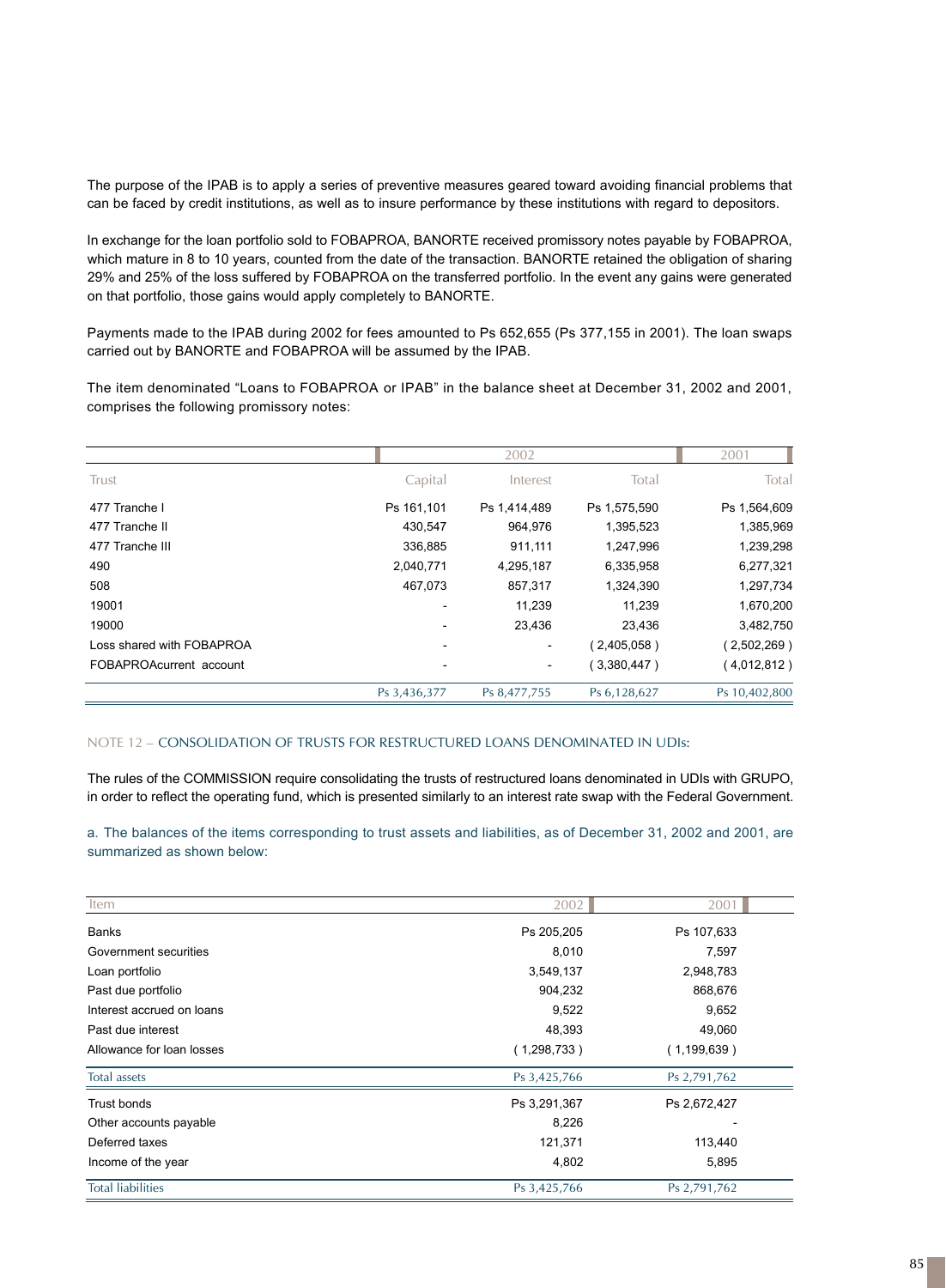The purpose of the IPAB is to apply a series of preventive measures geared toward avoiding financial problems that can be faced by credit institutions, as well as to insure performance by these institutions with regard to depositors.

In exchange for the loan portfolio sold to FOBAPROA, BANORTE received promissory notes payable by FOBAPROA, which mature in 8 to 10 years, counted from the date of the transaction. BANORTE retained the obligation of sharing 29% and 25% of the loss suffered by FOBAPROA on the transferred portfolio. In the event any gains were generated on that portfolio, those gains would apply completely to BANORTE.

Payments made to the IPAB during 2002 for fees amounted to Ps 652,655 (Ps 377,155 in 2001). The loan swaps carried out by BANORTE and FOBAPROA will be assumed by the IPAB.

The item denominated "Loans to FOBAPROA or IPAB" in the balance sheet at December 31, 2002 and 2001, comprises the following promissory notes:

| | 2002 | | | 2001 |
|---|---|---|---|---|
| Trust | Capital | Interest | Total | Total |
| 477 Tranche I | Ps 161,101 | Ps 1,414,489 | Ps 1,575,590 | Ps 1,564,609 |
| 477 Tranche II | 430,547 | 964,976 | 1,395,523 | 1,385,969 |
| 477 Tranche III | 336,885 | 911,111 | 1,247,996 | 1,239,298 |
| 490 | 2,040,771 | 4,295,187 | 6,335,958 | 6,277,321 |
| 508 | 467,073 | 857,317 | 1,324,390 | 1,297,734 |
| 19001 | - | 11,239 | 11,239 | 1,670,200 |
| 19000 | - | 23,436 | 23,436 | 3,482,750 |
| Loss shared with FOBAPROA | - | - | ( 2,405,058 ) | ( 2,502,269 ) |
| FOBAPROAcurrent account | - | - | ( 3,380,447 ) | ( 4,012,812 ) |
| | Ps 3,436,377 | Ps 8,477,755 | Ps 6,128,627 | Ps 10,402,800 |

NOTE 12 – CONSOLIDATION OF TRUSTS FOR RESTRUCTURED LOANS DENOMINATED IN UDIs:

The rules of the COMMISSION require consolidating the trusts of restructured loans denominated in UDIs with GRUPO, in order to reflect the operating fund, which is presented similarly to an interest rate swap with the Federal Government.

a. The balances of the items corresponding to trust assets and liabilities, as of December 31, 2002 and 2001, are summarized as shown below:

| Item | 2002 | 2001 |
|---|---|---|
| Banks | Ps 205,205 | Ps 107,633 |
| Government securities | 8,010 | 7,597 |
| Loan portfolio | 3,549,137 | 2,948,783 |
| Past due portfolio | 904,232 | 868,676 |
| Interest accrued on loans | 9,522 | 9,652 |
| Past due interest | 48,393 | 49,060 |
| Allowance for loan losses | ( 1,298,733 ) | ( 1,199,639 ) |
| Total assets | Ps 3,425,766 | Ps 2,791,762 |
| Trust bonds | Ps 3,291,367 | Ps 2,672,427 |
| Other accounts payable | 8,226 | - |
| Deferred taxes | 121,371 | 113,440 |
| Income of the year | 4,802 | 5,895 |
| Total liabilities | Ps 3,425,766 | Ps 2,791,762 |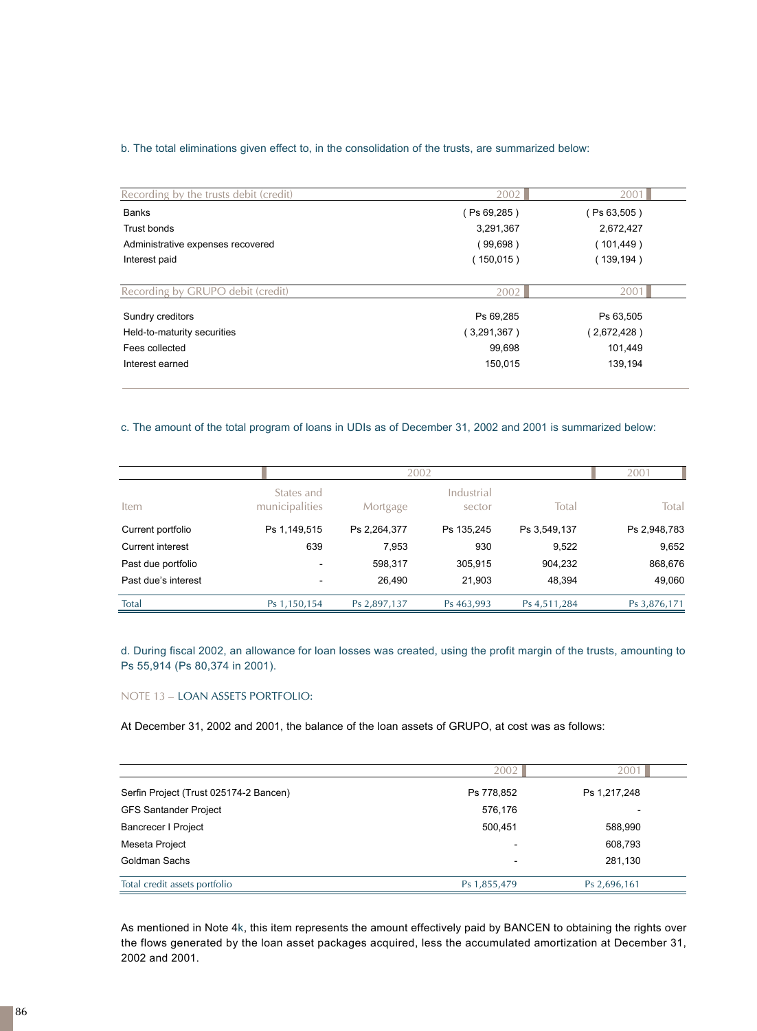b. The total eliminations given effect to, in the consolidation of the trusts, are summarized below:

| Recording by the trusts debit (credit) | 2002 | 2001 |
|---|---|---|
| Banks | ( Ps 69,285 ) | ( Ps 63,505 ) |
| Trust bonds | 3,291,367 | 2,672,427 |
| Administrative expenses recovered | ( 99,698 ) | ( 101,449 ) |
| Interest paid | ( 150,015 ) | ( 139,194 ) |

| Recording by GRUPO debit (credit) | 2002 | 2001 |
|---|---|---|
| Sundry creditors | Ps 69,285 | Ps 63,505 |
| Held-to-maturity securities | ( 3,291,367 ) | ( 2,672,428 ) |
| Fees collected | 99,698 | 101,449 |
| Interest earned | 150,015 | 139,194 |

c. The amount of the total program of loans in UDIs as of December 31, 2002 and 2001 is summarized below:

| | 2002 | | | | 2001 |
|---|---|---|---|---|---|
| Item | States and municipalities | Mortgage | Industrial sector | Total | Total |
| Current portfolio | Ps 1,149,515 | Ps 2,264,377 | Ps 135,245 | Ps 3,549,137 | Ps 2,948,783 |
| Current interest | 639 | 7,953 | 930 | 9,522 | 9,652 |
| Past due portfolio | - | 598,317 | 305,915 | 904,232 | 868,676 |
| Past due's interest | - | 26,490 | 21,903 | 48,394 | 49,060 |
| Total | Ps 1,150,154 | Ps 2,897,137 | Ps 463,993 | Ps 4,511,284 | Ps 3,876,171 |

d. During fiscal 2002, an allowance for loan losses was created, using the profit margin of the trusts, amounting to Ps 55,914 (Ps 80,374 in 2001).

## NOTE 13 – LOAN ASSETS PORTFOLIO:

At December 31, 2002 and 2001, the balance of the loan assets of GRUPO, at cost was as follows:

| | 2002 | 2001 |
|---|---|---|
| Serfin Project (Trust 025174-2 Bancen) | Ps 778,852 | Ps 1,217,248 |
| GFS Santander Project | 576,176 | - |
| Bancrecer I Project | 500,451 | 588,990 |
| Meseta Project | - | 608,793 |
| Goldman Sachs | - | 281,130 |
| Total credit assets portfolio | Ps 1,855,479 | Ps 2,696,161 |

As mentioned in Note 4k, this item represents the amount effectively paid by BANCEN to obtaining the rights over the flows generated by the loan asset packages acquired, less the accumulated amortization at December 31, 2002 and 2001.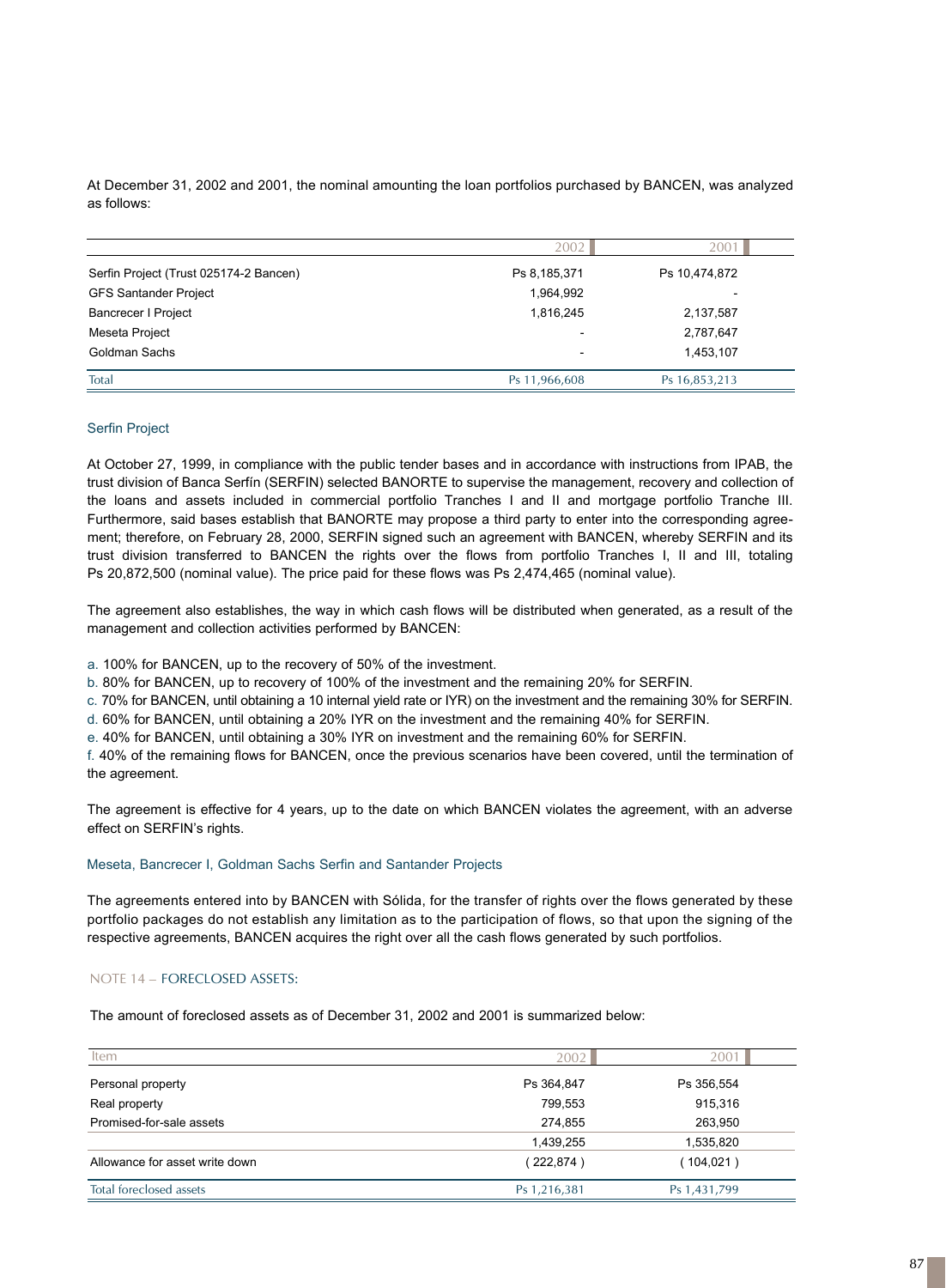At December 31, 2002 and 2001, the nominal amounting the loan portfolios purchased by BANCEN, was analyzed as follows:

| | 2002 | 2001 |
|---|---|---|
| Serfin Project (Trust 025174-2 Bancen) | Ps 8,185,371 | Ps 10,474,872 |
| GFS Santander Project | 1,964,992 | - |
| Bancrecer I Project | 1,816,245 | 2,137,587 |
| Meseta Project | - | 2,787,647 |
| Goldman Sachs | - | 1,453,107 |
| Total | Ps 11,966,608 | Ps 16,853,213 |

### Serfin Project

At October 27, 1999, in compliance with the public tender bases and in accordance with instructions from IPAB, the trust division of Banca Serfín (SERFIN) selected BANORTE to supervise the management, recovery and collection of the loans and assets included in commercial portfolio Tranches I and II and mortgage portfolio Tranche III. Furthermore, said bases establish that BANORTE may propose a third party to enter into the corresponding agreement; therefore, on February 28, 2000, SERFIN signed such an agreement with BANCEN, whereby SERFIN and its trust division transferred to BANCEN the rights over the flows from portfolio Tranches I, II and III, totaling Ps 20,872,500 (nominal value). The price paid for these flows was Ps 2,474,465 (nominal value).

The agreement also establishes, the way in which cash flows will be distributed when generated, as a result of the management and collection activities performed by BANCEN:

a. 100% for BANCEN, up to the recovery of 50% of the investment.
b. 80% for BANCEN, up to recovery of 100% of the investment and the remaining 20% for SERFIN.
c. 70% for BANCEN, until obtaining a 10 internal yield rate or IYR) on the investment and the remaining 30% for SERFIN.
d. 60% for BANCEN, until obtaining a 20% IYR on the investment and the remaining 40% for SERFIN.
e. 40% for BANCEN, until obtaining a 30% IYR on investment and the remaining 60% for SERFIN.
f. 40% of the remaining flows for BANCEN, once the previous scenarios have been covered, until the termination of the agreement.

The agreement is effective for 4 years, up to the date on which BANCEN violates the agreement, with an adverse effect on SERFIN's rights.

### Meseta, Bancrecer I, Goldman Sachs Serfin and Santander Projects

The agreements entered into by BANCEN with Sólida, for the transfer of rights over the flows generated by these portfolio packages do not establish any limitation as to the participation of flows, so that upon the signing of the respective agreements, BANCEN acquires the right over all the cash flows generated by such portfolios.

## NOTE 14 – FORECLOSED ASSETS:

The amount of foreclosed assets as of December 31, 2002 and 2001 is summarized below:

| Item | 2002 | 2001 |
|---|---|---|
| Personal property | Ps 364,847 | Ps 356,554 |
| Real property | 799,553 | 915,316 |
| Promised-for-sale assets | 274,855 | 263,950 |
| | 1,439,255 | 1,535,820 |
| Allowance for asset write down | ( 222,874 ) | ( 104,021 ) |
| Total foreclosed assets | Ps 1,216,381 | Ps 1,431,799 |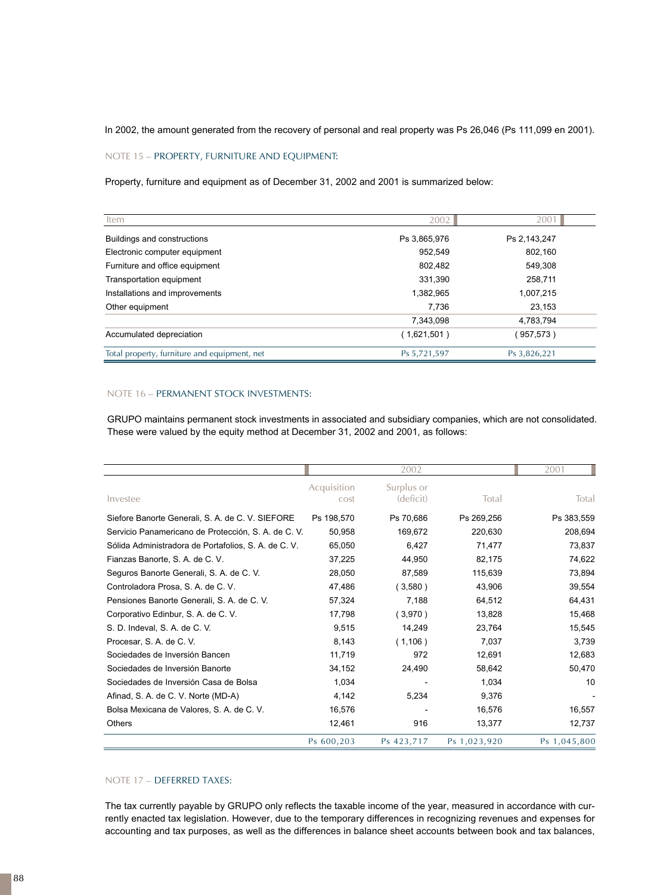In 2002, the amount generated from the recovery of personal and real property was Ps 26,046 (Ps 111,099 en 2001).

## NOTE 15 – PROPERTY, FURNITURE AND EQUIPMENT:

Property, furniture and equipment as of December 31, 2002 and 2001 is summarized below:

| Item | 2002 | 2001 |
|---|---|---|
| Buildings and constructions | Ps 3,865,976 | Ps 2,143,247 |
| Electronic computer equipment | 952,549 | 802,160 |
| Furniture and office equipment | 802,482 | 549,308 |
| Transportation equipment | 331,390 | 258,711 |
| Installations and improvements | 1,382,965 | 1,007,215 |
| Other equipment | 7,736 | 23,153 |
| | 7,343,098 | 4,783,794 |
| Accumulated depreciation | ( 1,621,501 ) | ( 957,573 ) |
| Total property, furniture and equipment, net | Ps 5,721,597 | Ps 3,826,221 |

## NOTE 16 – PERMANENT STOCK INVESTMENTS:

GRUPO maintains permanent stock investments in associated and subsidiary companies, which are not consolidated. These were valued by the equity method at December 31, 2002 and 2001, as follows:

| | 2002 | | | 2001 |
|---|---|---|---|---|
| Investee | Acquisition cost | Surplus or (deficit) | Total | Total |
| Siefore Banorte Generali, S. A. de C. V. SIEFORE | Ps 198,570 | Ps 70,686 | Ps 269,256 | Ps 383,559 |
| Servicio Panamericano de Protección, S. A. de C. V. | 50,958 | 169,672 | 220,630 | 208,694 |
| Sólida Administradora de Portafolios, S. A. de C. V. | 65,050 | 6,427 | 71,477 | 73,837 |
| Fianzas Banorte, S. A. de C. V. | 37,225 | 44,950 | 82,175 | 74,622 |
| Seguros Banorte Generali, S. A. de C. V. | 28,050 | 87,589 | 115,639 | 73,894 |
| Controladora Prosa, S. A. de C. V. | 47,486 | ( 3,580 ) | 43,906 | 39,554 |
| Pensiones Banorte Generali, S. A. de C. V. | 57,324 | 7,188 | 64,512 | 64,431 |
| Corporativo Edinbur, S. A. de C. V. | 17,798 | ( 3,970 ) | 13,828 | 15,468 |
| S. D. Indeval, S. A. de C. V. | 9,515 | 14,249 | 23,764 | 15,545 |
| Procesar, S. A. de C. V. | 8,143 | ( 1,106 ) | 7,037 | 3,739 |
| Sociedades de Inversión Bancen | 11,719 | 972 | 12,691 | 12,683 |
| Sociedades de Inversión Banorte | 34,152 | 24,490 | 58,642 | 50,470 |
| Sociedades de Inversión Casa de Bolsa | 1,034 | - | 1,034 | 10 |
| Afinad, S. A. de C. V. Norte (MD-A) | 4,142 | 5,234 | 9,376 | - |
| Bolsa Mexicana de Valores, S. A. de C. V. | 16,576 | - | 16,576 | 16,557 |
| Others | 12,461 | 916 | 13,377 | 12,737 |
| | Ps 600,203 | Ps 423,717 | Ps 1,023,920 | Ps 1,045,800 |

## NOTE 17 – DEFERRED TAXES:

The tax currently payable by GRUPO only reflects the taxable income of the year, measured in accordance with currently enacted tax legislation. However, due to the temporary differences in recognizing revenues and expenses for accounting and tax purposes, as well as the differences in balance sheet accounts between book and tax balances,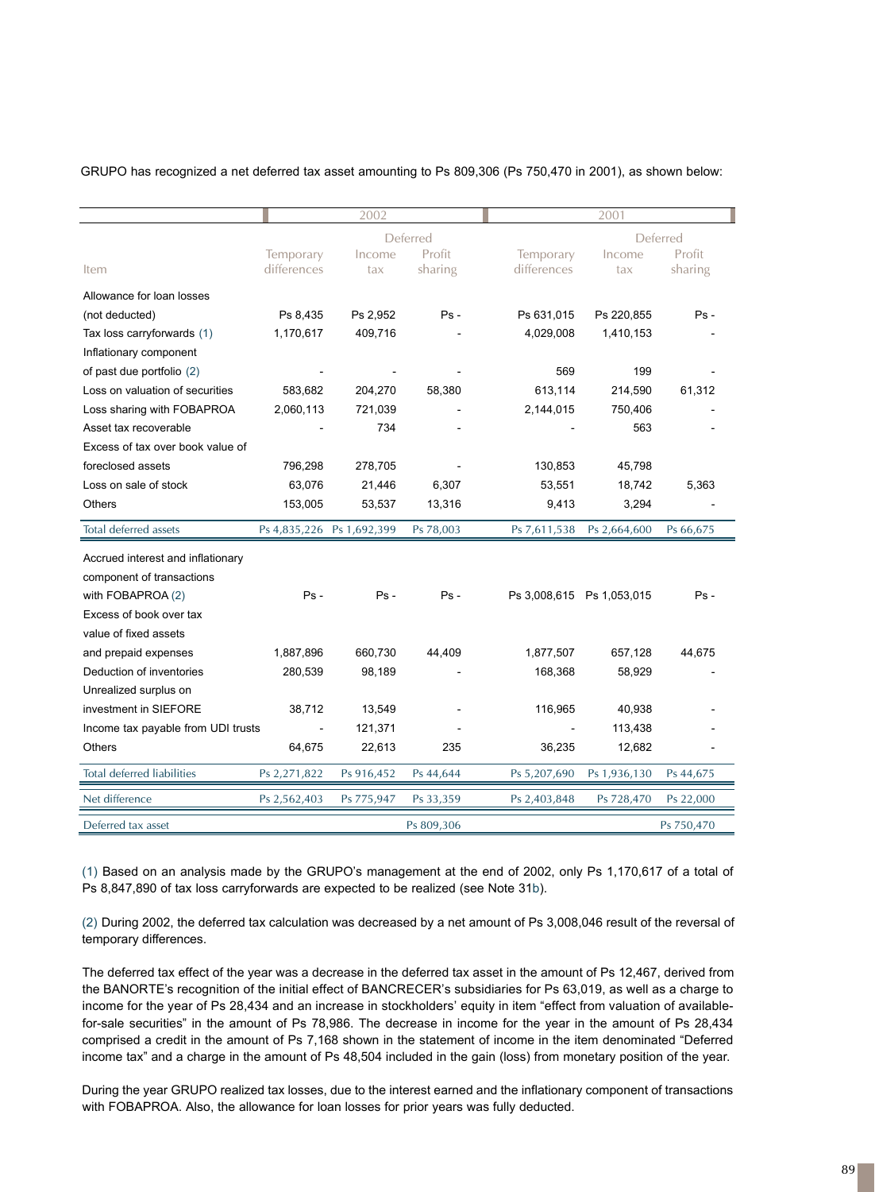GRUPO has recognized a net deferred tax asset amounting to Ps 809,306 (Ps 750,470 in 2001), as shown below:

| | 2002 | | | 2001 | | |
|---|---|---|---|---|---|---|
| | | Deferred | | | Deferred | |
| Item | Temporary differences | Income tax | Profit sharing | Temporary differences | Income tax | Profit sharing |
| Allowance for loan losses (not deducted) | Ps 8,435 | Ps 2,952 | Ps - | Ps 631,015 | Ps 220,855 | Ps - |
| Tax loss carryforwards (1) | 1,170,617 | 409,716 | - | 4,029,008 | 1,410,153 | - |
| Inflationary component of past due portfolio (2) | - | - | - | 569 | 199 | - |
| Loss on valuation of securities | 583,682 | 204,270 | 58,380 | 613,114 | 214,590 | 61,312 |
| Loss sharing with FOBAPROA | 2,060,113 | 721,039 | - | 2,144,015 | 750,406 | - |
| Asset tax recoverable | - | 734 | - | - | 563 | - |
| Excess of tax over book value of foreclosed assets | 796,298 | 278,705 | - | 130,853 | 45,798 | |
| Loss on sale of stock | 63,076 | 21,446 | 6,307 | 53,551 | 18,742 | 5,363 |
| Others | 153,005 | 53,537 | 13,316 | 9,413 | 3,294 | - |
| Total deferred assets | Ps 4,835,226 | Ps 1,692,399 | Ps 78,003 | Ps 7,611,538 | Ps 2,664,600 | Ps 66,675 |
| Accrued interest and inflationary component of transactions with FOBAPROA (2) | Ps - | Ps - | Ps - | Ps 3,008,615 | Ps 1,053,015 | Ps - |
| Excess of book over tax value of fixed assets and prepaid expenses | 1,887,896 | 660,730 | 44,409 | 1,877,507 | 657,128 | 44,675 |
| Deduction of inventories | 280,539 | 98,189 | - | 168,368 | 58,929 | - |
| Unrealized surplus on investment in SIEFORE | 38,712 | 13,549 | - | 116,965 | 40,938 | - |
| Income tax payable from UDI trusts | - | 121,371 | - | - | 113,438 | - |
| Others | 64,675 | 22,613 | 235 | 36,235 | 12,682 | - |
| Total deferred liabilities | Ps 2,271,822 | Ps 916,452 | Ps 44,644 | Ps 5,207,690 | Ps 1,936,130 | Ps 44,675 |
| Net difference | Ps 2,562,403 | Ps 775,947 | Ps 33,359 | Ps 2,403,848 | Ps 728,470 | Ps 22,000 |
| Deferred tax asset | | | Ps 809,306 | | | Ps 750,470 |

(1) Based on an analysis made by the GRUPO's management at the end of 2002, only Ps 1,170,617 of a total of Ps 8,847,890 of tax loss carryforwards are expected to be realized (see Note 31b).

(2) During 2002, the deferred tax calculation was decreased by a net amount of Ps 3,008,046 result of the reversal of temporary differences.

The deferred tax effect of the year was a decrease in the deferred tax asset in the amount of Ps 12,467, derived from the BANORTE's recognition of the initial effect of BANCRECER's subsidiaries for Ps 63,019, as well as a charge to income for the year of Ps 28,434 and an increase in stockholders' equity in item "effect from valuation of available-for-sale securities" in the amount of Ps 78,986. The decrease in income for the year in the amount of Ps 28,434 comprised a credit in the amount of Ps 7,168 shown in the statement of income in the item denominated "Deferred income tax" and a charge in the amount of Ps 48,504 included in the gain (loss) from monetary position of the year.

During the year GRUPO realized tax losses, due to the interest earned and the inflationary component of transactions with FOBAPROA. Also, the allowance for loan losses for prior years was fully deducted.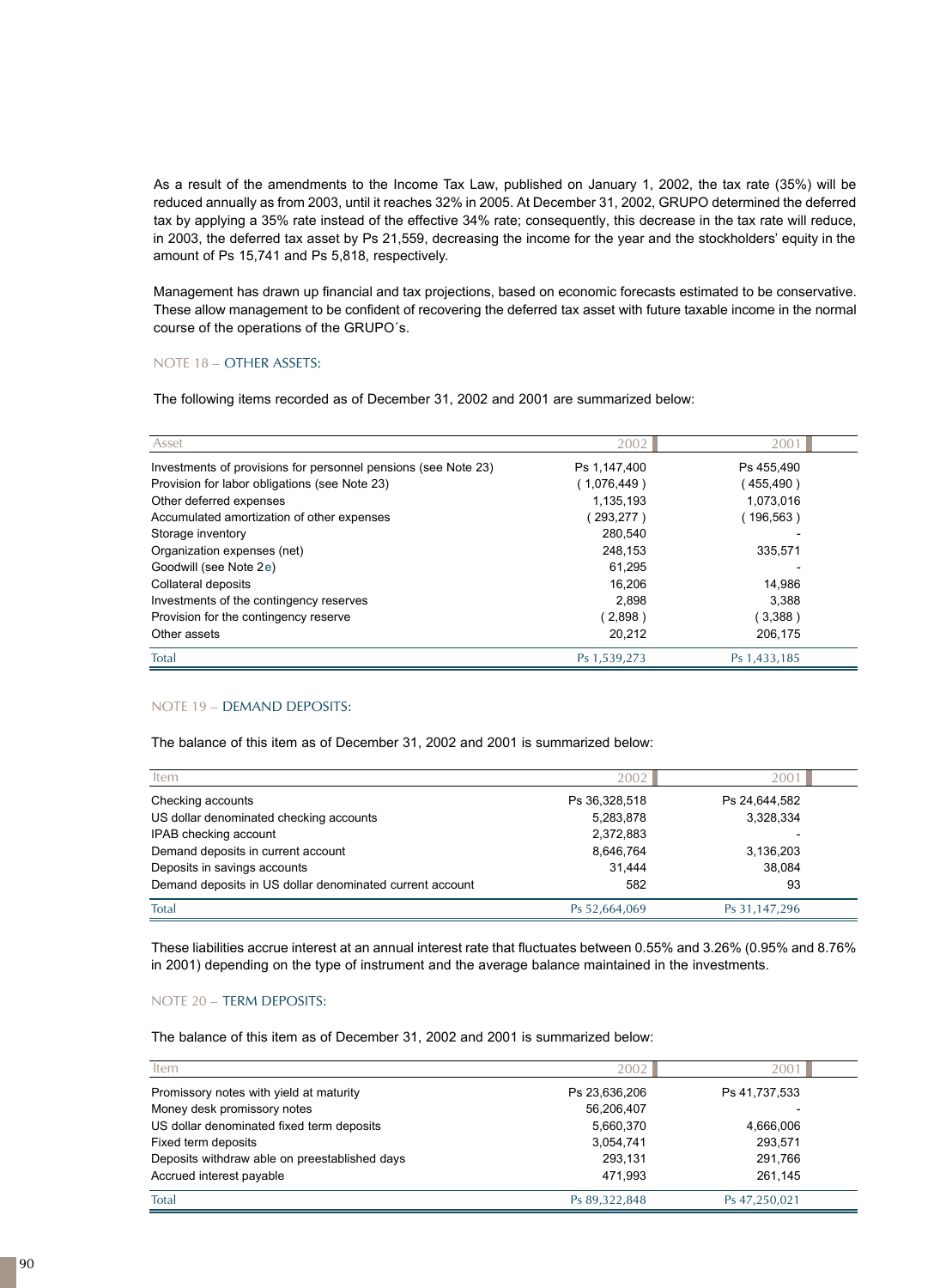As a result of the amendments to the Income Tax Law, published on January 1, 2002, the tax rate (35%) will be reduced annually as from 2003, until it reaches 32% in 2005. At December 31, 2002, GRUPO determined the deferred tax by applying a 35% rate instead of the effective 34% rate; consequently, this decrease in the tax rate will reduce, in 2003, the deferred tax asset by Ps 21,559, decreasing the income for the year and the stockholders' equity in the amount of Ps 15,741 and Ps 5,818, respectively.

Management has drawn up financial and tax projections, based on economic forecasts estimated to be conservative. These allow management to be confident of recovering the deferred tax asset with future taxable income in the normal course of the operations of the GRUPO´s.

## NOTE 18 – OTHER ASSETS:

The following items recorded as of December 31, 2002 and 2001 are summarized below:

| Asset | 2002 | 2001 |
|---|---|---|
| Investments of provisions for personnel pensions (see Note 23) | Ps 1,147,400 | Ps 455,490 |
| Provision for labor obligations (see Note 23) | ( 1,076,449 ) | ( 455,490 ) |
| Other deferred expenses | 1,135,193 | 1,073,016 |
| Accumulated amortization of other expenses | ( 293,277 ) | ( 196,563 ) |
| Storage inventory | 280,540 | - |
| Organization expenses (net) | 248,153 | 335,571 |
| Goodwill (see Note 2e) | 61,295 | - |
| Collateral deposits | 16,206 | 14,986 |
| Investments of the contingency reserves | 2,898 | 3,388 |
| Provision for the contingency reserve | ( 2,898 ) | ( 3,388 ) |
| Other assets | 20,212 | 206,175 |
| Total | Ps 1,539,273 | Ps 1,433,185 |

## NOTE 19 – DEMAND DEPOSITS:

The balance of this item as of December 31, 2002 and 2001 is summarized below:

| Item | 2002 | 2001 |
|---|---|---|
| Checking accounts | Ps 36,328,518 | Ps 24,644,582 |
| US dollar denominated checking accounts | 5,283,878 | 3,328,334 |
| IPAB checking account | 2,372,883 | - |
| Demand deposits in current account | 8,646,764 | 3,136,203 |
| Deposits in savings accounts | 31,444 | 38,084 |
| Demand deposits in US dollar denominated current account | 582 | 93 |
| Total | Ps 52,664,069 | Ps 31,147,296 |

These liabilities accrue interest at an annual interest rate that fluctuates between 0.55% and 3.26% (0.95% and 8.76% in 2001) depending on the type of instrument and the average balance maintained in the investments.

## NOTE 20 – TERM DEPOSITS:

The balance of this item as of December 31, 2002 and 2001 is summarized below:

| Item | 2002 | 2001 |
|---|---|---|
| Promissory notes with yield at maturity | Ps 23,636,206 | Ps 41,737,533 |
| Money desk promissory notes | 56,206,407 | - |
| US dollar denominated fixed term deposits | 5,660,370 | 4,666,006 |
| Fixed term deposits | 3,054,741 | 293,571 |
| Deposits withdraw able on preestablished days | 293,131 | 291,766 |
| Accrued interest payable | 471,993 | 261,145 |
| Total | Ps 89,322,848 | Ps 47,250,021 |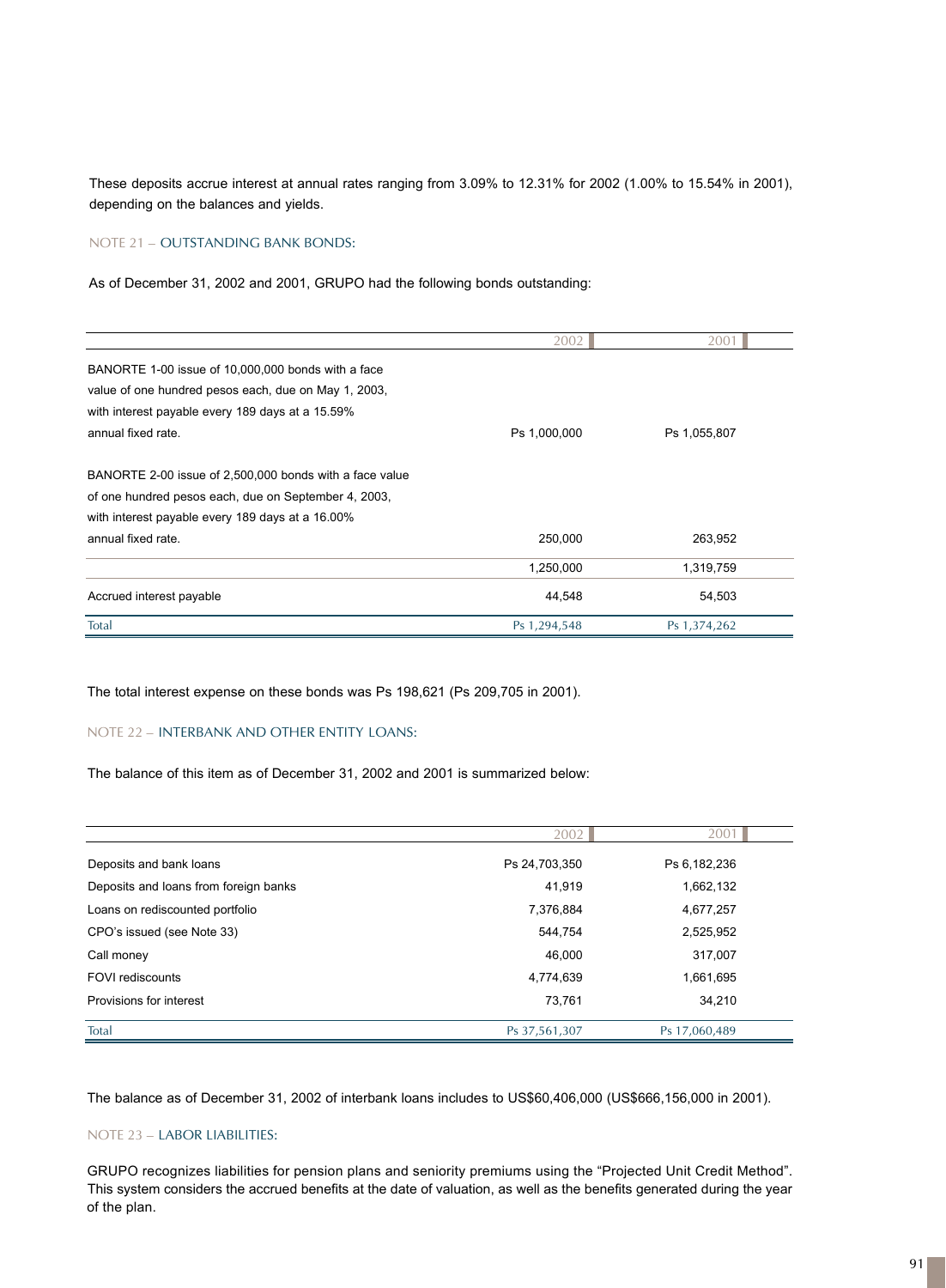These deposits accrue interest at annual rates ranging from 3.09% to 12.31% for 2002 (1.00% to 15.54% in 2001), depending on the balances and yields.

## NOTE 21 – OUTSTANDING BANK BONDS:

As of December 31, 2002 and 2001, GRUPO had the following bonds outstanding:

| | 2002 | 2001 |
|---|---|---|
| BANORTE 1-00 issue of 10,000,000 bonds with a face value of one hundred pesos each, due on May 1, 2003, with interest payable every 189 days at a 15.59% annual fixed rate. | Ps 1,000,000 | Ps 1,055,807 |
| BANORTE 2-00 issue of 2,500,000 bonds with a face value of one hundred pesos each, due on September 4, 2003, with interest payable every 189 days at a 16.00% annual fixed rate. | 250,000 | 263,952 |
| | 1,250,000 | 1,319,759 |
| Accrued interest payable | 44,548 | 54,503 |
| Total | Ps 1,294,548 | Ps 1,374,262 |

The total interest expense on these bonds was Ps 198,621 (Ps 209,705 in 2001).

## NOTE 22 – INTERBANK AND OTHER ENTITY LOANS:

The balance of this item as of December 31, 2002 and 2001 is summarized below:

| | 2002 | 2001 |
|---|---|---|
| Deposits and bank loans | Ps 24,703,350 | Ps 6,182,236 |
| Deposits and loans from foreign banks | 41,919 | 1,662,132 |
| Loans on rediscounted portfolio | 7,376,884 | 4,677,257 |
| CPO's issued (see Note 33) | 544,754 | 2,525,952 |
| Call money | 46,000 | 317,007 |
| FOVI rediscounts | 4,774,639 | 1,661,695 |
| Provisions for interest | 73,761 | 34,210 |
| Total | Ps 37,561,307 | Ps 17,060,489 |

The balance as of December 31, 2002 of interbank loans includes to US$60,406,000 (US$666,156,000 in 2001).

## NOTE 23 – LABOR LIABILITIES:

GRUPO recognizes liabilities for pension plans and seniority premiums using the "Projected Unit Credit Method". This system considers the accrued benefits at the date of valuation, as well as the benefits generated during the year of the plan.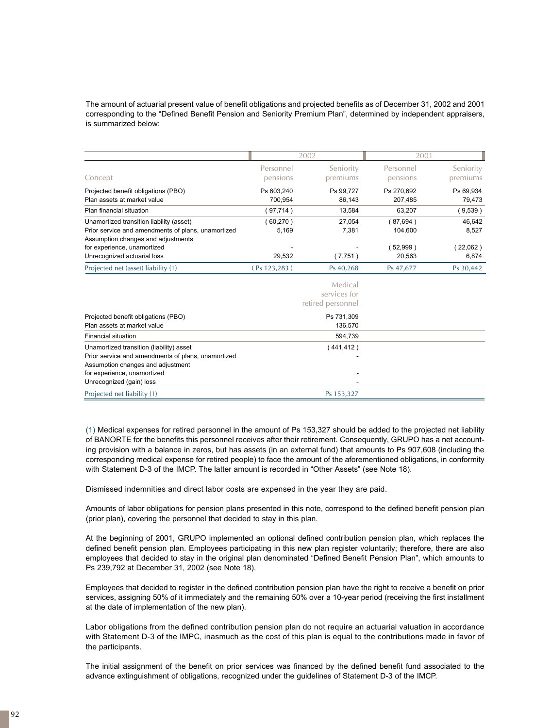The amount of actuarial present value of benefit obligations and projected benefits as of December 31, 2002 and 2001 corresponding to the "Defined Benefit Pension and Seniority Premium Plan", determined by independent appraisers, is summarized below:

| | 2002 | | 2001 | |
|---|---|---|---|---|
| Concept | Personnel pensions | Seniority premiums | Personnel pensions | Seniority premiums |
| Projected benefit obligations (PBO) | Ps 603,240 | Ps 99,727 | Ps 270,692 | Ps 69,934 |
| Plan assets at market value | 700,954 | 86,143 | 207,485 | 79,473 |
| Plan financial situation | ( 97,714 ) | 13,584 | 63,207 | ( 9,539 ) |
| Unamortized transition liability (asset) | ( 60,270 ) | 27,054 | ( 87,694 ) | 46,642 |
| Prior service and amendments of plans, unamortized | 5,169 | 7,381 | 104,600 | 8,527 |
| Assumption changes and adjustments for experience, unamortized | - | - | ( 52,999 ) | ( 22,062 ) |
| Unrecognized actuarial loss | 29,532 | ( 7,751 ) | 20,563 | 6,874 |
| Projected net (asset) liability (1) | ( Ps 123,283 ) | Ps 40,268 | Ps 47,677 | Ps 30,442 |

| | Medical services for retired personnel |
|---|---|
| Projected benefit obligations (PBO) | Ps 731,309 |
| Plan assets at market value | 136,570 |
| Financial situation | 594,739 |
| Unamortized transition (liability) asset | ( 441,412 ) |
| Prior service and amendments of plans, unamortized | - |
| Assumption changes and adjustment for experience, unamortized | - |
| Unrecognized (gain) loss | - |
| Projected net liability (1) | Ps 153,327 |

(1) Medical expenses for retired personnel in the amount of Ps 153,327 should be added to the projected net liability of BANORTE for the benefits this personnel receives after their retirement. Consequently, GRUPO has a net accounting provision with a balance in zeros, but has assets (in an external fund) that amounts to Ps 907,608 (including the corresponding medical expense for retired people) to face the amount of the aforementioned obligations, in conformity with Statement D-3 of the IMCP. The latter amount is recorded in "Other Assets" (see Note 18).

Dismissed indemnities and direct labor costs are expensed in the year they are paid.

Amounts of labor obligations for pension plans presented in this note, correspond to the defined benefit pension plan (prior plan), covering the personnel that decided to stay in this plan.

At the beginning of 2001, GRUPO implemented an optional defined contribution pension plan, which replaces the defined benefit pension plan. Employees participating in this new plan register voluntarily; therefore, there are also employees that decided to stay in the original plan denominated "Defined Benefit Pension Plan", which amounts to Ps 239,792 at December 31, 2002 (see Note 18).

Employees that decided to register in the defined contribution pension plan have the right to receive a benefit on prior services, assigning 50% of it immediately and the remaining 50% over a 10-year period (receiving the first installment at the date of implementation of the new plan).

Labor obligations from the defined contribution pension plan do not require an actuarial valuation in accordance with Statement D-3 of the IMPC, inasmuch as the cost of this plan is equal to the contributions made in favor of the participants.

The initial assignment of the benefit on prior services was financed by the defined benefit fund associated to the advance extinguishment of obligations, recognized under the guidelines of Statement D-3 of the IMCP.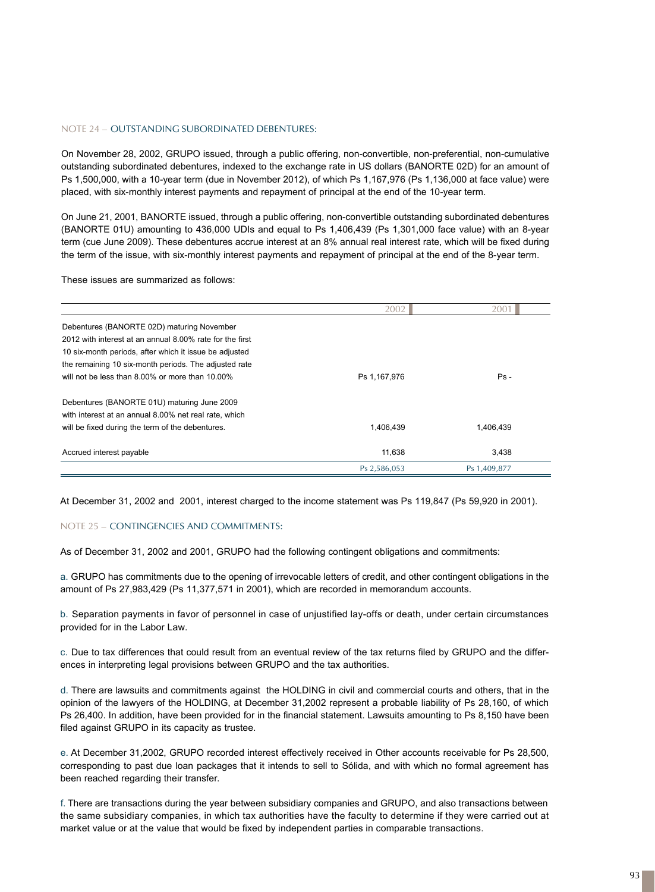## NOTE 24 – OUTSTANDING SUBORDINATED DEBENTURES:

On November 28, 2002, GRUPO issued, through a public offering, non-convertible, non-preferential, non-cumulative outstanding subordinated debentures, indexed to the exchange rate in US dollars (BANORTE 02D) for an amount of Ps 1,500,000, with a 10-year term (due in November 2012), of which Ps 1,167,976 (Ps 1,136,000 at face value) were placed, with six-monthly interest payments and repayment of principal at the end of the 10-year term.

On June 21, 2001, BANORTE issued, through a public offering, non-convertible outstanding subordinated debentures (BANORTE 01U) amounting to 436,000 UDIs and equal to Ps 1,406,439 (Ps 1,301,000 face value) with an 8-year term (cue June 2009). These debentures accrue interest at an 8% annual real interest rate, which will be fixed during the term of the issue, with six-monthly interest payments and repayment of principal at the end of the 8-year term.

These issues are summarized as follows:

| | 2002 | 2001 |
|---|---|---|
| Debentures (BANORTE 02D) maturing November 2012 with interest at an annual 8.00% rate for the first 10 six-month periods, after which it issue be adjusted the remaining 10 six-month periods. The adjusted rate will not be less than 8.00% or more than 10.00% | Ps 1,167,976 | Ps - |
| Debentures (BANORTE 01U) maturing June 2009 with interest at an annual 8.00% net real rate, which will be fixed during the term of the debentures. | 1,406,439 | 1,406,439 |
| Accrued interest payable | 11,638 | 3,438 |
| | Ps 2,586,053 | Ps 1,409,877 |

At December 31, 2002 and 2001, interest charged to the income statement was Ps 119,847 (Ps 59,920 in 2001).

## NOTE 25 – CONTINGENCIES AND COMMITMENTS:

As of December 31, 2002 and 2001, GRUPO had the following contingent obligations and commitments:

a. GRUPO has commitments due to the opening of irrevocable letters of credit, and other contingent obligations in the amount of Ps 27,983,429 (Ps 11,377,571 in 2001), which are recorded in memorandum accounts.

b. Separation payments in favor of personnel in case of unjustified lay-offs or death, under certain circumstances provided for in the Labor Law.

c. Due to tax differences that could result from an eventual review of the tax returns filed by GRUPO and the differences in interpreting legal provisions between GRUPO and the tax authorities.

d. There are lawsuits and commitments against the HOLDING in civil and commercial courts and others, that in the opinion of the lawyers of the HOLDING, at December 31,2002 represent a probable liability of Ps 28,160, of which Ps 26,400. In addition, have been provided for in the financial statement. Lawsuits amounting to Ps 8,150 have been filed against GRUPO in its capacity as trustee.

e. At December 31,2002, GRUPO recorded interest effectively received in Other accounts receivable for Ps 28,500, corresponding to past due loan packages that it intends to sell to Sólida, and with which no formal agreement has been reached regarding their transfer.

f. There are transactions during the year between subsidiary companies and GRUPO, and also transactions between the same subsidiary companies, in which tax authorities have the faculty to determine if they were carried out at market value or at the value that would be fixed by independent parties in comparable transactions.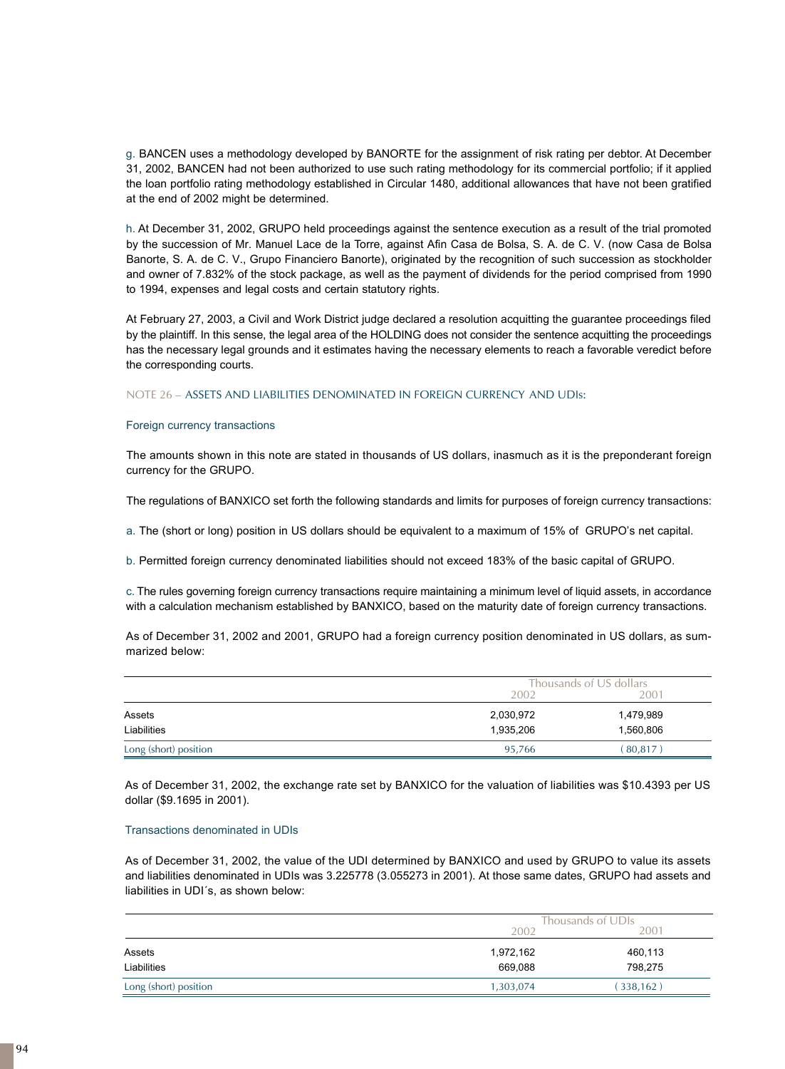g. BANCEN uses a methodology developed by BANORTE for the assignment of risk rating per debtor. At December 31, 2002, BANCEN had not been authorized to use such rating methodology for its commercial portfolio; if it applied the loan portfolio rating methodology established in Circular 1480, additional allowances that have not been gratified at the end of 2002 might be determined.

h. At December 31, 2002, GRUPO held proceedings against the sentence execution as a result of the trial promoted by the succession of Mr. Manuel Lace de la Torre, against Afin Casa de Bolsa, S. A. de C. V. (now Casa de Bolsa Banorte, S. A. de C. V., Grupo Financiero Banorte), originated by the recognition of such succession as stockholder and owner of 7.832% of the stock package, as well as the payment of dividends for the period comprised from 1990 to 1994, expenses and legal costs and certain statutory rights.

At February 27, 2003, a Civil and Work District judge declared a resolution acquitting the guarantee proceedings filed by the plaintiff. In this sense, the legal area of the HOLDING does not consider the sentence acquitting the proceedings has the necessary legal grounds and it estimates having the necessary elements to reach a favorable veredict before the corresponding courts.

## NOTE 26 – ASSETS AND LIABILITIES DENOMINATED IN FOREIGN CURRENCY AND UDIs:

### Foreign currency transactions

The amounts shown in this note are stated in thousands of US dollars, inasmuch as it is the preponderant foreign currency for the GRUPO.

The regulations of BANXICO set forth the following standards and limits for purposes of foreign currency transactions:

a. The (short or long) position in US dollars should be equivalent to a maximum of 15% of GRUPO's net capital.

b. Permitted foreign currency denominated liabilities should not exceed 183% of the basic capital of GRUPO.

c. The rules governing foreign currency transactions require maintaining a minimum level of liquid assets, in accordance with a calculation mechanism established by BANXICO, based on the maturity date of foreign currency transactions.

As of December 31, 2002 and 2001, GRUPO had a foreign currency position denominated in US dollars, as summarized below:

| | Thousands of US dollars | |
|---|---|---|
| | 2002 | 2001 |
| Assets | 2,030,972 | 1,479,989 |
| Liabilities | 1,935,206 | 1,560,806 |
| Long (short) position | 95,766 | ( 80,817 ) |

As of December 31, 2002, the exchange rate set by BANXICO for the valuation of liabilities was $10.4393 per US dollar ($9.1695 in 2001).

### Transactions denominated in UDIs

As of December 31, 2002, the value of the UDI determined by BANXICO and used by GRUPO to value its assets and liabilities denominated in UDIs was 3.225778 (3.055273 in 2001). At those same dates, GRUPO had assets and liabilities in UDI´s, as shown below:

| | Thousands of UDIs | |
|---|---|---|
| | 2002 | 2001 |
| Assets | 1,972,162 | 460,113 |
| Liabilities | 669,088 | 798,275 |
| Long (short) position | 1,303,074 | ( 338,162 ) |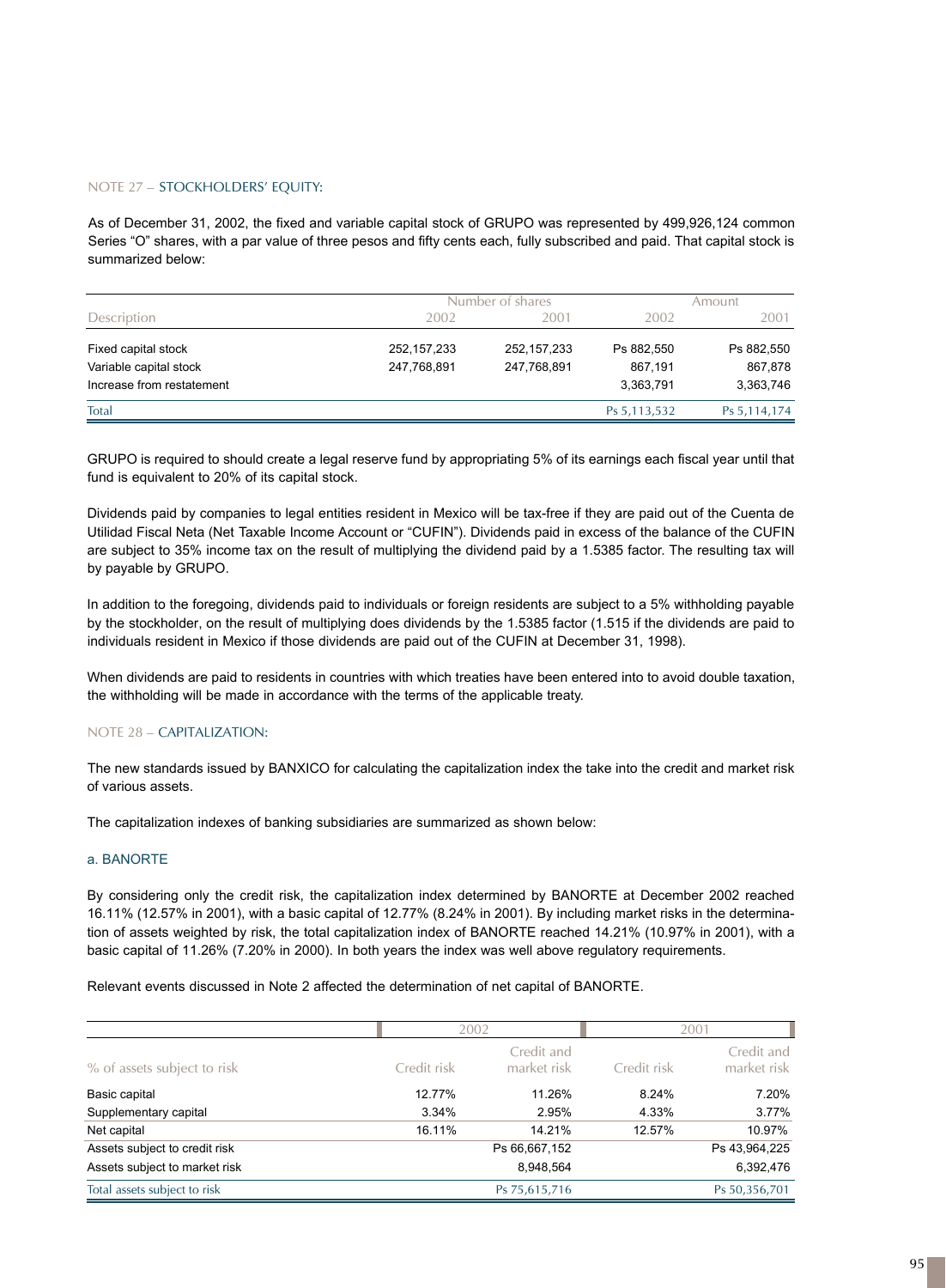## NOTE 27 – STOCKHOLDERS' EQUITY:

As of December 31, 2002, the fixed and variable capital stock of GRUPO was represented by 499,926,124 common Series "O" shares, with a par value of three pesos and fifty cents each, fully subscribed and paid. That capital stock is summarized below:

| Description | Number of shares | | Amount | |
|---|---|---|---|---|
| | 2002 | 2001 | 2002 | 2001 |
| Fixed capital stock | 252,157,233 | 252,157,233 | Ps 882,550 | Ps 882,550 |
| Variable capital stock | 247,768,891 | 247,768,891 | 867,191 | 867,878 |
| Increase from restatement | | | 3,363,791 | 3,363,746 |
| Total | | | Ps 5,113,532 | Ps 5,114,174 |

GRUPO is required to should create a legal reserve fund by appropriating 5% of its earnings each fiscal year until that fund is equivalent to 20% of its capital stock.

Dividends paid by companies to legal entities resident in Mexico will be tax-free if they are paid out of the Cuenta de Utilidad Fiscal Neta (Net Taxable Income Account or "CUFIN"). Dividends paid in excess of the balance of the CUFIN are subject to 35% income tax on the result of multiplying the dividend paid by a 1.5385 factor. The resulting tax will by payable by GRUPO.

In addition to the foregoing, dividends paid to individuals or foreign residents are subject to a 5% withholding payable by the stockholder, on the result of multiplying does dividends by the 1.5385 factor (1.515 if the dividends are paid to individuals resident in Mexico if those dividends are paid out of the CUFIN at December 31, 1998).

When dividends are paid to residents in countries with which treaties have been entered into to avoid double taxation, the withholding will be made in accordance with the terms of the applicable treaty.

## NOTE 28 – CAPITALIZATION:

The new standards issued by BANXICO for calculating the capitalization index the take into the credit and market risk of various assets.

The capitalization indexes of banking subsidiaries are summarized as shown below:

### a. BANORTE

By considering only the credit risk, the capitalization index determined by BANORTE at December 2002 reached 16.11% (12.57% in 2001), with a basic capital of 12.77% (8.24% in 2001). By including market risks in the determination of assets weighted by risk, the total capitalization index of BANORTE reached 14.21% (10.97% in 2001), with a basic capital of 11.26% (7.20% in 2000). In both years the index was well above regulatory requirements.

Relevant events discussed in Note 2 affected the determination of net capital of BANORTE.

| % of assets subject to risk | 2002 | | 2001 | |
|---|---|---|---|---|
| | Credit risk | Credit and market risk | Credit risk | Credit and market risk |
| Basic capital | 12.77% | 11.26% | 8.24% | 7.20% |
| Supplementary capital | 3.34% | 2.95% | 4.33% | 3.77% |
| Net capital | 16.11% | 14.21% | 12.57% | 10.97% |
| Assets subject to credit risk | | Ps 66,667,152 | | Ps 43,964,225 |
| Assets subject to market risk | | 8,948,564 | | 6,392,476 |
| Total assets subject to risk | | Ps 75,615,716 | | Ps 50,356,701 |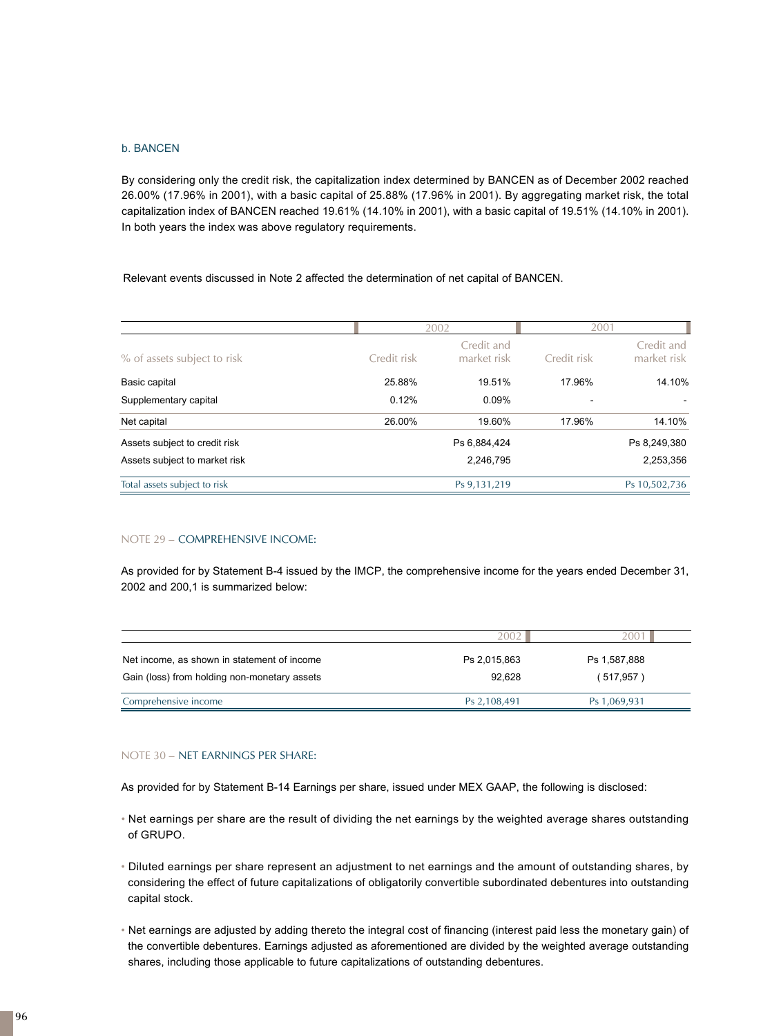b. BANCEN

By considering only the credit risk, the capitalization index determined by BANCEN as of December 2002 reached 26.00% (17.96% in 2001), with a basic capital of 25.88% (17.96% in 2001). By aggregating market risk, the total capitalization index of BANCEN reached 19.61% (14.10% in 2001), with a basic capital of 19.51% (14.10% in 2001). In both years the index was above regulatory requirements.

Relevant events discussed in Note 2 affected the determination of net capital of BANCEN.

| | 2002 | | 2001 | |
|---|---|---|---|---|
| % of assets subject to risk | Credit risk | Credit and market risk | Credit risk | Credit and market risk |
| Basic capital | 25.88% | 19.51% | 17.96% | 14.10% |
| Supplementary capital | 0.12% | 0.09% | - | - |
| Net capital | 26.00% | 19.60% | 17.96% | 14.10% |
| Assets subject to credit risk | | Ps 6,884,424 | | Ps 8,249,380 |
| Assets subject to market risk | | 2,246,795 | | 2,253,356 |
| Total assets subject to risk | | Ps 9,131,219 | | Ps 10,502,736 |

## NOTE 29 – COMPREHENSIVE INCOME:

As provided for by Statement B-4 issued by the IMCP, the comprehensive income for the years ended December 31, 2002 and 200,1 is summarized below:

| | 2002 | 2001 |
|---|---|---|
| Net income, as shown in statement of income | Ps 2,015,863 | Ps 1,587,888 |
| Gain (loss) from holding non-monetary assets | 92,628 | ( 517,957 ) |
| Comprehensive income | Ps 2,108,491 | Ps 1,069,931 |

## NOTE 30 – NET EARNINGS PER SHARE:

As provided for by Statement B-14 Earnings per share, issued under MEX GAAP, the following is disclosed:

- Net earnings per share are the result of dividing the net earnings by the weighted average shares outstanding of GRUPO.
- Diluted earnings per share represent an adjustment to net earnings and the amount of outstanding shares, by considering the effect of future capitalizations of obligatorily convertible subordinated debentures into outstanding capital stock.
- Net earnings are adjusted by adding thereto the integral cost of financing (interest paid less the monetary gain) of the convertible debentures. Earnings adjusted as aforementioned are divided by the weighted average outstanding shares, including those applicable to future capitalizations of outstanding debentures.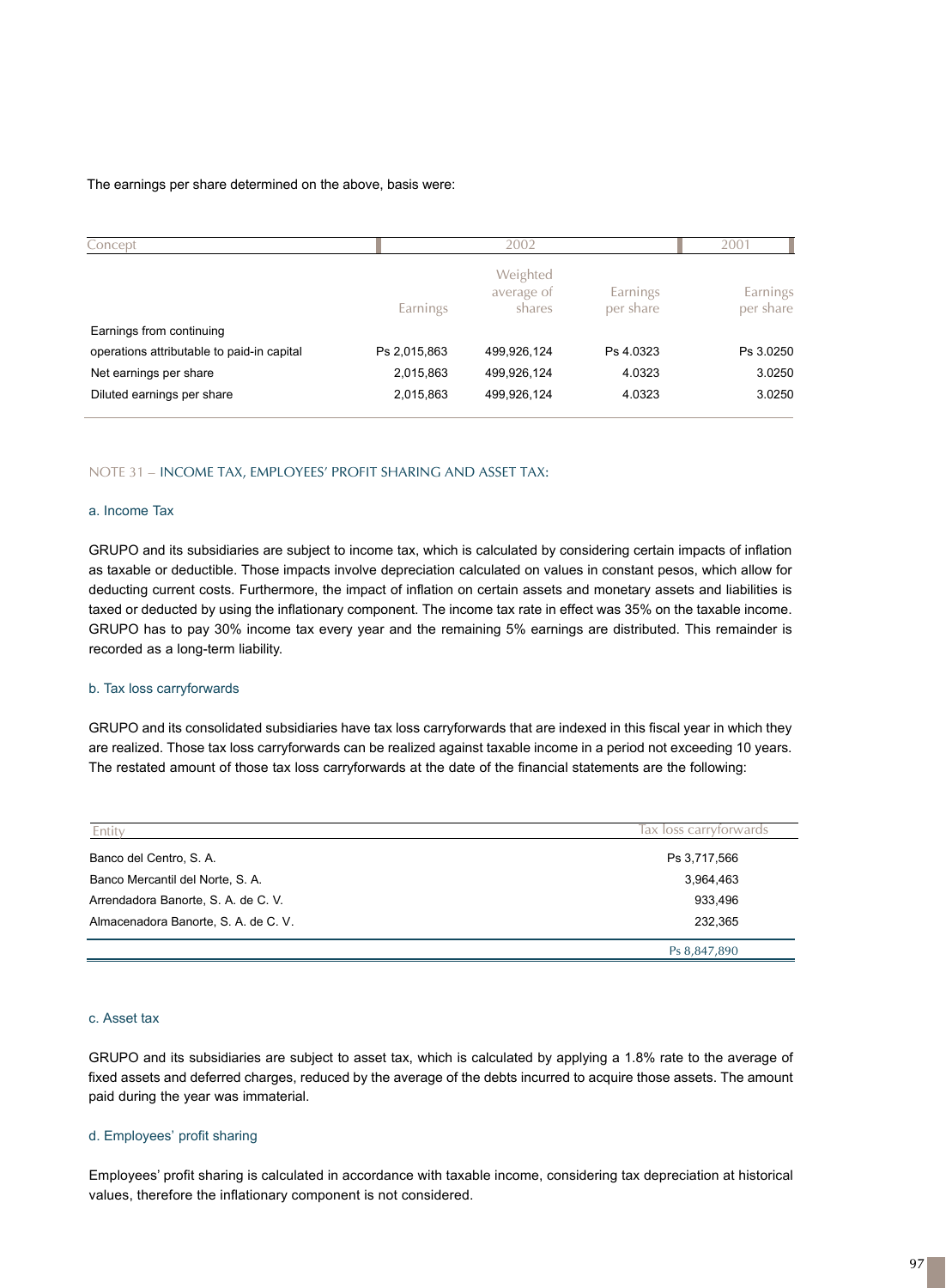The earnings per share determined on the above, basis were:

| Concept | 2002 | | | 2001 |
|---|---|---|---|---|
| | Earnings | Weighted average of shares | Earnings per share | Earnings per share |
| Earnings from continuing operations attributable to paid-in capital | Ps 2,015,863 | 499,926,124 | Ps 4.0323 | Ps 3.0250 |
| Net earnings per share | 2,015,863 | 499,926,124 | 4.0323 | 3.0250 |
| Diluted earnings per share | 2,015,863 | 499,926,124 | 4.0323 | 3.0250 |

## NOTE 31 – INCOME TAX, EMPLOYEES' PROFIT SHARING AND ASSET TAX:

### a. Income Tax

GRUPO and its subsidiaries are subject to income tax, which is calculated by considering certain impacts of inflation as taxable or deductible. Those impacts involve depreciation calculated on values in constant pesos, which allow for deducting current costs. Furthermore, the impact of inflation on certain assets and monetary assets and liabilities is taxed or deducted by using the inflationary component. The income tax rate in effect was 35% on the taxable income. GRUPO has to pay 30% income tax every year and the remaining 5% earnings are distributed. This remainder is recorded as a long-term liability.

### b. Tax loss carryforwards

GRUPO and its consolidated subsidiaries have tax loss carryforwards that are indexed in this fiscal year in which they are realized. Those tax loss carryforwards can be realized against taxable income in a period not exceeding 10 years. The restated amount of those tax loss carryforwards at the date of the financial statements are the following:

| Entity | Tax loss carryforwards |
|---|---|
| Banco del Centro, S. A. | Ps 3,717,566 |
| Banco Mercantil del Norte, S. A. | 3,964,463 |
| Arrendadora Banorte, S. A. de C. V. | 933,496 |
| Almacenadora Banorte, S. A. de C. V. | 232,365 |
| | Ps 8,847,890 |

### c. Asset tax

GRUPO and its subsidiaries are subject to asset tax, which is calculated by applying a 1.8% rate to the average of fixed assets and deferred charges, reduced by the average of the debts incurred to acquire those assets. The amount paid during the year was immaterial.

### d. Employees' profit sharing

Employees' profit sharing is calculated in accordance with taxable income, considering tax depreciation at historical values, therefore the inflationary component is not considered.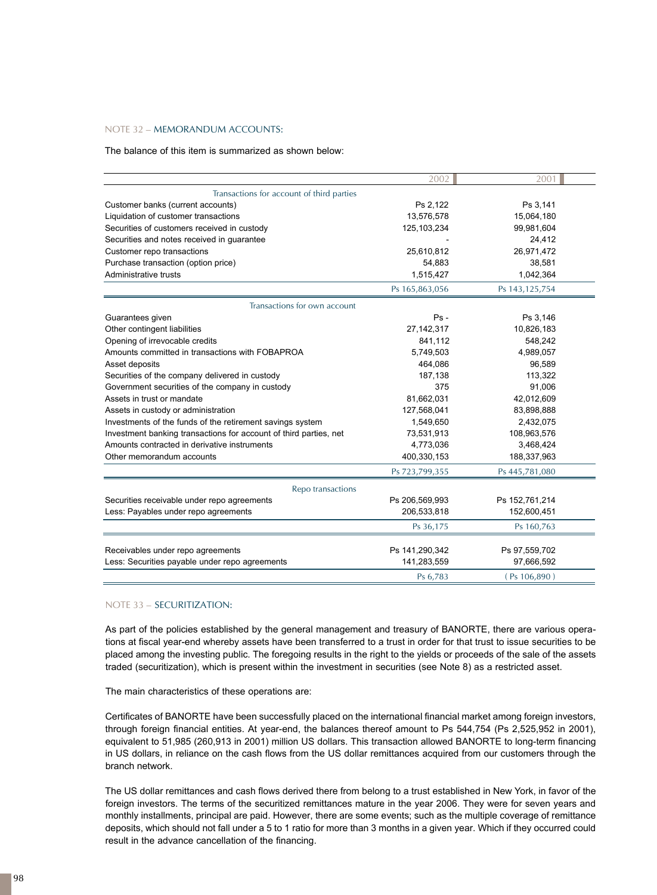## NOTE 32 – MEMORANDUM ACCOUNTS:

The balance of this item is summarized as shown below:

| | 2002 | 2001 |
|---|---|---|
| **Transactions for account of third parties** | | |
| Customer banks (current accounts) | Ps 2,122 | Ps 3,141 |
| Liquidation of customer transactions | 13,576,578 | 15,064,180 |
| Securities of customers received in custody | 125,103,234 | 99,981,604 |
| Securities and notes received in guarantee | - | 24,412 |
| Customer repo transactions | 25,610,812 | 26,971,472 |
| Purchase transaction (option price) | 54,883 | 38,581 |
| Administrative trusts | 1,515,427 | 1,042,364 |
| | Ps 165,863,056 | Ps 143,125,754 |
| **Transactions for own account** | | |
| Guarantees given | Ps - | Ps 3,146 |
| Other contingent liabilities | 27,142,317 | 10,826,183 |
| Opening of irrevocable credits | 841,112 | 548,242 |
| Amounts committed in transactions with FOBAPROA | 5,749,503 | 4,989,057 |
| Asset deposits | 464,086 | 96,589 |
| Securities of the company delivered in custody | 187,138 | 113,322 |
| Government securities of the company in custody | 375 | 91,006 |
| Assets in trust or mandate | 81,662,031 | 42,012,609 |
| Assets in custody or administration | 127,568,041 | 83,898,888 |
| Investments of the funds of the retirement savings system | 1,549,650 | 2,432,075 |
| Investment banking transactions for account of third parties, net | 73,531,913 | 108,963,576 |
| Amounts contracted in derivative instruments | 4,773,036 | 3,468,424 |
| Other memorandum accounts | 400,330,153 | 188,337,963 |
| | Ps 723,799,355 | Ps 445,781,080 |
| **Repo transactions** | | |
| Securities receivable under repo agreements | Ps 206,569,993 | Ps 152,761,214 |
| Less: Payables under repo agreements | 206,533,818 | 152,600,451 |
| | Ps 36,175 | Ps 160,763 |
| Receivables under repo agreements | Ps 141,290,342 | Ps 97,559,702 |
| Less: Securities payable under repo agreements | 141,283,559 | 97,666,592 |
| | Ps 6,783 | ( Ps 106,890 ) |

## NOTE 33 – SECURITIZATION:

As part of the policies established by the general management and treasury of BANORTE, there are various operations at fiscal year-end whereby assets have been transferred to a trust in order for that trust to issue securities to be placed among the investing public. The foregoing results in the right to the yields or proceeds of the sale of the assets traded (securitization), which is present within the investment in securities (see Note 8) as a restricted asset.

The main characteristics of these operations are:

Certificates of BANORTE have been successfully placed on the international financial market among foreign investors, through foreign financial entities. At year-end, the balances thereof amount to Ps 544,754 (Ps 2,525,952 in 2001), equivalent to 51,985 (260,913 in 2001) million US dollars. This transaction allowed BANORTE to long-term financing in US dollars, in reliance on the cash flows from the US dollar remittances acquired from our customers through the branch network.

The US dollar remittances and cash flows derived there from belong to a trust established in New York, in favor of the foreign investors. The terms of the securitized remittances mature in the year 2006. They were for seven years and monthly installments, principal are paid. However, there are some events; such as the multiple coverage of remittance deposits, which should not fall under a 5 to 1 ratio for more than 3 months in a given year. Which if they occurred could result in the advance cancellation of the financing.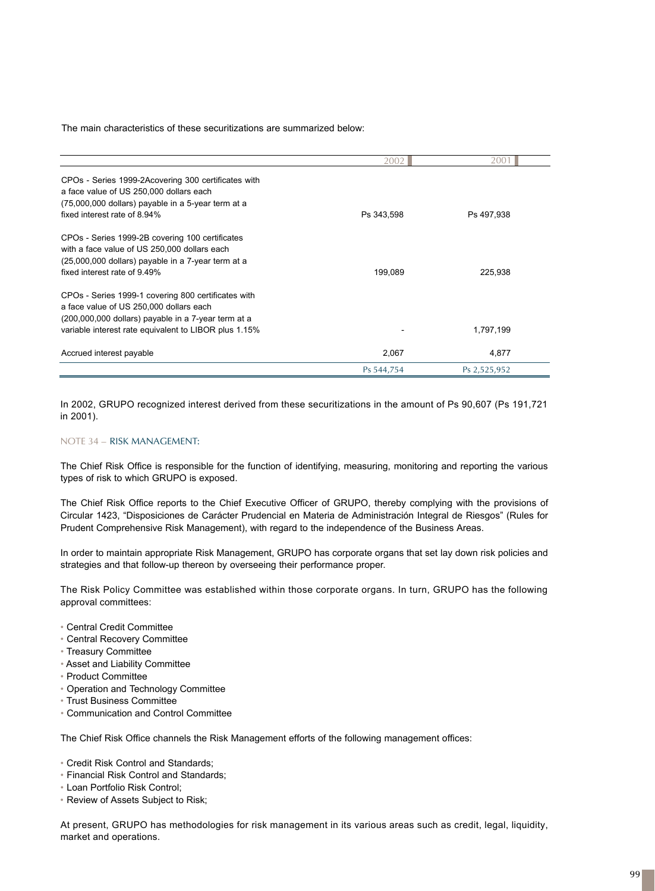The main characteristics of these securitizations are summarized below:

| | 2002 | 2001 |
|---|---|---|
| CPOs - Series 1999-2Acovering 300 certificates with a face value of US 250,000 dollars each (75,000,000 dollars) payable in a 5-year term at a fixed interest rate of 8.94% | Ps 343,598 | Ps 497,938 |
| CPOs - Series 1999-2B covering 100 certificates with a face value of US 250,000 dollars each (25,000,000 dollars) payable in a 7-year term at a fixed interest rate of 9.49% | 199,089 | 225,938 |
| CPOs - Series 1999-1 covering 800 certificates with a face value of US 250,000 dollars each (200,000,000 dollars) payable in a 7-year term at a variable interest rate equivalent to LIBOR plus 1.15% | - | 1,797,199 |
| Accrued interest payable | 2,067 | 4,877 |
| | Ps 544,754 | Ps 2,525,952 |

In 2002, GRUPO recognized interest derived from these securitizations in the amount of Ps 90,607 (Ps 191,721 in 2001).

## NOTE 34 – RISK MANAGEMENT:

The Chief Risk Office is responsible for the function of identifying, measuring, monitoring and reporting the various types of risk to which GRUPO is exposed.

The Chief Risk Office reports to the Chief Executive Officer of GRUPO, thereby complying with the provisions of Circular 1423, "Disposiciones de Carácter Prudencial en Materia de Administración Integral de Riesgos" (Rules for Prudent Comprehensive Risk Management), with regard to the independence of the Business Areas.

In order to maintain appropriate Risk Management, GRUPO has corporate organs that set lay down risk policies and strategies and that follow-up thereon by overseeing their performance proper.

The Risk Policy Committee was established within those corporate organs. In turn, GRUPO has the following approval committees:

- Central Credit Committee
- Central Recovery Committee
- Treasury Committee
- Asset and Liability Committee
- Product Committee
- Operation and Technology Committee
- Trust Business Committee
- Communication and Control Committee

The Chief Risk Office channels the Risk Management efforts of the following management offices:

- Credit Risk Control and Standards;
- Financial Risk Control and Standards;
- Loan Portfolio Risk Control;
- Review of Assets Subject to Risk;

At present, GRUPO has methodologies for risk management in its various areas such as credit, legal, liquidity, market and operations.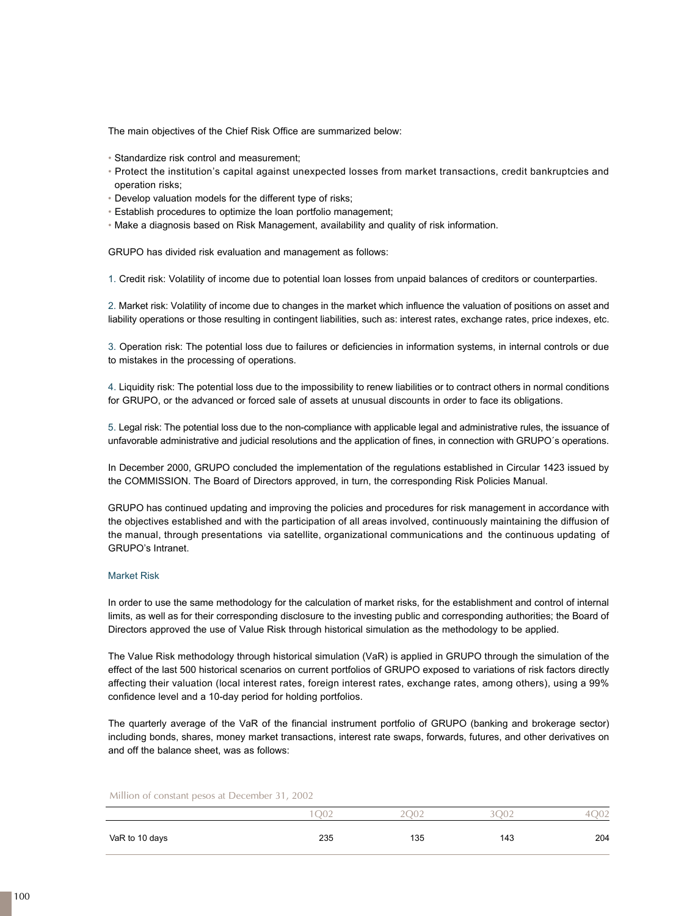The main objectives of the Chief Risk Office are summarized below:

- Standardize risk control and measurement;
- Protect the institution's capital against unexpected losses from market transactions, credit bankruptcies and operation risks;
- Develop valuation models for the different type of risks;
- Establish procedures to optimize the loan portfolio management;
- Make a diagnosis based on Risk Management, availability and quality of risk information.

GRUPO has divided risk evaluation and management as follows:

1. Credit risk: Volatility of income due to potential loan losses from unpaid balances of creditors or counterparties.

2. Market risk: Volatility of income due to changes in the market which influence the valuation of positions on asset and liability operations or those resulting in contingent liabilities, such as: interest rates, exchange rates, price indexes, etc.

3. Operation risk: The potential loss due to failures or deficiencies in information systems, in internal controls or due to mistakes in the processing of operations.

4. Liquidity risk: The potential loss due to the impossibility to renew liabilities or to contract others in normal conditions for GRUPO, or the advanced or forced sale of assets at unusual discounts in order to face its obligations.

5. Legal risk: The potential loss due to the non-compliance with applicable legal and administrative rules, the issuance of unfavorable administrative and judicial resolutions and the application of fines, in connection with GRUPO´s operations.

In December 2000, GRUPO concluded the implementation of the regulations established in Circular 1423 issued by the COMMISSION. The Board of Directors approved, in turn, the corresponding Risk Policies Manual.

GRUPO has continued updating and improving the policies and procedures for risk management in accordance with the objectives established and with the participation of all areas involved, continuously maintaining the diffusion of the manual, through presentations via satellite, organizational communications and the continuous updating of GRUPO's Intranet.

## Market Risk

In order to use the same methodology for the calculation of market risks, for the establishment and control of internal limits, as well as for their corresponding disclosure to the investing public and corresponding authorities; the Board of Directors approved the use of Value Risk through historical simulation as the methodology to be applied.

The Value Risk methodology through historical simulation (VaR) is applied in GRUPO through the simulation of the effect of the last 500 historical scenarios on current portfolios of GRUPO exposed to variations of risk factors directly affecting their valuation (local interest rates, foreign interest rates, exchange rates, among others), using a 99% confidence level and a 10-day period for holding portfolios.

The quarterly average of the VaR of the financial instrument portfolio of GRUPO (banking and brokerage sector) including bonds, shares, money market transactions, interest rate swaps, forwards, futures, and other derivatives on and off the balance sheet, was as follows:

Million of constant pesos at December 31, 2002

| | 1Q02 | 2Q02 | 3Q02 | 4Q02 |
|---|---|---|---|---|
| VaR to 10 days | 235 | 135 | 143 | 204 |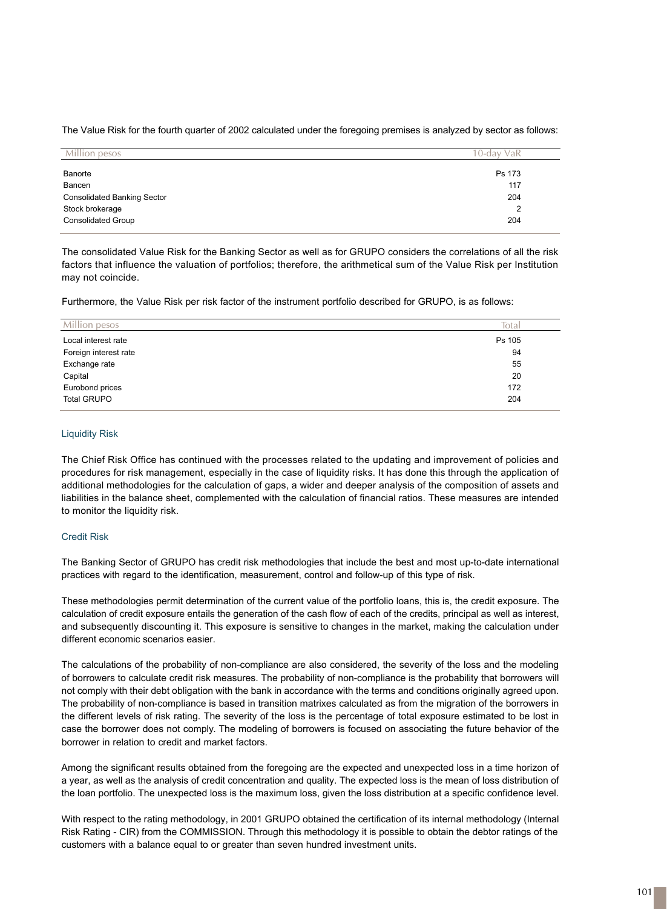The Value Risk for the fourth quarter of 2002 calculated under the foregoing premises is analyzed by sector as follows:

| Million pesos | 10-day VaR |
|---|---|
| Banorte | Ps 173 |
| Bancen | 117 |
| Consolidated Banking Sector | 204 |
| Stock brokerage | 2 |
| Consolidated Group | 204 |

The consolidated Value Risk for the Banking Sector as well as for GRUPO considers the correlations of all the risk factors that influence the valuation of portfolios; therefore, the arithmetical sum of the Value Risk per Institution may not coincide.

Furthermore, the Value Risk per risk factor of the instrument portfolio described for GRUPO, is as follows:

| Million pesos | Total |
|---|---|
| Local interest rate | Ps 105 |
| Foreign interest rate | 94 |
| Exchange rate | 55 |
| Capital | 20 |
| Eurobond prices | 172 |
| Total GRUPO | 204 |

### Liquidity Risk

The Chief Risk Office has continued with the processes related to the updating and improvement of policies and procedures for risk management, especially in the case of liquidity risks. It has done this through the application of additional methodologies for the calculation of gaps, a wider and deeper analysis of the composition of assets and liabilities in the balance sheet, complemented with the calculation of financial ratios. These measures are intended to monitor the liquidity risk.

### Credit Risk

The Banking Sector of GRUPO has credit risk methodologies that include the best and most up-to-date international practices with regard to the identification, measurement, control and follow-up of this type of risk.

These methodologies permit determination of the current value of the portfolio loans, this is, the credit exposure. The calculation of credit exposure entails the generation of the cash flow of each of the credits, principal as well as interest, and subsequently discounting it. This exposure is sensitive to changes in the market, making the calculation under different economic scenarios easier.

The calculations of the probability of non-compliance are also considered, the severity of the loss and the modeling of borrowers to calculate credit risk measures. The probability of non-compliance is the probability that borrowers will not comply with their debt obligation with the bank in accordance with the terms and conditions originally agreed upon. The probability of non-compliance is based in transition matrixes calculated as from the migration of the borrowers in the different levels of risk rating. The severity of the loss is the percentage of total exposure estimated to be lost in case the borrower does not comply. The modeling of borrowers is focused on associating the future behavior of the borrower in relation to credit and market factors.

Among the significant results obtained from the foregoing are the expected and unexpected loss in a time horizon of a year, as well as the analysis of credit concentration and quality. The expected loss is the mean of loss distribution of the loan portfolio. The unexpected loss is the maximum loss, given the loss distribution at a specific confidence level.

With respect to the rating methodology, in 2001 GRUPO obtained the certification of its internal methodology (Internal Risk Rating - CIR) from the COMMISSION. Through this methodology it is possible to obtain the debtor ratings of the customers with a balance equal to or greater than seven hundred investment units.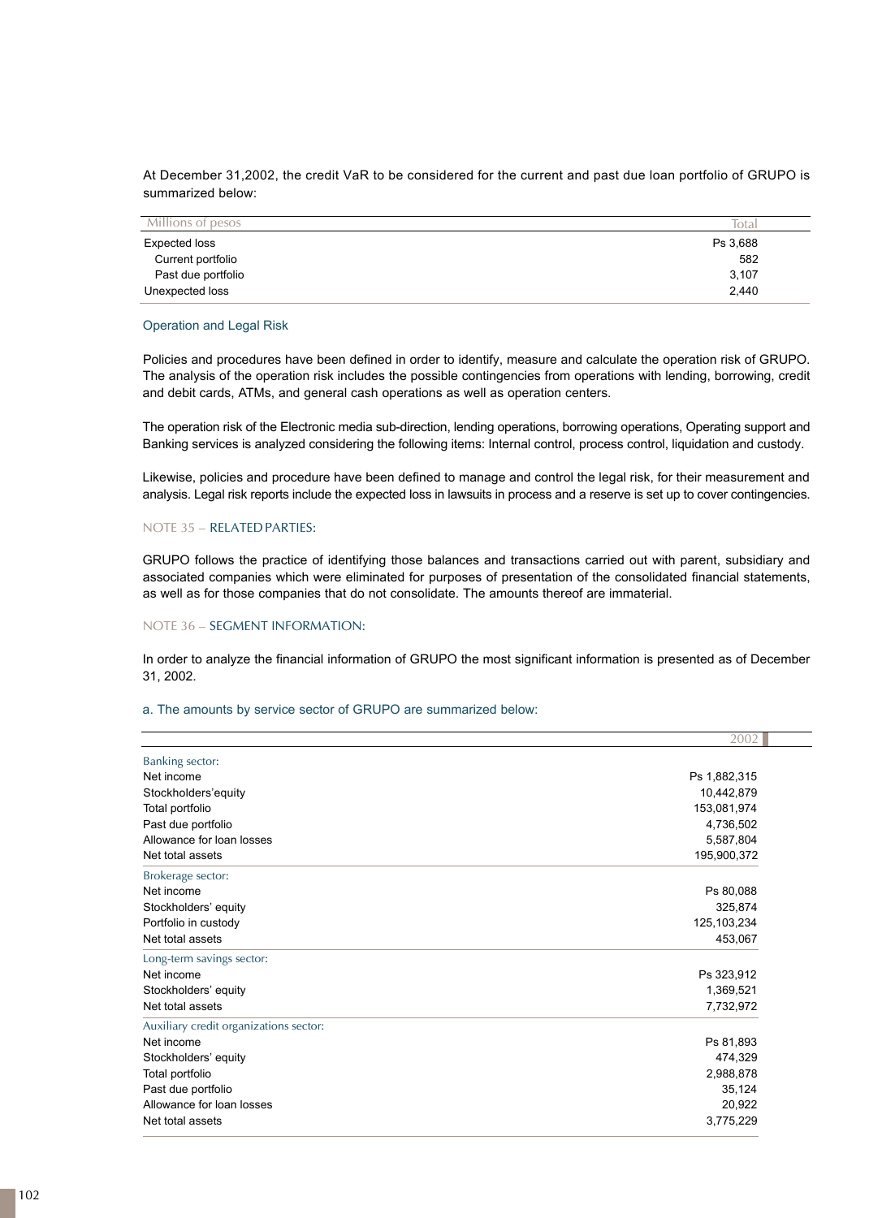At December 31,2002, the credit VaR to be considered for the current and past due loan portfolio of GRUPO is summarized below:

| Millions of pesos | Total |
|---|---|
| Expected loss | Ps 3,688 |
| Current portfolio | 582 |
| Past due portfolio | 3,107 |
| Unexpected loss | 2,440 |

### Operation and Legal Risk

Policies and procedures have been defined in order to identify, measure and calculate the operation risk of GRUPO. The analysis of the operation risk includes the possible contingencies from operations with lending, borrowing, credit and debit cards, ATMs, and general cash operations as well as operation centers.

The operation risk of the Electronic media sub-direction, lending operations, borrowing operations, Operating support and Banking services is analyzed considering the following items: Internal control, process control, liquidation and custody.

Likewise, policies and procedure have been defined to manage and control the legal risk, for their measurement and analysis. Legal risk reports include the expected loss in lawsuits in process and a reserve is set up to cover contingencies.

## NOTE 35 – RELATED PARTIES:

GRUPO follows the practice of identifying those balances and transactions carried out with parent, subsidiary and associated companies which were eliminated for purposes of presentation of the consolidated financial statements, as well as for those companies that do not consolidate. The amounts thereof are immaterial.

## NOTE 36 – SEGMENT INFORMATION:

In order to analyze the financial information of GRUPO the most significant information is presented as of December 31, 2002.

### a. The amounts by service sector of GRUPO are summarized below:

| | 2002 |
|---|---|
| **Banking sector:** | |
| Net income | Ps 1,882,315 |
| Stockholders'equity | 10,442,879 |
| Total portfolio | 153,081,974 |
| Past due portfolio | 4,736,502 |
| Allowance for loan losses | 5,587,804 |
| Net total assets | 195,900,372 |
| **Brokerage sector:** | |
| Net income | Ps 80,088 |
| Stockholders' equity | 325,874 |
| Portfolio in custody | 125,103,234 |
| Net total assets | 453,067 |
| **Long-term savings sector:** | |
| Net income | Ps 323,912 |
| Stockholders' equity | 1,369,521 |
| Net total assets | 7,732,972 |
| **Auxiliary credit organizations sector:** | |
| Net income | Ps 81,893 |
| Stockholders' equity | 474,329 |
| Total portfolio | 2,988,878 |
| Past due portfolio | 35,124 |
| Allowance for loan losses | 20,922 |
| Net total assets | 3,775,229 |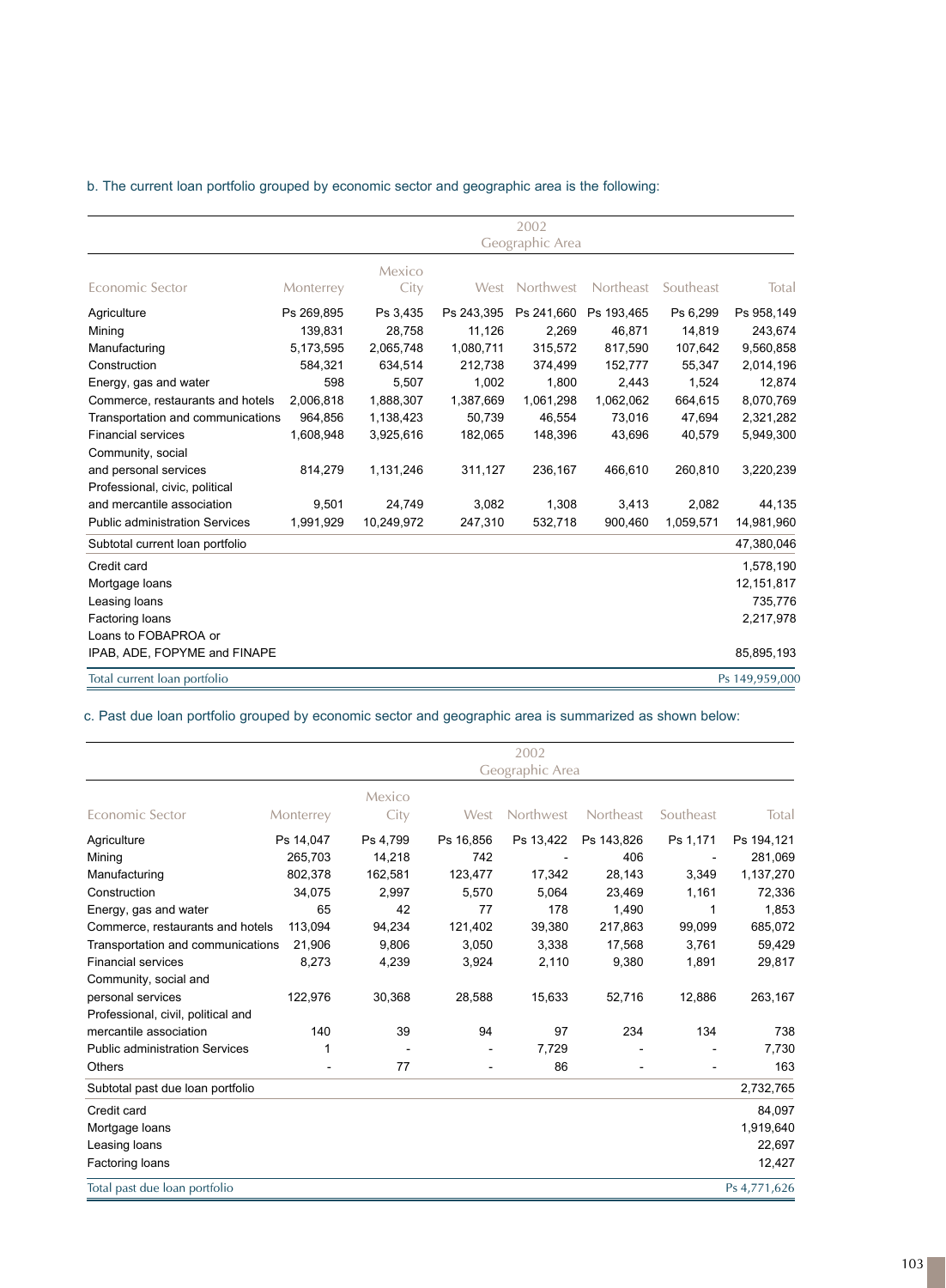b. The current loan portfolio grouped by economic sector and geographic area is the following:

| | 2002 Geographic Area | | | | | | |
|---|---|---|---|---|---|---|---|
| Economic Sector | Monterrey | Mexico City | West | Northwest | Northeast | Southeast | Total |
| Agriculture | Ps 269,895 | Ps 3,435 | Ps 243,395 | Ps 241,660 | Ps 193,465 | Ps 6,299 | Ps 958,149 |
| Mining | 139,831 | 28,758 | 11,126 | 2,269 | 46,871 | 14,819 | 243,674 |
| Manufacturing | 5,173,595 | 2,065,748 | 1,080,711 | 315,572 | 817,590 | 107,642 | 9,560,858 |
| Construction | 584,321 | 634,514 | 212,738 | 374,499 | 152,777 | 55,347 | 2,014,196 |
| Energy, gas and water | 598 | 5,507 | 1,002 | 1,800 | 2,443 | 1,524 | 12,874 |
| Commerce, restaurants and hotels | 2,006,818 | 1,888,307 | 1,387,669 | 1,061,298 | 1,062,062 | 664,615 | 8,070,769 |
| Transportation and communications | 964,856 | 1,138,423 | 50,739 | 46,554 | 73,016 | 47,694 | 2,321,282 |
| Financial services | 1,608,948 | 3,925,616 | 182,065 | 148,396 | 43,696 | 40,579 | 5,949,300 |
| Community, social and personal services | 814,279 | 1,131,246 | 311,127 | 236,167 | 466,610 | 260,810 | 3,220,239 |
| Professional, civic, political and mercantile association | 9,501 | 24,749 | 3,082 | 1,308 | 3,413 | 2,082 | 44,135 |
| Public administration Services | 1,991,929 | 10,249,972 | 247,310 | 532,718 | 900,460 | 1,059,571 | 14,981,960 |
| Subtotal current loan portfolio | | | | | | | 47,380,046 |
| Credit card | | | | | | | 1,578,190 |
| Mortgage loans | | | | | | | 12,151,817 |
| Leasing loans | | | | | | | 735,776 |
| Factoring loans | | | | | | | 2,217,978 |
| Loans to FOBAPROA or IPAB, ADE, FOPYME and FINAPE | | | | | | | 85,895,193 |
| Total current loan portfolio | | | | | | | Ps 149,959,000 |

c. Past due loan portfolio grouped by economic sector and geographic area is summarized as shown below:

| | 2002 Geographic Area | | | | | | |
|---|---|---|---|---|---|---|---|
| Economic Sector | Monterrey | Mexico City | West | Northwest | Northeast | Southeast | Total |
| Agriculture | Ps 14,047 | Ps 4,799 | Ps 16,856 | Ps 13,422 | Ps 143,826 | Ps 1,171 | Ps 194,121 |
| Mining | 265,703 | 14,218 | 742 | - | 406 | - | 281,069 |
| Manufacturing | 802,378 | 162,581 | 123,477 | 17,342 | 28,143 | 3,349 | 1,137,270 |
| Construction | 34,075 | 2,997 | 5,570 | 5,064 | 23,469 | 1,161 | 72,336 |
| Energy, gas and water | 65 | 42 | 77 | 178 | 1,490 | 1 | 1,853 |
| Commerce, restaurants and hotels | 113,094 | 94,234 | 121,402 | 39,380 | 217,863 | 99,099 | 685,072 |
| Transportation and communications | 21,906 | 9,806 | 3,050 | 3,338 | 17,568 | 3,761 | 59,429 |
| Financial services | 8,273 | 4,239 | 3,924 | 2,110 | 9,380 | 1,891 | 29,817 |
| Community, social and personal services | 122,976 | 30,368 | 28,588 | 15,633 | 52,716 | 12,886 | 263,167 |
| Professional, civil, political and mercantile association | 140 | 39 | 94 | 97 | 234 | 134 | 738 |
| Public administration Services | 1 | - | - | 7,729 | - | - | 7,730 |
| Others | - | 77 | - | 86 | - | - | 163 |
| Subtotal past due loan portfolio | | | | | | | 2,732,765 |
| Credit card | | | | | | | 84,097 |
| Mortgage loans | | | | | | | 1,919,640 |
| Leasing loans | | | | | | | 22,697 |
| Factoring loans | | | | | | | 12,427 |
| Total past due loan portfolio | | | | | | | Ps 4,771,626 |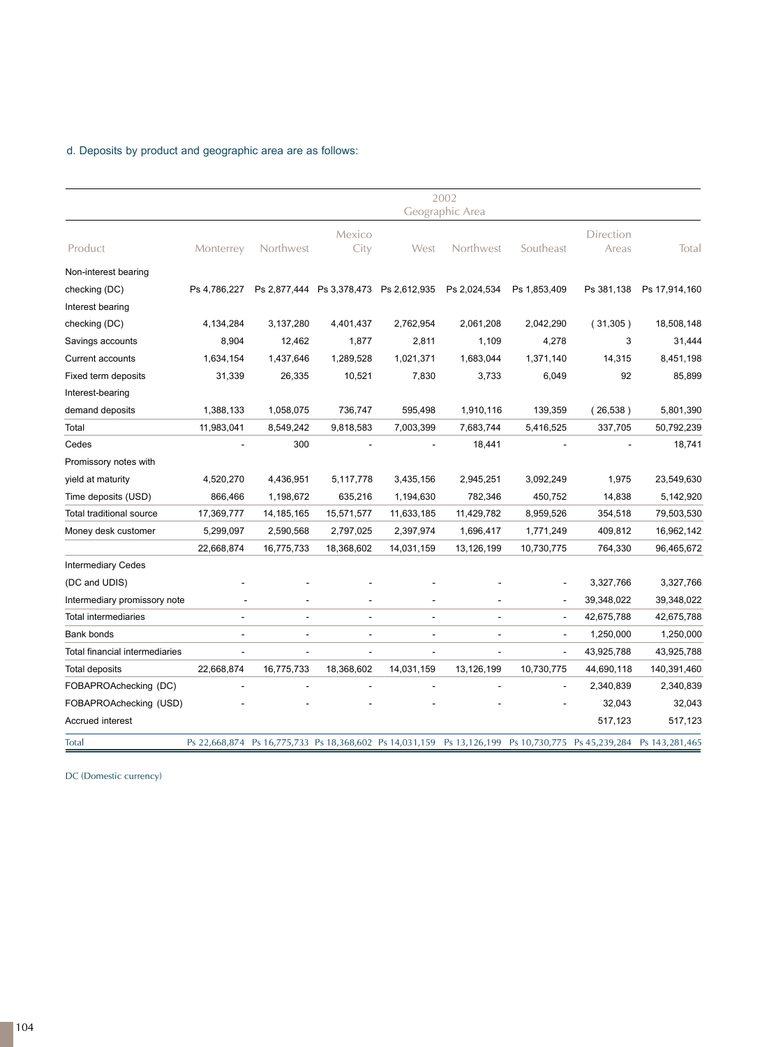d. Deposits by product and geographic area are as follows:

| | 2002 Geographic Area | | | | | | | |
|---|---|---|---|---|---|---|---|---|
| Product | Monterrey | Northwest | Mexico City | West | Northwest | Southeast | Direction Areas | Total |
| Non-interest bearing checking (DC) | Ps 4,786,227 | Ps 2,877,444 | Ps 3,378,473 | Ps 2,612,935 | Ps 2,024,534 | Ps 1,853,409 | Ps 381,138 | Ps 17,914,160 |
| Interest bearing checking (DC) | 4,134,284 | 3,137,280 | 4,401,437 | 2,762,954 | 2,061,208 | 2,042,290 | ( 31,305 ) | 18,508,148 |
| Savings accounts | 8,904 | 12,462 | 1,877 | 2,811 | 1,109 | 4,278 | 3 | 31,444 |
| Current accounts | 1,634,154 | 1,437,646 | 1,289,528 | 1,021,371 | 1,683,044 | 1,371,140 | 14,315 | 8,451,198 |
| Fixed term deposits | 31,339 | 26,335 | 10,521 | 7,830 | 3,733 | 6,049 | 92 | 85,899 |
| Interest-bearing demand deposits | 1,388,133 | 1,058,075 | 736,747 | 595,498 | 1,910,116 | 139,359 | ( 26,538 ) | 5,801,390 |
| Total | 11,983,041 | 8,549,242 | 9,818,583 | 7,003,399 | 7,683,744 | 5,416,525 | 337,705 | 50,792,239 |
| Cedes | - | 300 | - | - | 18,441 | - | - | 18,741 |
| Promissory notes with yield at maturity | 4,520,270 | 4,436,951 | 5,117,778 | 3,435,156 | 2,945,251 | 3,092,249 | 1,975 | 23,549,630 |
| Time deposits (USD) | 866,466 | 1,198,672 | 635,216 | 1,194,630 | 782,346 | 450,752 | 14,838 | 5,142,920 |
| Total traditional source | 17,369,777 | 14,185,165 | 15,571,577 | 11,633,185 | 11,429,782 | 8,959,526 | 354,518 | 79,503,530 |
| Money desk customer | 5,299,097 | 2,590,568 | 2,797,025 | 2,397,974 | 1,696,417 | 1,771,249 | 409,812 | 16,962,142 |
| | 22,668,874 | 16,775,733 | 18,368,602 | 14,031,159 | 13,126,199 | 10,730,775 | 764,330 | 96,465,672 |
| Intermediary Cedes (DC and UDIS) | - | - | - | - | - | - | 3,327,766 | 3,327,766 |
| Intermediary promissory note | - | - | - | - | - | - | 39,348,022 | 39,348,022 |
| Total intermediaries | - | - | - | - | - | - | 42,675,788 | 42,675,788 |
| Bank bonds | - | - | - | - | - | - | 1,250,000 | 1,250,000 |
| Total financial intermediaries | - | - | - | - | - | - | 43,925,788 | 43,925,788 |
| Total deposits | 22,668,874 | 16,775,733 | 18,368,602 | 14,031,159 | 13,126,199 | 10,730,775 | 44,690,118 | 140,391,460 |
| FOBAPROAchecking (DC) | - | - | - | - | - | - | 2,340,839 | 2,340,839 |
| FOBAPROAchecking (USD) | - | - | - | - | - | - | 32,043 | 32,043 |
| Accrued interest | | | | | | | 517,123 | 517,123 |
| Total | Ps 22,668,874 | Ps 16,775,733 | Ps 18,368,602 | Ps 14,031,159 | Ps 13,126,199 | Ps 10,730,775 | Ps 45,239,284 | Ps 143,281,465 |

DC (Domestic currency)